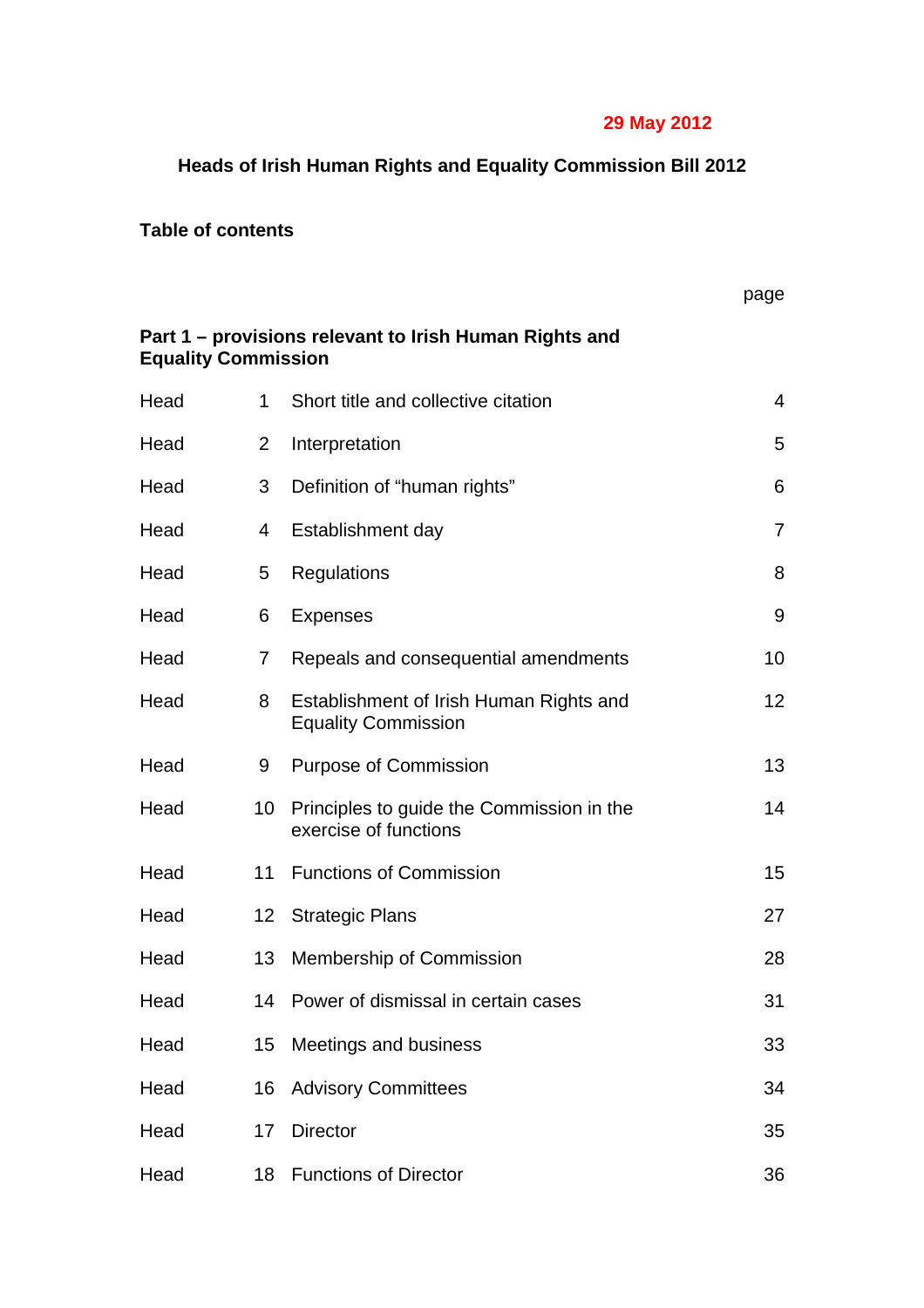**29 May 2012**

# Heads of Irish Human Rights and Equality Commission Bill 2012

## Table of contents

| | | | page |
|---|---|---|---|
| **Part 1 – provisions relevant to Irish Human Rights and Equality Commission** | | | |
| Head | 1 | Short title and collective citation | 4 |
| Head | 2 | Interpretation | 5 |
| Head | 3 | Definition of "human rights" | 6 |
| Head | 4 | Establishment day | 7 |
| Head | 5 | Regulations | 8 |
| Head | 6 | Expenses | 9 |
| Head | 7 | Repeals and consequential amendments | 10 |
| Head | 8 | Establishment of Irish Human Rights and Equality Commission | 12 |
| Head | 9 | Purpose of Commission | 13 |
| Head | 10 | Principles to guide the Commission in the exercise of functions | 14 |
| Head | 11 | Functions of Commission | 15 |
| Head | 12 | Strategic Plans | 27 |
| Head | 13 | Membership of Commission | 28 |
| Head | 14 | Power of dismissal in certain cases | 31 |
| Head | 15 | Meetings and business | 33 |
| Head | 16 | Advisory Committees | 34 |
| Head | 17 | Director | 35 |
| Head | 18 | Functions of Director | 36 |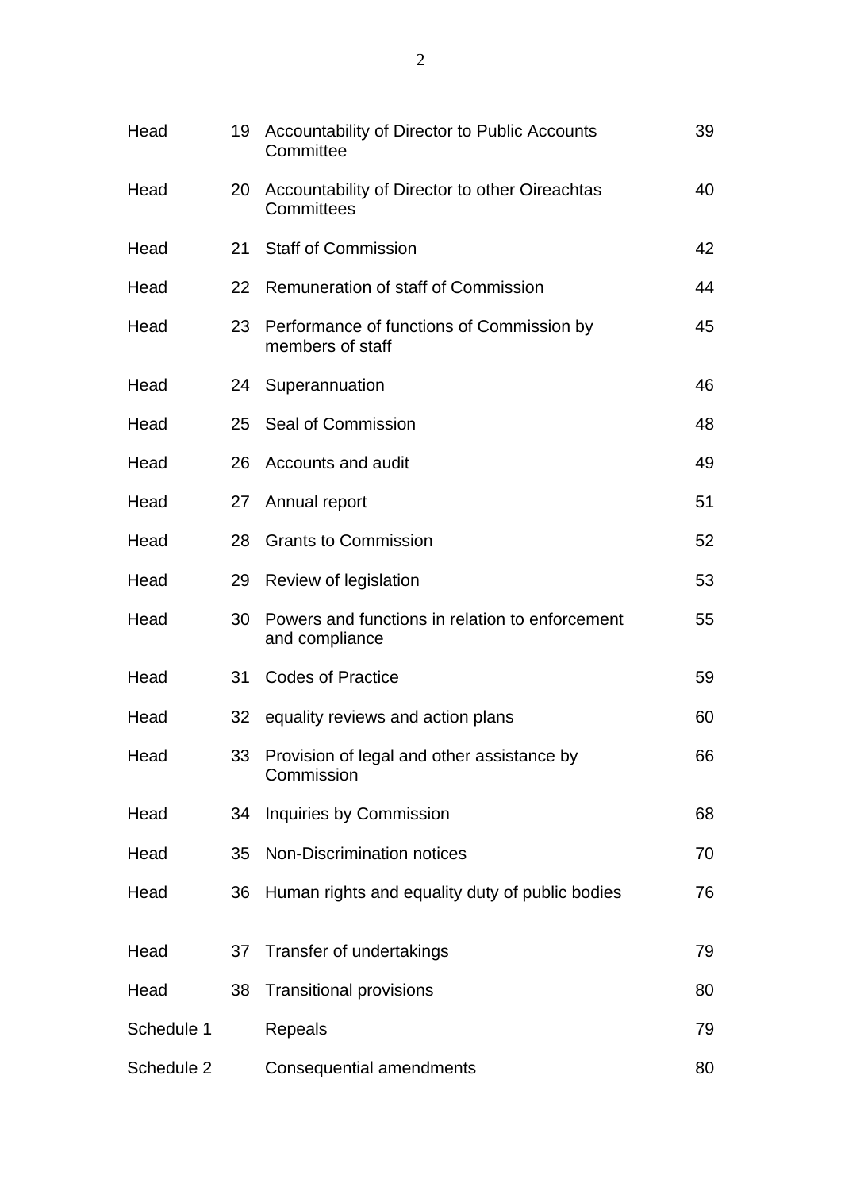| | | | |
|---|---|---|---|
| Head | 19 | Accountability of Director to Public Accounts Committee | 39 |
| Head | 20 | Accountability of Director to other Oireachtas Committees | 40 |
| Head | 21 | Staff of Commission | 42 |
| Head | 22 | Remuneration of staff of Commission | 44 |
| Head | 23 | Performance of functions of Commission by members of staff | 45 |
| Head | 24 | Superannuation | 46 |
| Head | 25 | Seal of Commission | 48 |
| Head | 26 | Accounts and audit | 49 |
| Head | 27 | Annual report | 51 |
| Head | 28 | Grants to Commission | 52 |
| Head | 29 | Review of legislation | 53 |
| Head | 30 | Powers and functions in relation to enforcement and compliance | 55 |
| Head | 31 | Codes of Practice | 59 |
| Head | 32 | equality reviews and action plans | 60 |
| Head | 33 | Provision of legal and other assistance by Commission | 66 |
| Head | 34 | Inquiries by Commission | 68 |
| Head | 35 | Non-Discrimination notices | 70 |
| Head | 36 | Human rights and equality duty of public bodies | 76 |
| Head | 37 | Transfer of undertakings | 79 |
| Head | 38 | Transitional provisions | 80 |
| Schedule 1 | | Repeals | 79 |
| Schedule 2 | | Consequential amendments | 80 |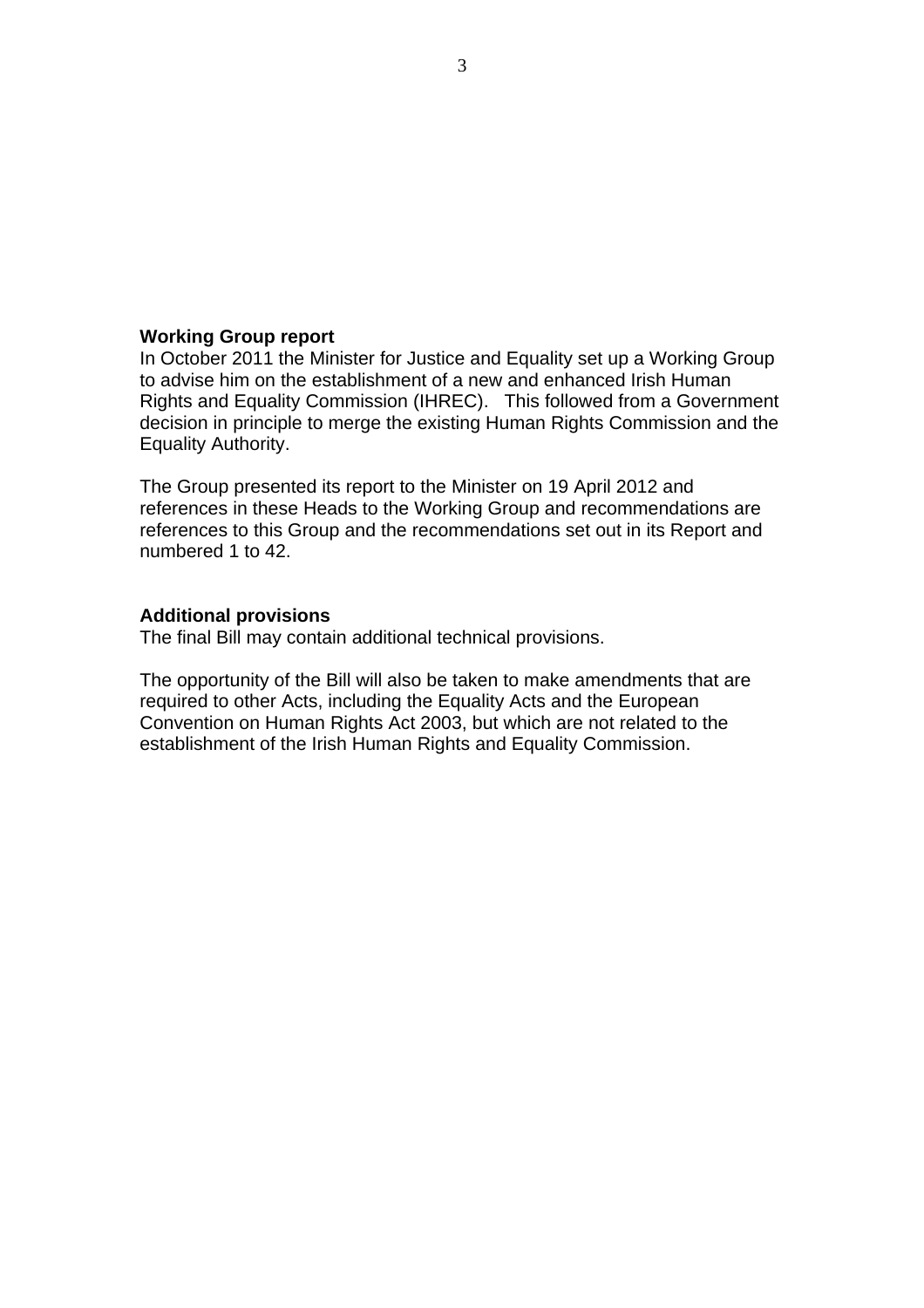**Working Group report**

In October 2011 the Minister for Justice and Equality set up a Working Group to advise him on the establishment of a new and enhanced Irish Human Rights and Equality Commission (IHREC). This followed from a Government decision in principle to merge the existing Human Rights Commission and the Equality Authority.

The Group presented its report to the Minister on 19 April 2012 and references in these Heads to the Working Group and recommendations are references to this Group and the recommendations set out in its Report and numbered 1 to 42.

**Additional provisions**

The final Bill may contain additional technical provisions.

The opportunity of the Bill will also be taken to make amendments that are required to other Acts, including the Equality Acts and the European Convention on Human Rights Act 2003, but which are not related to the establishment of the Irish Human Rights and Equality Commission.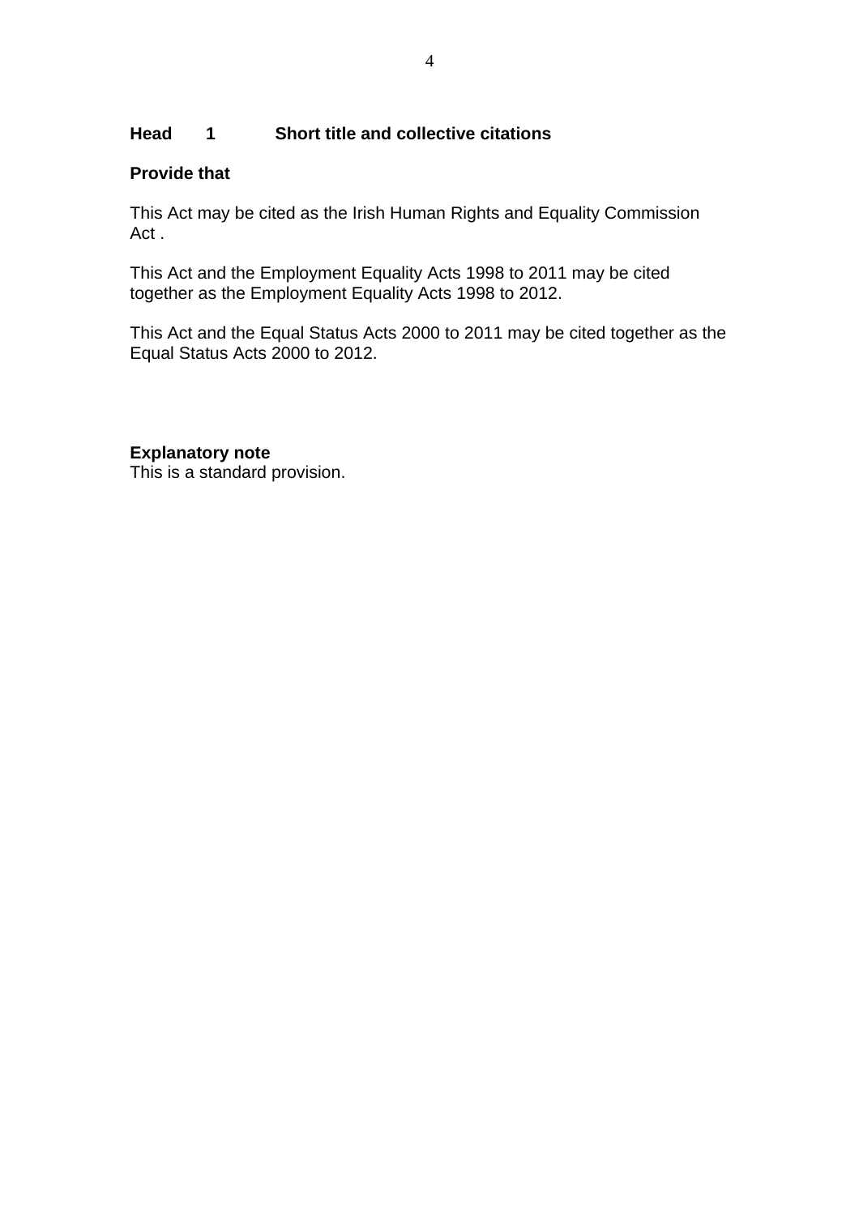### Head 1 Short title and collective citations

**Provide that**

This Act may be cited as the Irish Human Rights and Equality Commission Act .

This Act and the Employment Equality Acts 1998 to 2011 may be cited together as the Employment Equality Acts 1998 to 2012.

This Act and the Equal Status Acts 2000 to 2011 may be cited together as the Equal Status Acts 2000 to 2012.

**Explanatory note**
This is a standard provision.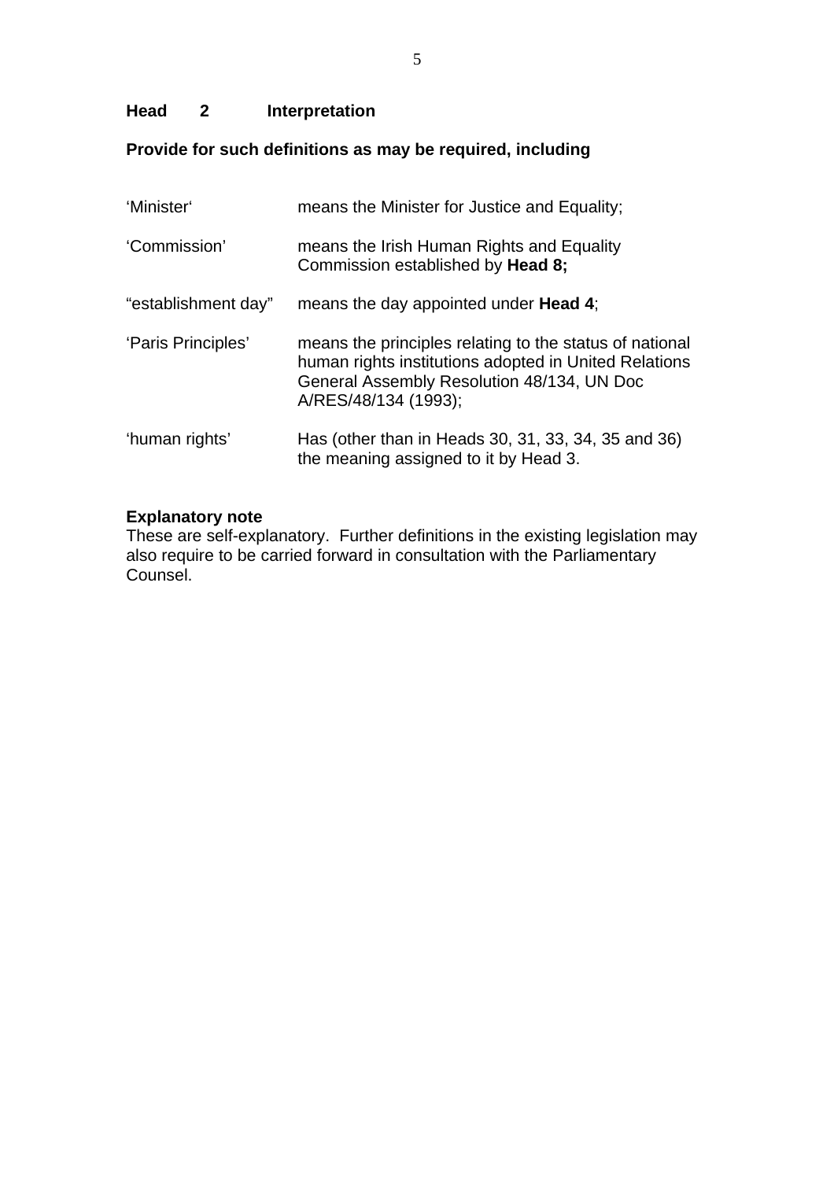**Head 2 Interpretation**

**Provide for such definitions as may be required, including**

| | |
|---|---|
| 'Minister' | means the Minister for Justice and Equality; |
| 'Commission' | means the Irish Human Rights and Equality Commission established by **Head 8;** |
| "establishment day" | means the day appointed under **Head 4**; |
| 'Paris Principles' | means the principles relating to the status of national human rights institutions adopted in United Relations General Assembly Resolution 48/134, UN Doc A/RES/48/134 (1993); |
| 'human rights' | Has (other than in Heads 30, 31, 33, 34, 35 and 36) the meaning assigned to it by Head 3. |

**Explanatory note**
These are self-explanatory. Further definitions in the existing legislation may also require to be carried forward in consultation with the Parliamentary Counsel.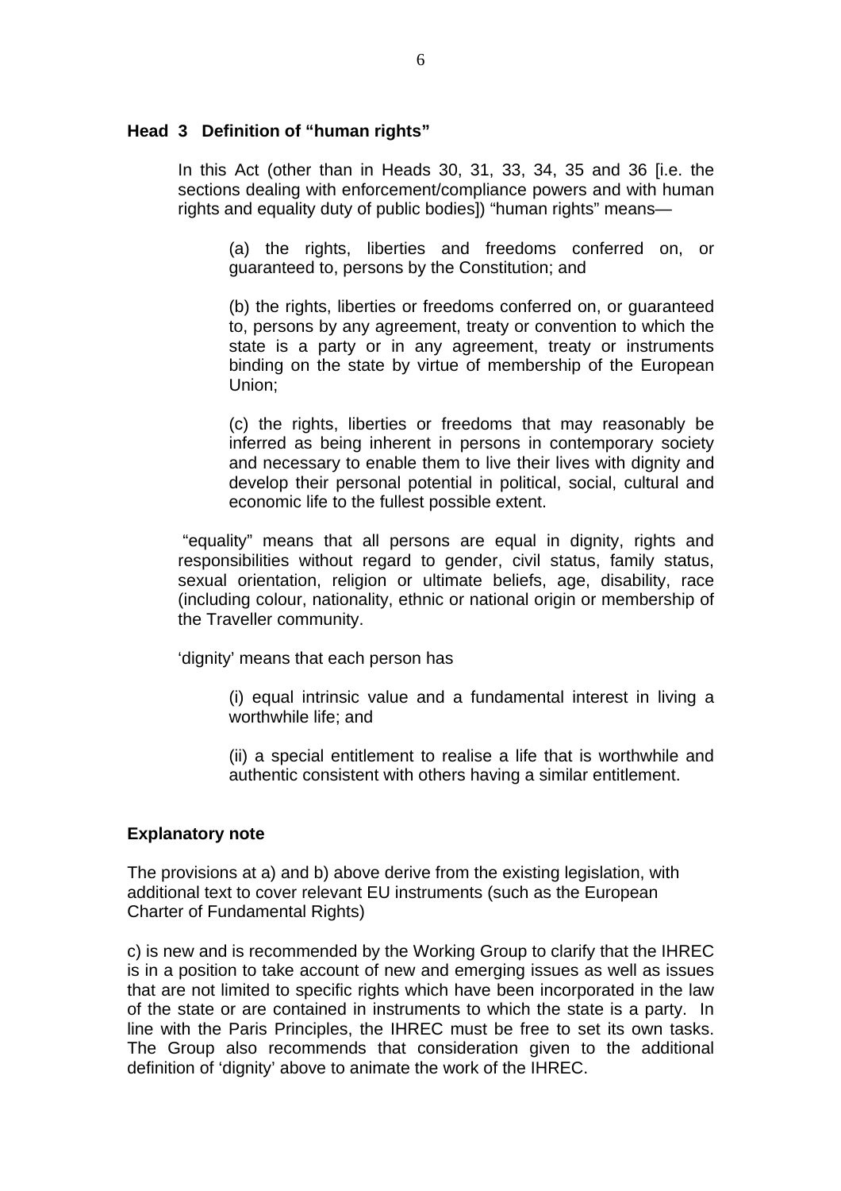**Head 3 Definition of "human rights"**

In this Act (other than in Heads 30, 31, 33, 34, 35 and 36 [i.e. the sections dealing with enforcement/compliance powers and with human rights and equality duty of public bodies]) "human rights" means—

(a) the rights, liberties and freedoms conferred on, or guaranteed to, persons by the Constitution; and

(b) the rights, liberties or freedoms conferred on, or guaranteed to, persons by any agreement, treaty or convention to which the state is a party or in any agreement, treaty or instruments binding on the state by virtue of membership of the European Union;

(c) the rights, liberties or freedoms that may reasonably be inferred as being inherent in persons in contemporary society and necessary to enable them to live their lives with dignity and develop their personal potential in political, social, cultural and economic life to the fullest possible extent.

"equality" means that all persons are equal in dignity, rights and responsibilities without regard to gender, civil status, family status, sexual orientation, religion or ultimate beliefs, age, disability, race (including colour, nationality, ethnic or national origin or membership of the Traveller community.

'dignity' means that each person has

(i) equal intrinsic value and a fundamental interest in living a worthwhile life; and

(ii) a special entitlement to realise a life that is worthwhile and authentic consistent with others having a similar entitlement.

**Explanatory note**

The provisions at a) and b) above derive from the existing legislation, with additional text to cover relevant EU instruments (such as the European Charter of Fundamental Rights)

c) is new and is recommended by the Working Group to clarify that the IHREC is in a position to take account of new and emerging issues as well as issues that are not limited to specific rights which have been incorporated in the law of the state or are contained in instruments to which the state is a party. In line with the Paris Principles, the IHREC must be free to set its own tasks. The Group also recommends that consideration given to the additional definition of 'dignity' above to animate the work of the IHREC.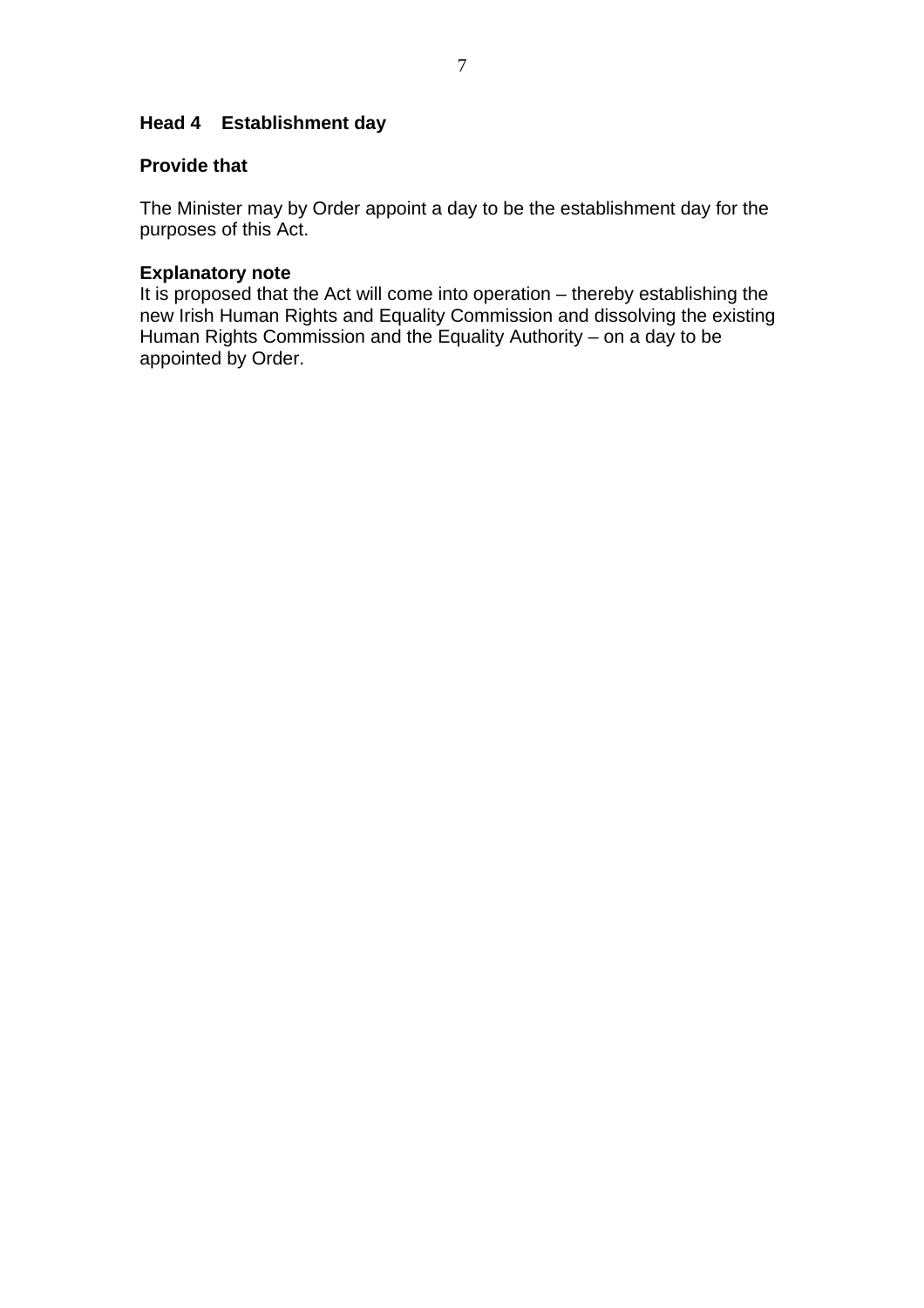### Head 4 Establishment day

**Provide that**

The Minister may by Order appoint a day to be the establishment day for the purposes of this Act.

**Explanatory note**

It is proposed that the Act will come into operation – thereby establishing the new Irish Human Rights and Equality Commission and dissolving the existing Human Rights Commission and the Equality Authority – on a day to be appointed by Order.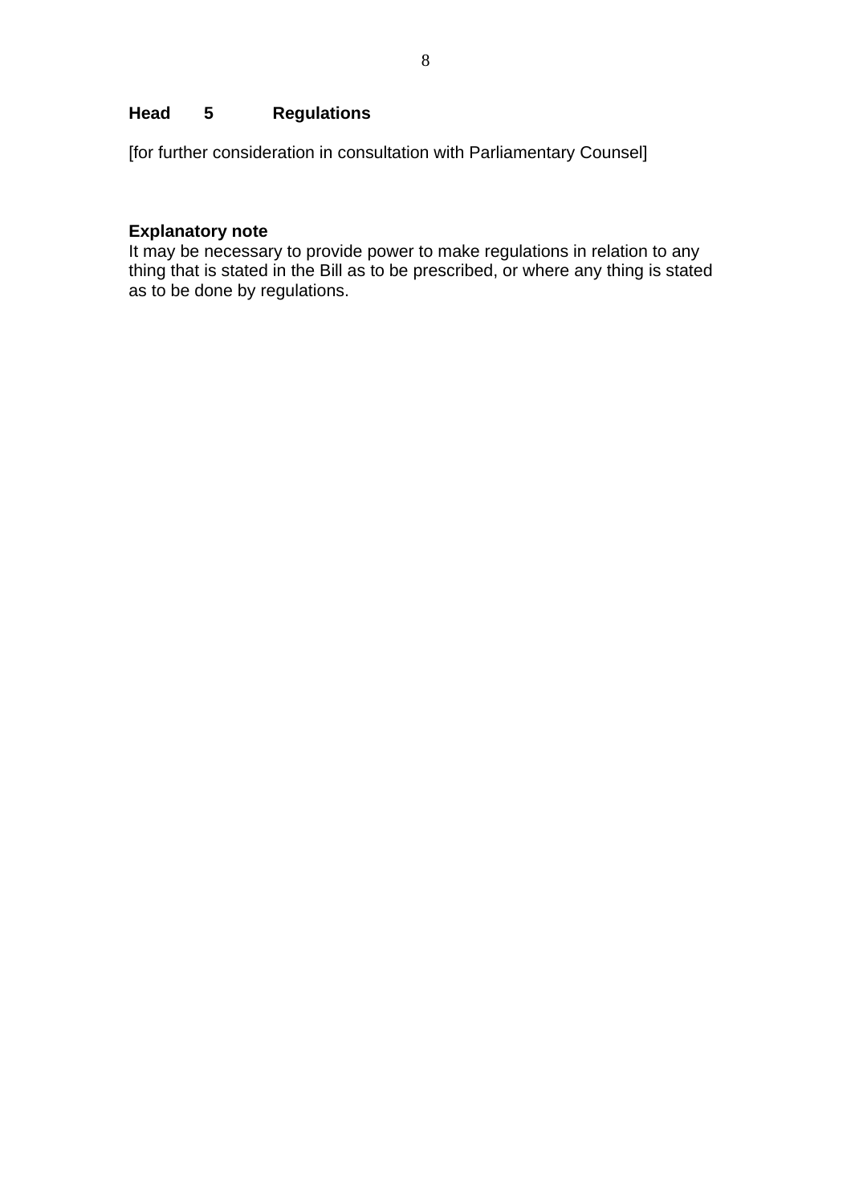**Head 5 Regulations**

[for further consideration in consultation with Parliamentary Counsel]

**Explanatory note**

It may be necessary to provide power to make regulations in relation to any thing that is stated in the Bill as to be prescribed, or where any thing is stated as to be done by regulations.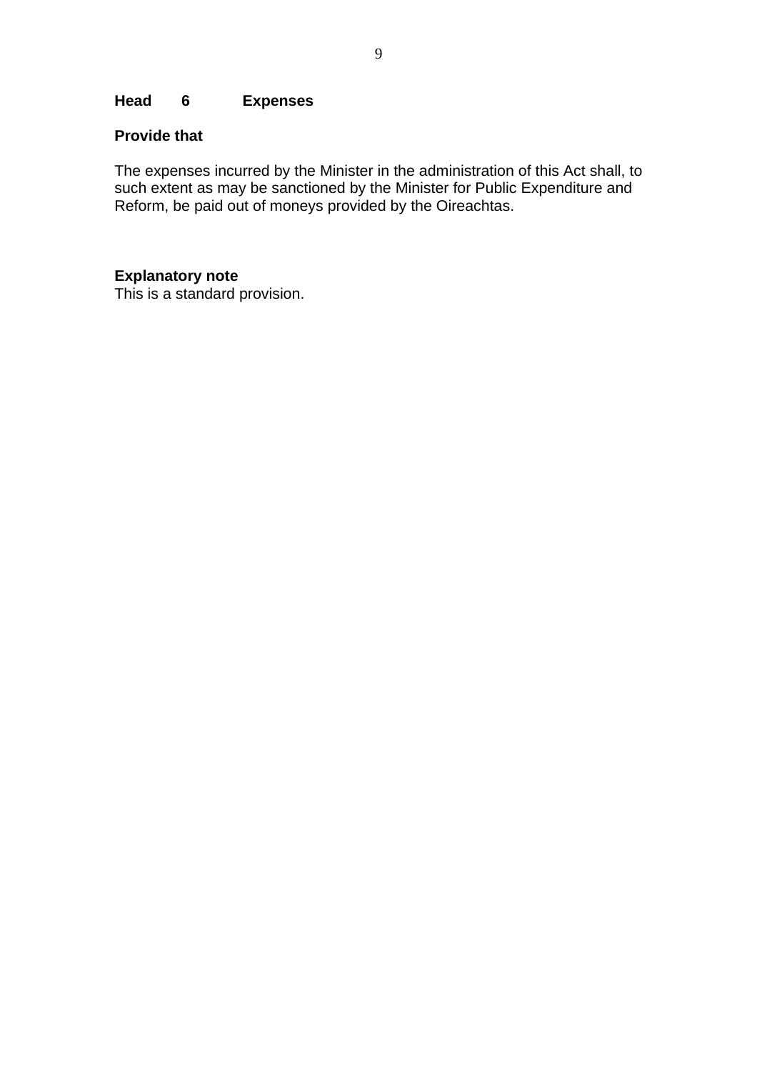**Head 6 Expenses**

**Provide that**

The expenses incurred by the Minister in the administration of this Act shall, to such extent as may be sanctioned by the Minister for Public Expenditure and Reform, be paid out of moneys provided by the Oireachtas.

**Explanatory note**

This is a standard provision.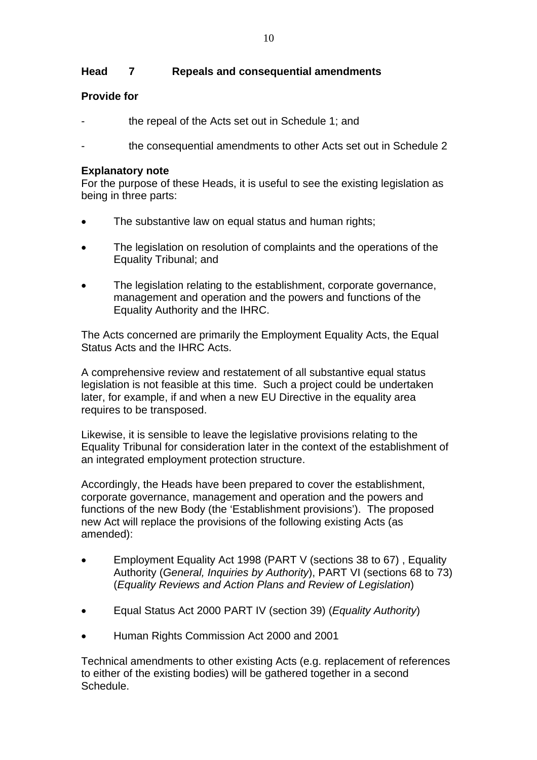**Head 7 Repeals and consequential amendments**

**Provide for**

- the repeal of the Acts set out in Schedule 1; and
- the consequential amendments to other Acts set out in Schedule 2

**Explanatory note**
For the purpose of these Heads, it is useful to see the existing legislation as being in three parts:

- The substantive law on equal status and human rights;
- The legislation on resolution of complaints and the operations of the Equality Tribunal; and
- The legislation relating to the establishment, corporate governance, management and operation and the powers and functions of the Equality Authority and the IHRC.

The Acts concerned are primarily the Employment Equality Acts, the Equal Status Acts and the IHRC Acts.

A comprehensive review and restatement of all substantive equal status legislation is not feasible at this time. Such a project could be undertaken later, for example, if and when a new EU Directive in the equality area requires to be transposed.

Likewise, it is sensible to leave the legislative provisions relating to the Equality Tribunal for consideration later in the context of the establishment of an integrated employment protection structure.

Accordingly, the Heads have been prepared to cover the establishment, corporate governance, management and operation and the powers and functions of the new Body (the 'Establishment provisions'). The proposed new Act will replace the provisions of the following existing Acts (as amended):

- Employment Equality Act 1998 (PART V (sections 38 to 67) , Equality Authority (*General, Inquiries by Authority*), PART VI (sections 68 to 73) (*Equality Reviews and Action Plans and Review of Legislation*)
- Equal Status Act 2000 PART IV (section 39) (*Equality Authority*)
- Human Rights Commission Act 2000 and 2001

Technical amendments to other existing Acts (e.g. replacement of references to either of the existing bodies) will be gathered together in a second Schedule.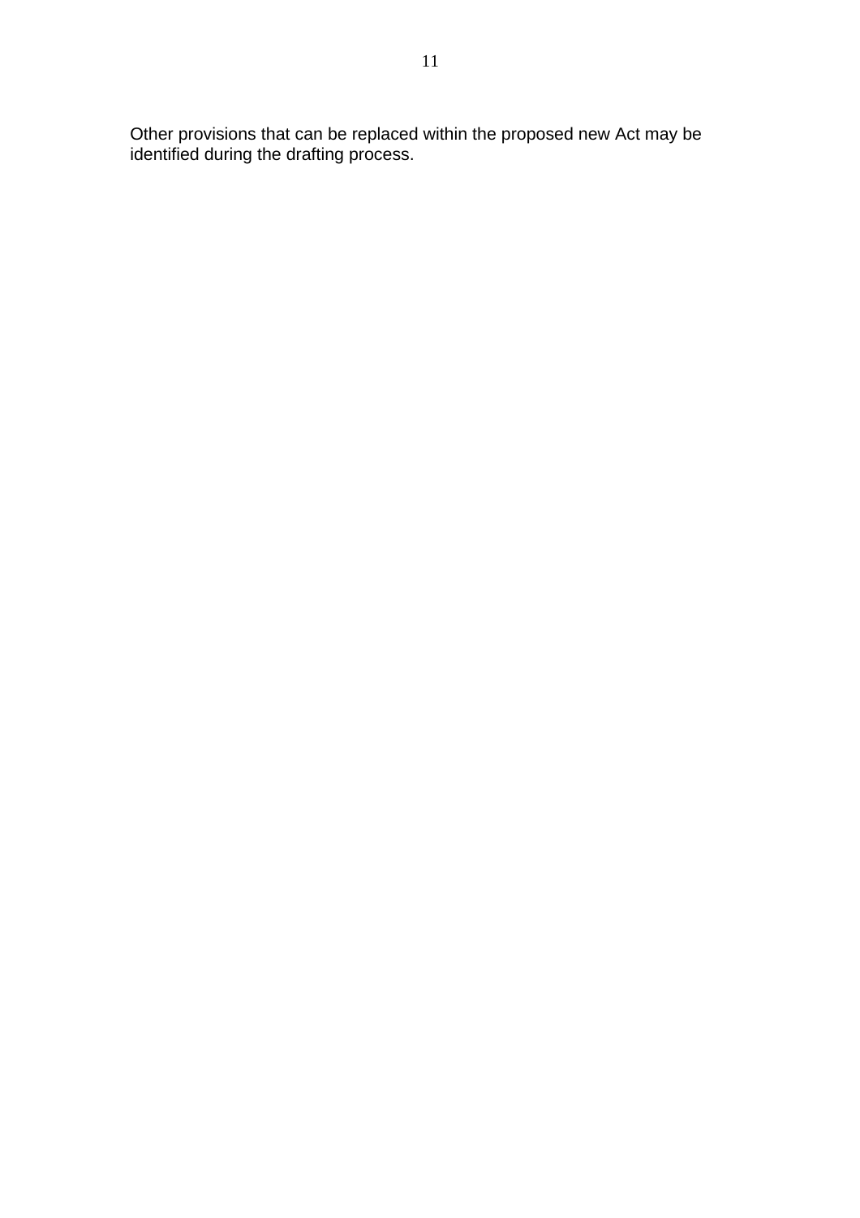Other provisions that can be replaced within the proposed new Act may be identified during the drafting process.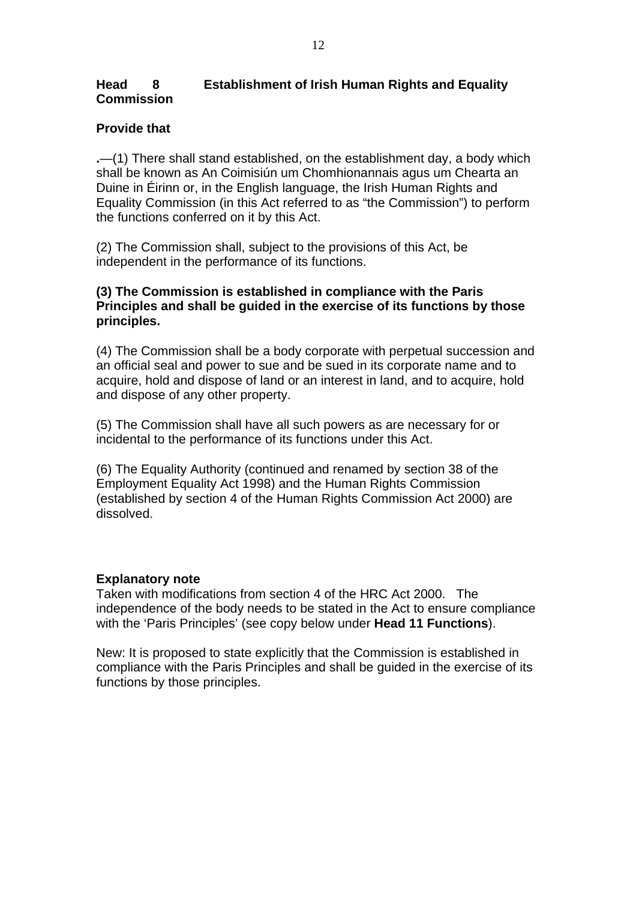**Head 8 Establishment of Irish Human Rights and Equality Commission**

**Provide that**

**.**—(1) There shall stand established, on the establishment day, a body which shall be known as An Coimisiún um Chomhionannais agus um Chearta an Duine in Éirinn or, in the English language, the Irish Human Rights and Equality Commission (in this Act referred to as "the Commission") to perform the functions conferred on it by this Act.

(2) The Commission shall, subject to the provisions of this Act, be independent in the performance of its functions.

**(3) The Commission is established in compliance with the Paris Principles and shall be guided in the exercise of its functions by those principles.**

(4) The Commission shall be a body corporate with perpetual succession and an official seal and power to sue and be sued in its corporate name and to acquire, hold and dispose of land or an interest in land, and to acquire, hold and dispose of any other property.

(5) The Commission shall have all such powers as are necessary for or incidental to the performance of its functions under this Act.

(6) The Equality Authority (continued and renamed by section 38 of the Employment Equality Act 1998) and the Human Rights Commission (established by section 4 of the Human Rights Commission Act 2000) are dissolved.

**Explanatory note**

Taken with modifications from section 4 of the HRC Act 2000. The independence of the body needs to be stated in the Act to ensure compliance with the 'Paris Principles' (see copy below under **Head 11 Functions**).

New: It is proposed to state explicitly that the Commission is established in compliance with the Paris Principles and shall be guided in the exercise of its functions by those principles.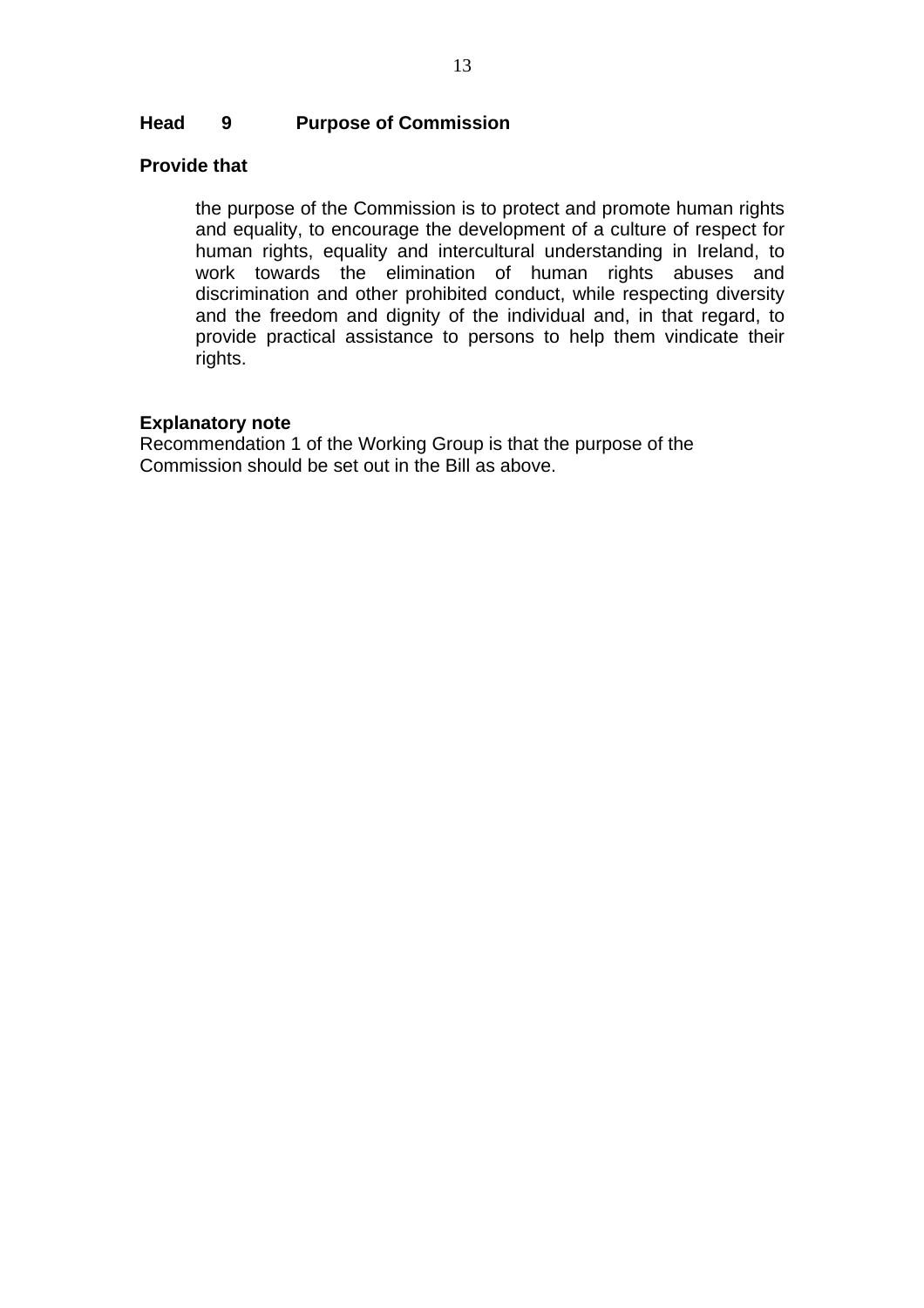**Head 9 Purpose of Commission**

**Provide that**

> the purpose of the Commission is to protect and promote human rights and equality, to encourage the development of a culture of respect for human rights, equality and intercultural understanding in Ireland, to work towards the elimination of human rights abuses and discrimination and other prohibited conduct, while respecting diversity and the freedom and dignity of the individual and, in that regard, to provide practical assistance to persons to help them vindicate their rights.

**Explanatory note**

Recommendation 1 of the Working Group is that the purpose of the Commission should be set out in the Bill as above.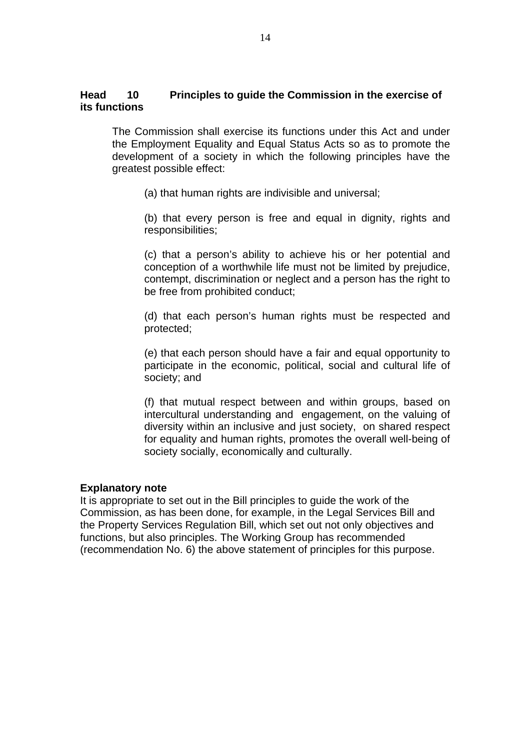**Head 10 Principles to guide the Commission in the exercise of its functions**

The Commission shall exercise its functions under this Act and under the Employment Equality and Equal Status Acts so as to promote the development of a society in which the following principles have the greatest possible effect:

(a) that human rights are indivisible and universal;

(b) that every person is free and equal in dignity, rights and responsibilities;

(c) that a person's ability to achieve his or her potential and conception of a worthwhile life must not be limited by prejudice, contempt, discrimination or neglect and a person has the right to be free from prohibited conduct;

(d) that each person's human rights must be respected and protected;

(e) that each person should have a fair and equal opportunity to participate in the economic, political, social and cultural life of society; and

(f) that mutual respect between and within groups, based on intercultural understanding and engagement, on the valuing of diversity within an inclusive and just society, on shared respect for equality and human rights, promotes the overall well-being of society socially, economically and culturally.

**Explanatory note**

It is appropriate to set out in the Bill principles to guide the work of the Commission, as has been done, for example, in the Legal Services Bill and the Property Services Regulation Bill, which set out not only objectives and functions, but also principles. The Working Group has recommended (recommendation No. 6) the above statement of principles for this purpose.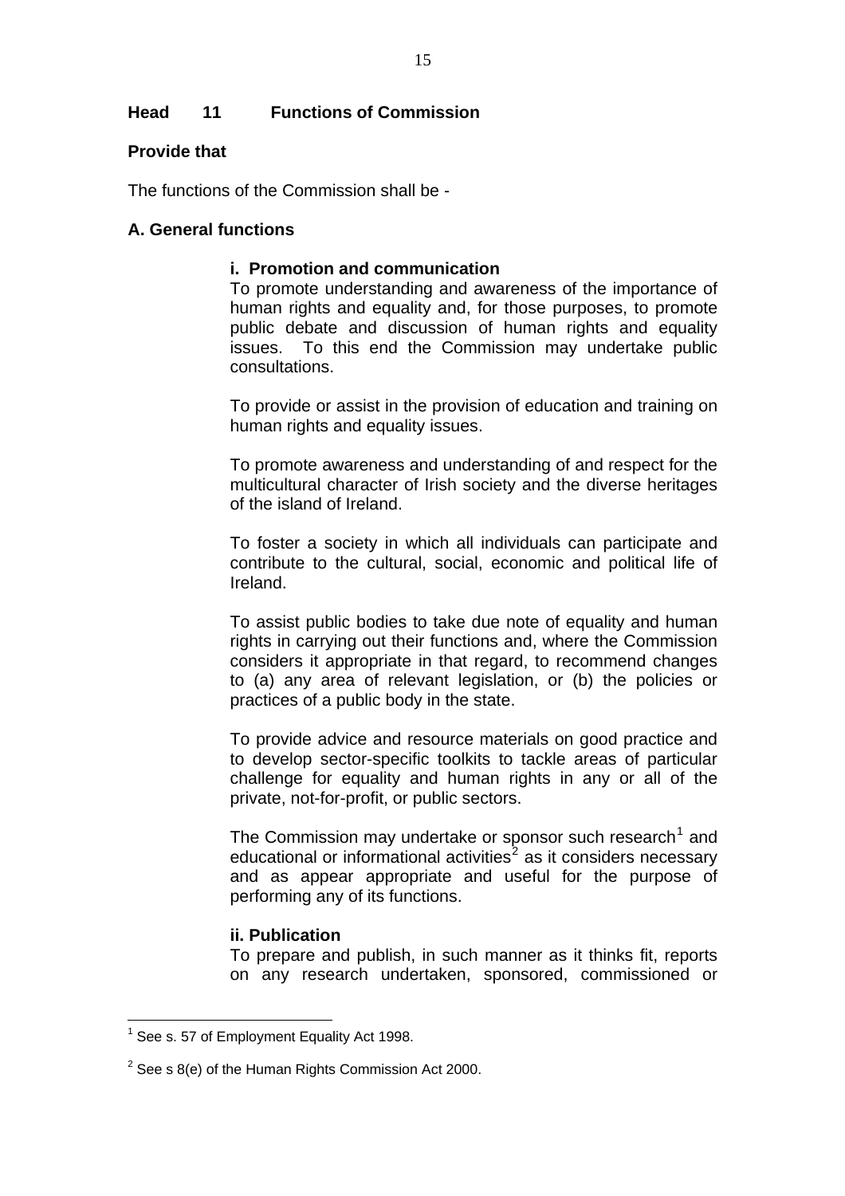## Head 11 Functions of Commission

**Provide that**

The functions of the Commission shall be -

### A. General functions

#### i. Promotion and communication

To promote understanding and awareness of the importance of human rights and equality and, for those purposes, to promote public debate and discussion of human rights and equality issues. To this end the Commission may undertake public consultations.

To provide or assist in the provision of education and training on human rights and equality issues.

To promote awareness and understanding of and respect for the multicultural character of Irish society and the diverse heritages of the island of Ireland.

To foster a society in which all individuals can participate and contribute to the cultural, social, economic and political life of Ireland.

To assist public bodies to take due note of equality and human rights in carrying out their functions and, where the Commission considers it appropriate in that regard, to recommend changes to (a) any area of relevant legislation, or (b) the policies or practices of a public body in the state.

To provide advice and resource materials on good practice and to develop sector-specific toolkits to tackle areas of particular challenge for equality and human rights in any or all of the private, not-for-profit, or public sectors.

The Commission may undertake or sponsor such research[1] and educational or informational activities[2] as it considers necessary and as appear appropriate and useful for the purpose of performing any of its functions.

#### ii. Publication

To prepare and publish, in such manner as it thinks fit, reports on any research undertaken, sponsored, commissioned or

---

[1] See s. 57 of Employment Equality Act 1998.

[2] See s 8(e) of the Human Rights Commission Act 2000.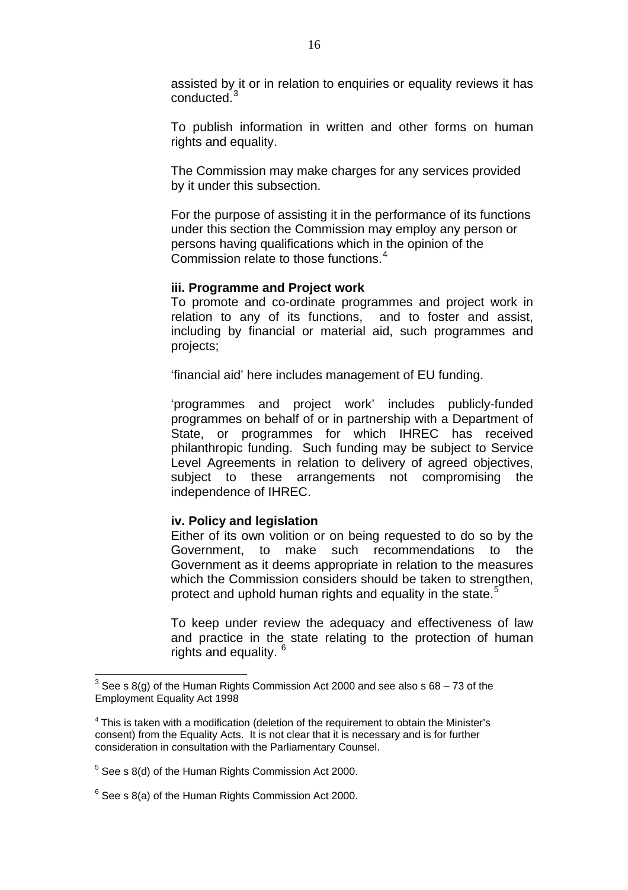assisted by it or in relation to enquiries or equality reviews it has conducted.[3]

To publish information in written and other forms on human rights and equality.

The Commission may make charges for any services provided by it under this subsection.

For the purpose of assisting it in the performance of its functions under this section the Commission may employ any person or persons having qualifications which in the opinion of the Commission relate to those functions.[4]

**iii. Programme and Project work**

To promote and co-ordinate programmes and project work in relation to any of its functions, and to foster and assist, including by financial or material aid, such programmes and projects;

'financial aid' here includes management of EU funding.

'programmes and project work' includes publicly-funded programmes on behalf of or in partnership with a Department of State, or programmes for which IHREC has received philanthropic funding. Such funding may be subject to Service Level Agreements in relation to delivery of agreed objectives, subject to these arrangements not compromising the independence of IHREC.

**iv. Policy and legislation**

Either of its own volition or on being requested to do so by the Government, to make such recommendations to the Government as it deems appropriate in relation to the measures which the Commission considers should be taken to strengthen, protect and uphold human rights and equality in the state.[5]

To keep under review the adequacy and effectiveness of law and practice in the state relating to the protection of human rights and equality.[6]

---

[3] See s 8(g) of the Human Rights Commission Act 2000 and see also s 68 – 73 of the Employment Equality Act 1998

[4] This is taken with a modification (deletion of the requirement to obtain the Minister's consent) from the Equality Acts. It is not clear that it is necessary and is for further consideration in consultation with the Parliamentary Counsel.

[5] See s 8(d) of the Human Rights Commission Act 2000.

[6] See s 8(a) of the Human Rights Commission Act 2000.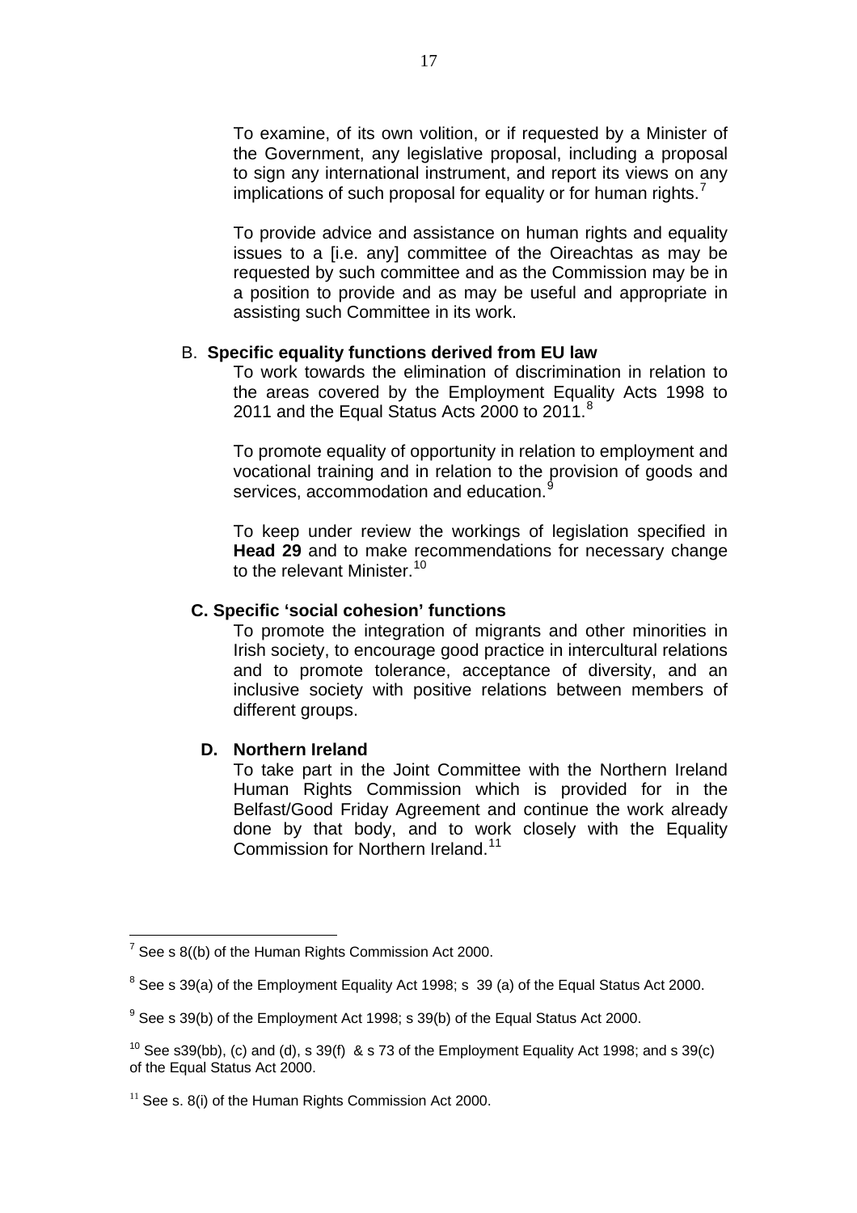To examine, of its own volition, or if requested by a Minister of the Government, any legislative proposal, including a proposal to sign any international instrument, and report its views on any implications of such proposal for equality or for human rights.[7]

To provide advice and assistance on human rights and equality issues to a [i.e. any] committee of the Oireachtas as may be requested by such committee and as the Commission may be in a position to provide and as may be useful and appropriate in assisting such Committee in its work.

B. **Specific equality functions derived from EU law**

To work towards the elimination of discrimination in relation to the areas covered by the Employment Equality Acts 1998 to 2011 and the Equal Status Acts 2000 to 2011.[8]

To promote equality of opportunity in relation to employment and vocational training and in relation to the provision of goods and services, accommodation and education.[9]

To keep under review the workings of legislation specified in **Head 29** and to make recommendations for necessary change to the relevant Minister.[10]

**C. Specific 'social cohesion' functions**

To promote the integration of migrants and other minorities in Irish society, to encourage good practice in intercultural relations and to promote tolerance, acceptance of diversity, and an inclusive society with positive relations between members of different groups.

**D. Northern Ireland**

To take part in the Joint Committee with the Northern Ireland Human Rights Commission which is provided for in the Belfast/Good Friday Agreement and continue the work already done by that body, and to work closely with the Equality Commission for Northern Ireland.[11]

---

[7] See s 8((b) of the Human Rights Commission Act 2000.

[8] See s 39(a) of the Employment Equality Act 1998; s 39 (a) of the Equal Status Act 2000.

[9] See s 39(b) of the Employment Act 1998; s 39(b) of the Equal Status Act 2000.

[10] See s39(bb), (c) and (d), s 39(f) & s 73 of the Employment Equality Act 1998; and s 39(c) of the Equal Status Act 2000.

[11] See s. 8(i) of the Human Rights Commission Act 2000.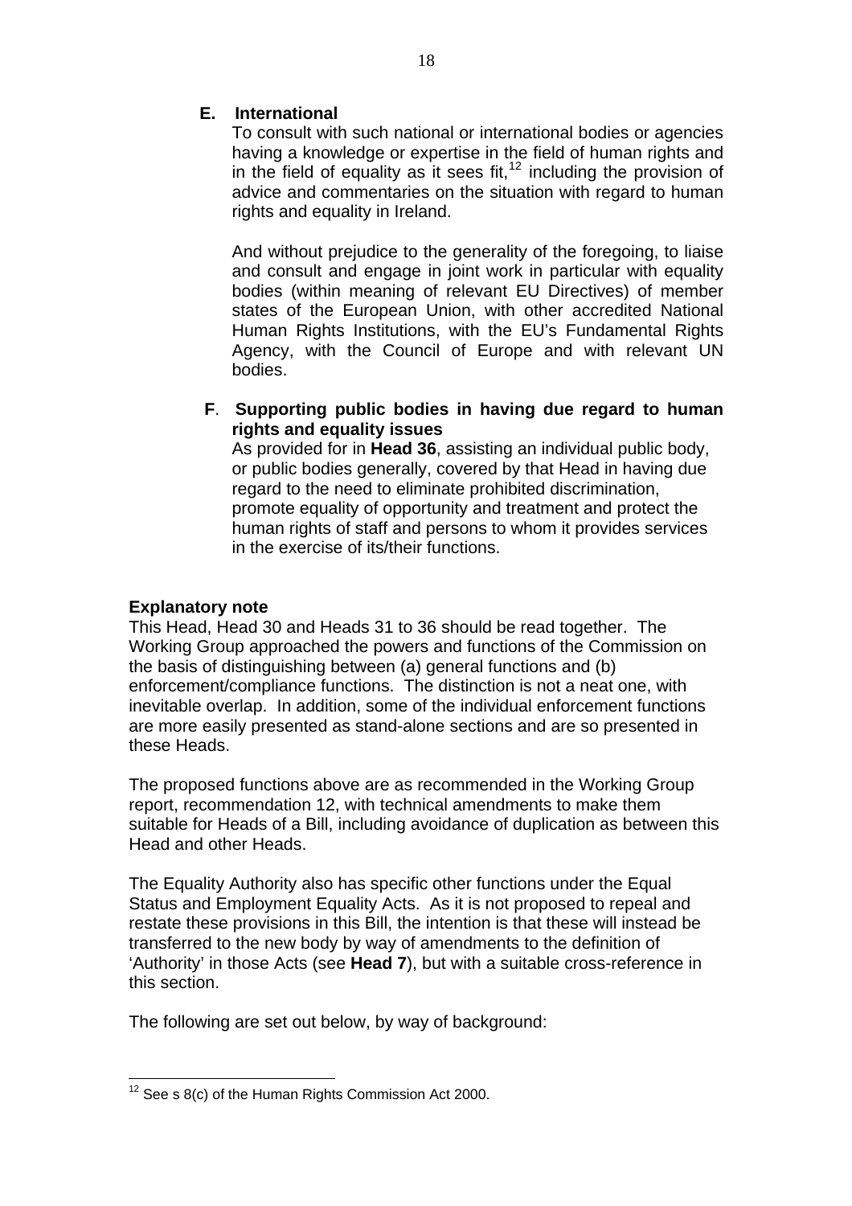**E. International**

To consult with such national or international bodies or agencies having a knowledge or expertise in the field of human rights and in the field of equality as it sees fit,[12] including the provision of advice and commentaries on the situation with regard to human rights and equality in Ireland.

And without prejudice to the generality of the foregoing, to liaise and consult and engage in joint work in particular with equality bodies (within meaning of relevant EU Directives) of member states of the European Union, with other accredited National Human Rights Institutions, with the EU's Fundamental Rights Agency, with the Council of Europe and with relevant UN bodies.

**F. Supporting public bodies in having due regard to human rights and equality issues**

As provided for in **Head 36**, assisting an individual public body, or public bodies generally, covered by that Head in having due regard to the need to eliminate prohibited discrimination, promote equality of opportunity and treatment and protect the human rights of staff and persons to whom it provides services in the exercise of its/their functions.

**Explanatory note**

This Head, Head 30 and Heads 31 to 36 should be read together. The Working Group approached the powers and functions of the Commission on the basis of distinguishing between (a) general functions and (b) enforcement/compliance functions. The distinction is not a neat one, with inevitable overlap. In addition, some of the individual enforcement functions are more easily presented as stand-alone sections and are so presented in these Heads.

The proposed functions above are as recommended in the Working Group report, recommendation 12, with technical amendments to make them suitable for Heads of a Bill, including avoidance of duplication as between this Head and other Heads.

The Equality Authority also has specific other functions under the Equal Status and Employment Equality Acts. As it is not proposed to repeal and restate these provisions in this Bill, the intention is that these will instead be transferred to the new body by way of amendments to the definition of 'Authority' in those Acts (see **Head 7**), but with a suitable cross-reference in this section.

The following are set out below, by way of background:

[12] See s 8(c) of the Human Rights Commission Act 2000.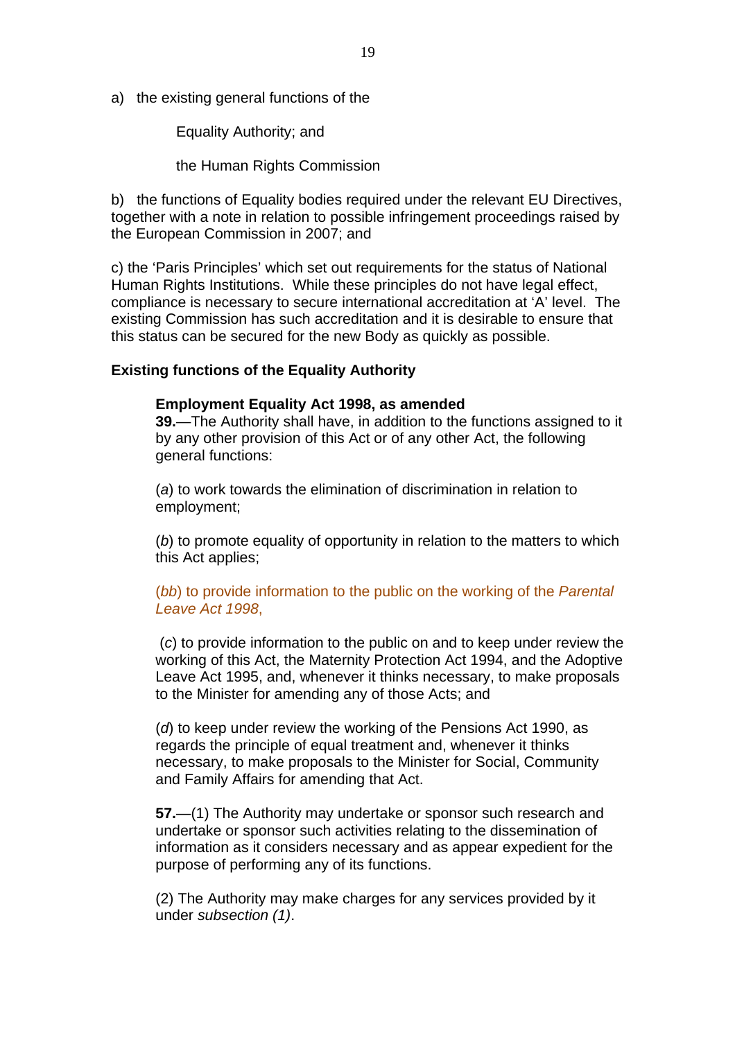a) the existing general functions of the

Equality Authority; and

the Human Rights Commission

b) the functions of Equality bodies required under the relevant EU Directives, together with a note in relation to possible infringement proceedings raised by the European Commission in 2007; and

c) the 'Paris Principles' which set out requirements for the status of National Human Rights Institutions. While these principles do not have legal effect, compliance is necessary to secure international accreditation at 'A' level. The existing Commission has such accreditation and it is desirable to ensure that this status can be secured for the new Body as quickly as possible.

**Existing functions of the Equality Authority**

**Employment Equality Act 1998, as amended**

**39.**—The Authority shall have, in addition to the functions assigned to it by any other provision of this Act or of any other Act, the following general functions:

(*a*) to work towards the elimination of discrimination in relation to employment;

(*b*) to promote equality of opportunity in relation to the matters to which this Act applies;

(*bb*) to provide information to the public on the working of the *Parental Leave Act 1998*,

(*c*) to provide information to the public on and to keep under review the working of this Act, the Maternity Protection Act 1994, and the Adoptive Leave Act 1995, and, whenever it thinks necessary, to make proposals to the Minister for amending any of those Acts; and

(*d*) to keep under review the working of the Pensions Act 1990, as regards the principle of equal treatment and, whenever it thinks necessary, to make proposals to the Minister for Social, Community and Family Affairs for amending that Act.

**57.**—(1) The Authority may undertake or sponsor such research and undertake or sponsor such activities relating to the dissemination of information as it considers necessary and as appear expedient for the purpose of performing any of its functions.

(2) The Authority may make charges for any services provided by it under *subsection (1)*.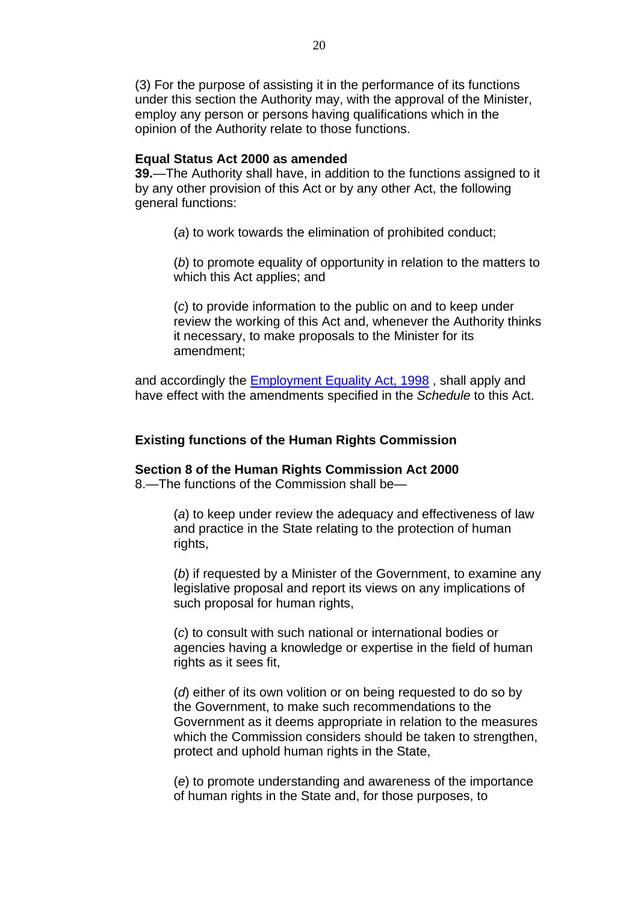(3) For the purpose of assisting it in the performance of its functions under this section the Authority may, with the approval of the Minister, employ any person or persons having qualifications which in the opinion of the Authority relate to those functions.

**Equal Status Act 2000 as amended**

**39.**—The Authority shall have, in addition to the functions assigned to it by any other provision of this Act or by any other Act, the following general functions:

(*a*) to work towards the elimination of prohibited conduct;

(*b*) to promote equality of opportunity in relation to the matters to which this Act applies; and

(*c*) to provide information to the public on and to keep under review the working of this Act and, whenever the Authority thinks it necessary, to make proposals to the Minister for its amendment;

and accordingly the Employment Equality Act, 1998 , shall apply and have effect with the amendments specified in the *Schedule* to this Act.

**Existing functions of the Human Rights Commission**

**Section 8 of the Human Rights Commission Act 2000**

8.—The functions of the Commission shall be—

(*a*) to keep under review the adequacy and effectiveness of law and practice in the State relating to the protection of human rights,

(*b*) if requested by a Minister of the Government, to examine any legislative proposal and report its views on any implications of such proposal for human rights,

(*c*) to consult with such national or international bodies or agencies having a knowledge or expertise in the field of human rights as it sees fit,

(*d*) either of its own volition or on being requested to do so by the Government, to make such recommendations to the Government as it deems appropriate in relation to the measures which the Commission considers should be taken to strengthen, protect and uphold human rights in the State,

(*e*) to promote understanding and awareness of the importance of human rights in the State and, for those purposes, to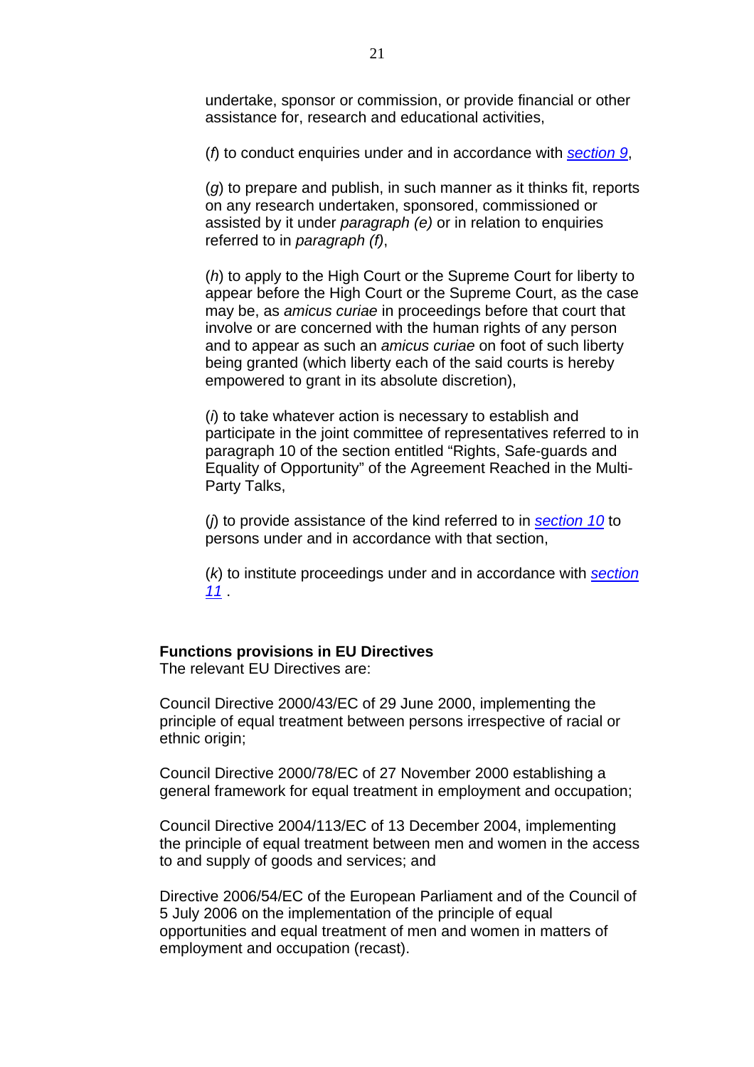undertake, sponsor or commission, or provide financial or other assistance for, research and educational activities,

(*f*) to conduct enquiries under and in accordance with *section 9*,

(*g*) to prepare and publish, in such manner as it thinks fit, reports on any research undertaken, sponsored, commissioned or assisted by it under *paragraph (e)* or in relation to enquiries referred to in *paragraph (f)*,

(*h*) to apply to the High Court or the Supreme Court for liberty to appear before the High Court or the Supreme Court, as the case may be, as *amicus curiae* in proceedings before that court that involve or are concerned with the human rights of any person and to appear as such an *amicus curiae* on foot of such liberty being granted (which liberty each of the said courts is hereby empowered to grant in its absolute discretion),

(*i*) to take whatever action is necessary to establish and participate in the joint committee of representatives referred to in paragraph 10 of the section entitled "Rights, Safe-guards and Equality of Opportunity" of the Agreement Reached in the Multi-Party Talks,

(*j*) to provide assistance of the kind referred to in *section 10* to persons under and in accordance with that section,

(*k*) to institute proceedings under and in accordance with *section 11* .

**Functions provisions in EU Directives**
The relevant EU Directives are:

Council Directive 2000/43/EC of 29 June 2000, implementing the principle of equal treatment between persons irrespective of racial or ethnic origin;

Council Directive 2000/78/EC of 27 November 2000 establishing a general framework for equal treatment in employment and occupation;

Council Directive 2004/113/EC of 13 December 2004, implementing the principle of equal treatment between men and women in the access to and supply of goods and services; and

Directive 2006/54/EC of the European Parliament and of the Council of 5 July 2006 on the implementation of the principle of equal opportunities and equal treatment of men and women in matters of employment and occupation (recast).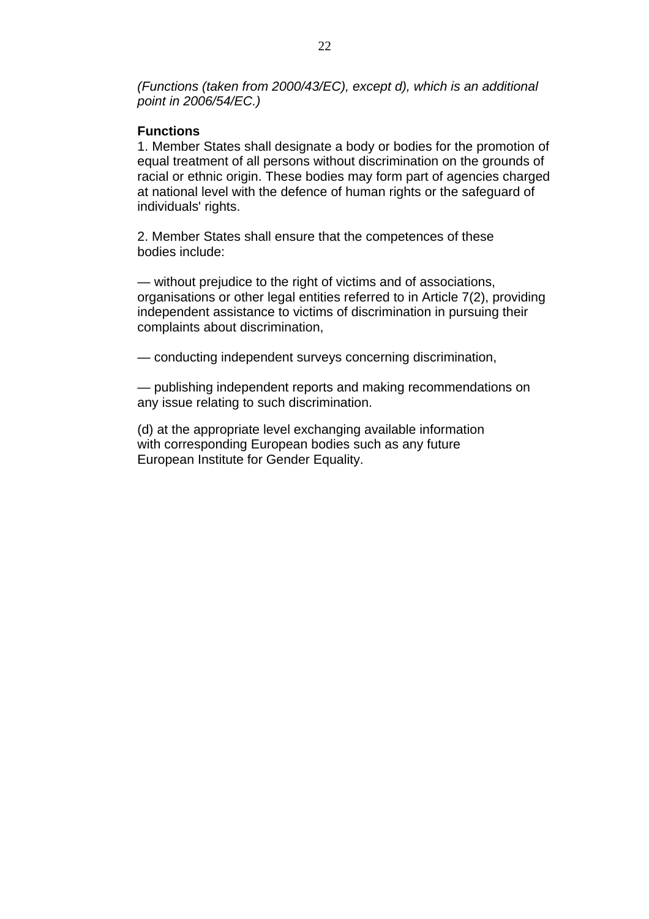*(Functions (taken from 2000/43/EC), except d), which is an additional point in 2006/54/EC.)*

**Functions**

1. Member States shall designate a body or bodies for the promotion of equal treatment of all persons without discrimination on the grounds of racial or ethnic origin. These bodies may form part of agencies charged at national level with the defence of human rights or the safeguard of individuals' rights.

2. Member States shall ensure that the competences of these bodies include:

— without prejudice to the right of victims and of associations, organisations or other legal entities referred to in Article 7(2), providing independent assistance to victims of discrimination in pursuing their complaints about discrimination,

— conducting independent surveys concerning discrimination,

— publishing independent reports and making recommendations on any issue relating to such discrimination.

(d) at the appropriate level exchanging available information with corresponding European bodies such as any future European Institute for Gender Equality.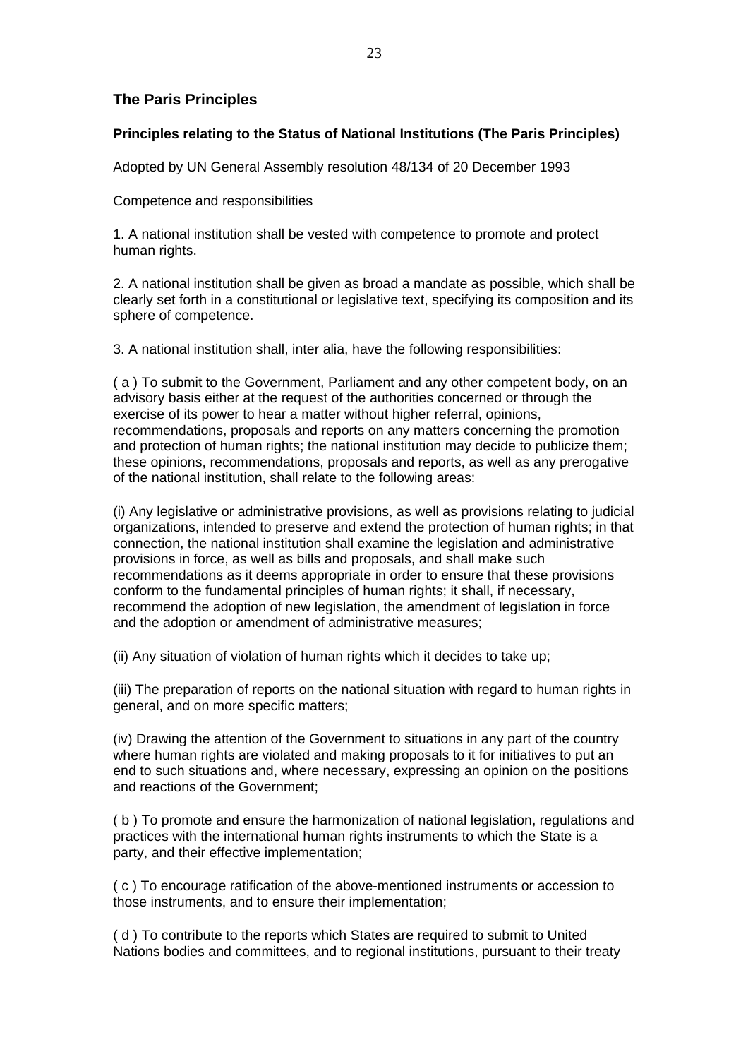## The Paris Principles

### Principles relating to the Status of National Institutions (The Paris Principles)

Adopted by UN General Assembly resolution 48/134 of 20 December 1993

Competence and responsibilities

1. A national institution shall be vested with competence to promote and protect human rights.

2. A national institution shall be given as broad a mandate as possible, which shall be clearly set forth in a constitutional or legislative text, specifying its composition and its sphere of competence.

3. A national institution shall, inter alia, have the following responsibilities:

( a ) To submit to the Government, Parliament and any other competent body, on an advisory basis either at the request of the authorities concerned or through the exercise of its power to hear a matter without higher referral, opinions, recommendations, proposals and reports on any matters concerning the promotion and protection of human rights; the national institution may decide to publicize them; these opinions, recommendations, proposals and reports, as well as any prerogative of the national institution, shall relate to the following areas:

(i) Any legislative or administrative provisions, as well as provisions relating to judicial organizations, intended to preserve and extend the protection of human rights; in that connection, the national institution shall examine the legislation and administrative provisions in force, as well as bills and proposals, and shall make such recommendations as it deems appropriate in order to ensure that these provisions conform to the fundamental principles of human rights; it shall, if necessary, recommend the adoption of new legislation, the amendment of legislation in force and the adoption or amendment of administrative measures;

(ii) Any situation of violation of human rights which it decides to take up;

(iii) The preparation of reports on the national situation with regard to human rights in general, and on more specific matters;

(iv) Drawing the attention of the Government to situations in any part of the country where human rights are violated and making proposals to it for initiatives to put an end to such situations and, where necessary, expressing an opinion on the positions and reactions of the Government;

( b ) To promote and ensure the harmonization of national legislation, regulations and practices with the international human rights instruments to which the State is a party, and their effective implementation;

( c ) To encourage ratification of the above-mentioned instruments or accession to those instruments, and to ensure their implementation;

( d ) To contribute to the reports which States are required to submit to United Nations bodies and committees, and to regional institutions, pursuant to their treaty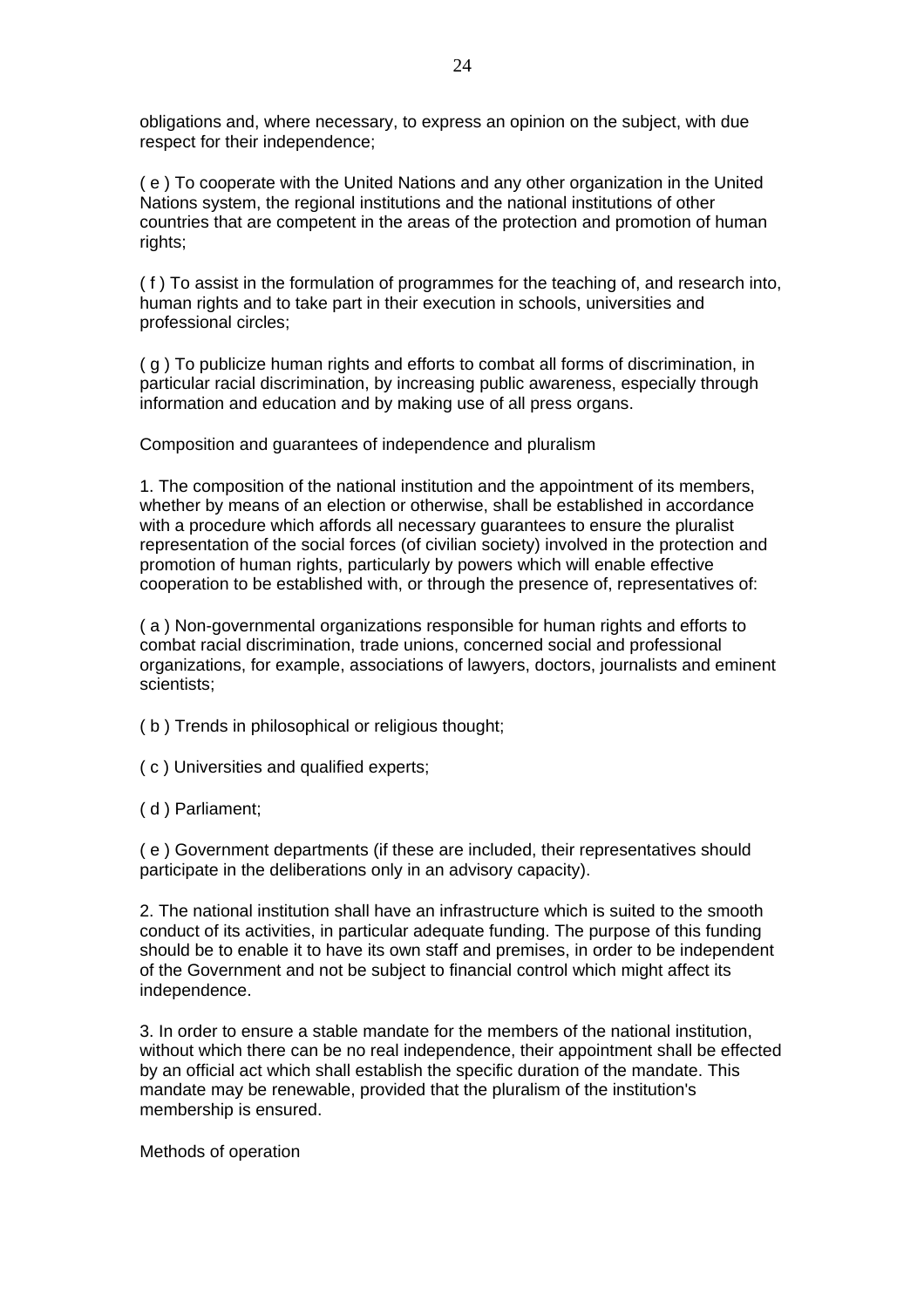obligations and, where necessary, to express an opinion on the subject, with due respect for their independence;

( e ) To cooperate with the United Nations and any other organization in the United Nations system, the regional institutions and the national institutions of other countries that are competent in the areas of the protection and promotion of human rights;

( f ) To assist in the formulation of programmes for the teaching of, and research into, human rights and to take part in their execution in schools, universities and professional circles;

( g ) To publicize human rights and efforts to combat all forms of discrimination, in particular racial discrimination, by increasing public awareness, especially through information and education and by making use of all press organs.

Composition and guarantees of independence and pluralism

1. The composition of the national institution and the appointment of its members, whether by means of an election or otherwise, shall be established in accordance with a procedure which affords all necessary guarantees to ensure the pluralist representation of the social forces (of civilian society) involved in the protection and promotion of human rights, particularly by powers which will enable effective cooperation to be established with, or through the presence of, representatives of:

( a ) Non-governmental organizations responsible for human rights and efforts to combat racial discrimination, trade unions, concerned social and professional organizations, for example, associations of lawyers, doctors, journalists and eminent scientists;

( b ) Trends in philosophical or religious thought;

( c ) Universities and qualified experts;

( d ) Parliament;

( e ) Government departments (if these are included, their representatives should participate in the deliberations only in an advisory capacity).

2. The national institution shall have an infrastructure which is suited to the smooth conduct of its activities, in particular adequate funding. The purpose of this funding should be to enable it to have its own staff and premises, in order to be independent of the Government and not be subject to financial control which might affect its independence.

3. In order to ensure a stable mandate for the members of the national institution, without which there can be no real independence, their appointment shall be effected by an official act which shall establish the specific duration of the mandate. This mandate may be renewable, provided that the pluralism of the institution's membership is ensured.

Methods of operation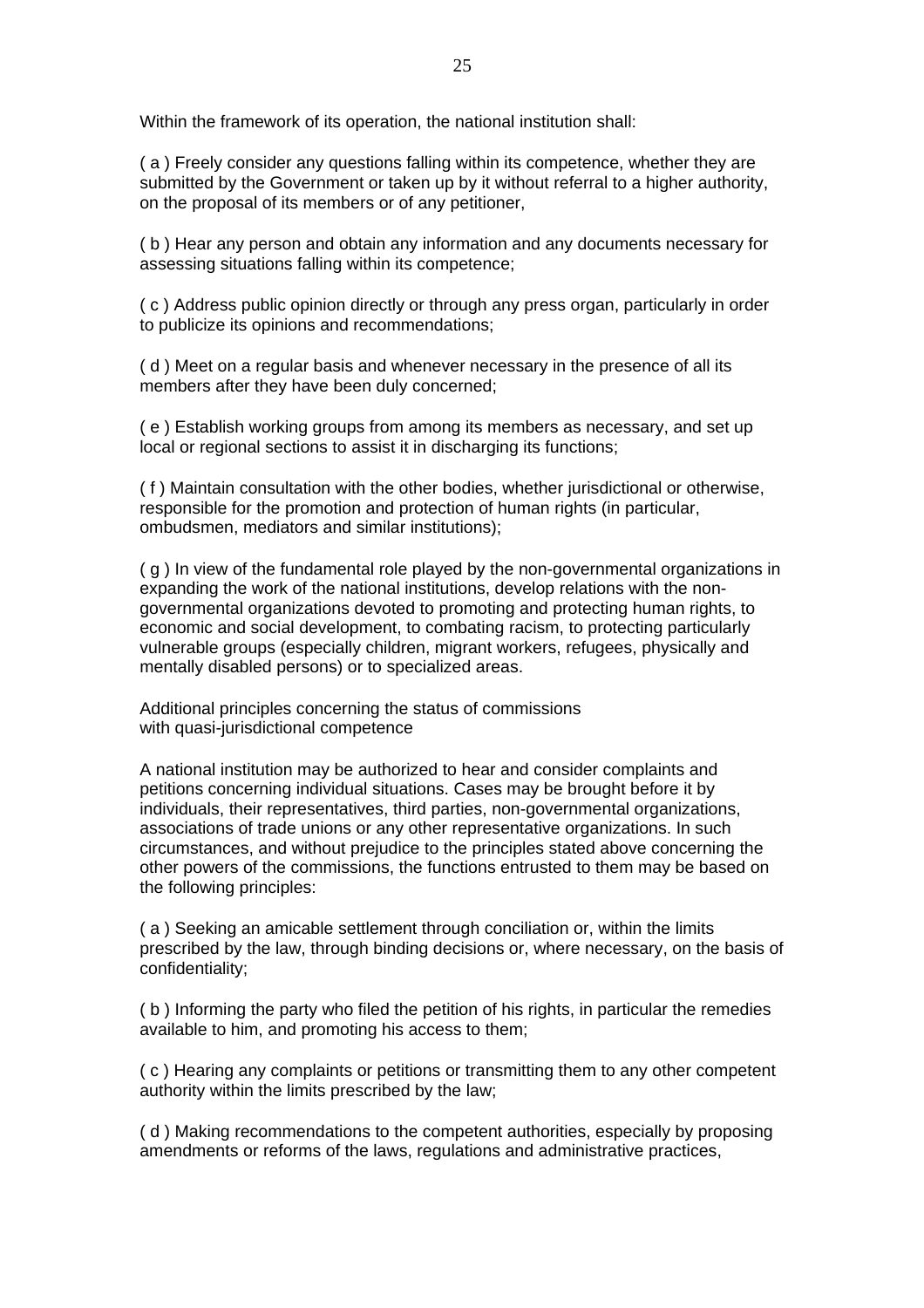Within the framework of its operation, the national institution shall:

( a ) Freely consider any questions falling within its competence, whether they are submitted by the Government or taken up by it without referral to a higher authority, on the proposal of its members or of any petitioner,

( b ) Hear any person and obtain any information and any documents necessary for assessing situations falling within its competence;

( c ) Address public opinion directly or through any press organ, particularly in order to publicize its opinions and recommendations;

( d ) Meet on a regular basis and whenever necessary in the presence of all its members after they have been duly concerned;

( e ) Establish working groups from among its members as necessary, and set up local or regional sections to assist it in discharging its functions;

( f ) Maintain consultation with the other bodies, whether jurisdictional or otherwise, responsible for the promotion and protection of human rights (in particular, ombudsmen, mediators and similar institutions);

( g ) In view of the fundamental role played by the non-governmental organizations in expanding the work of the national institutions, develop relations with the non-governmental organizations devoted to promoting and protecting human rights, to economic and social development, to combating racism, to protecting particularly vulnerable groups (especially children, migrant workers, refugees, physically and mentally disabled persons) or to specialized areas.

Additional principles concerning the status of commissions with quasi-jurisdictional competence

A national institution may be authorized to hear and consider complaints and petitions concerning individual situations. Cases may be brought before it by individuals, their representatives, third parties, non-governmental organizations, associations of trade unions or any other representative organizations. In such circumstances, and without prejudice to the principles stated above concerning the other powers of the commissions, the functions entrusted to them may be based on the following principles:

( a ) Seeking an amicable settlement through conciliation or, within the limits prescribed by the law, through binding decisions or, where necessary, on the basis of confidentiality;

( b ) Informing the party who filed the petition of his rights, in particular the remedies available to him, and promoting his access to them;

( c ) Hearing any complaints or petitions or transmitting them to any other competent authority within the limits prescribed by the law;

( d ) Making recommendations to the competent authorities, especially by proposing amendments or reforms of the laws, regulations and administrative practices,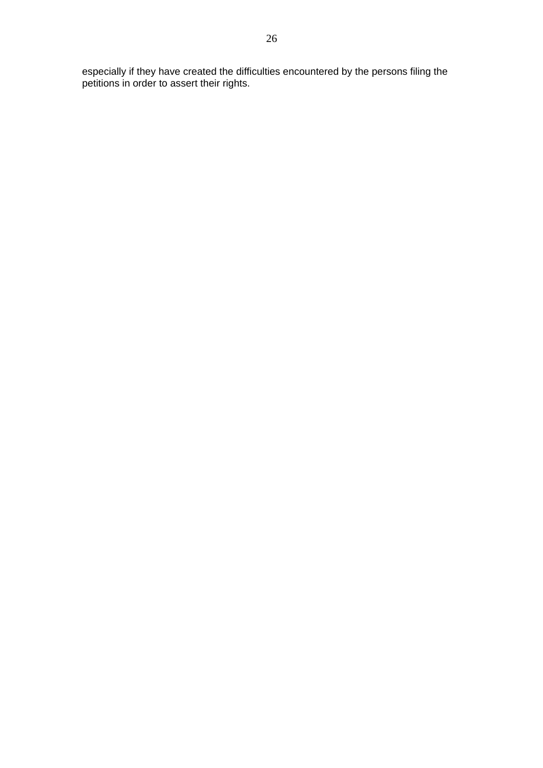especially if they have created the difficulties encountered by the persons filing the petitions in order to assert their rights.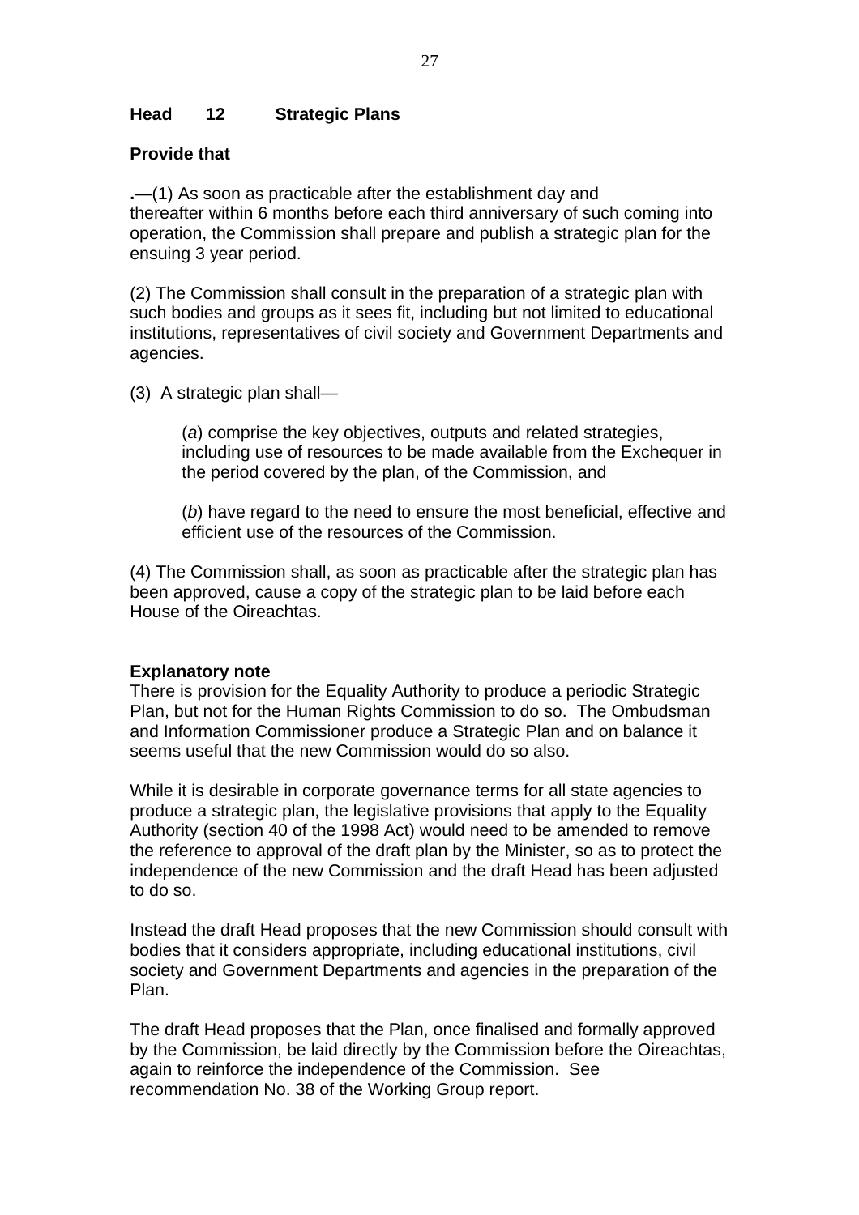**Head 12 Strategic Plans**

**Provide that**

**.**—(1) As soon as practicable after the establishment day and thereafter within 6 months before each third anniversary of such coming into operation, the Commission shall prepare and publish a strategic plan for the ensuing 3 year period.

(2) The Commission shall consult in the preparation of a strategic plan with such bodies and groups as it sees fit, including but not limited to educational institutions, representatives of civil society and Government Departments and agencies.

(3) A strategic plan shall—

> (*a*) comprise the key objectives, outputs and related strategies, including use of resources to be made available from the Exchequer in the period covered by the plan, of the Commission, and
>
> (*b*) have regard to the need to ensure the most beneficial, effective and efficient use of the resources of the Commission.

(4) The Commission shall, as soon as practicable after the strategic plan has been approved, cause a copy of the strategic plan to be laid before each House of the Oireachtas.

**Explanatory note**

There is provision for the Equality Authority to produce a periodic Strategic Plan, but not for the Human Rights Commission to do so. The Ombudsman and Information Commissioner produce a Strategic Plan and on balance it seems useful that the new Commission would do so also.

While it is desirable in corporate governance terms for all state agencies to produce a strategic plan, the legislative provisions that apply to the Equality Authority (section 40 of the 1998 Act) would need to be amended to remove the reference to approval of the draft plan by the Minister, so as to protect the independence of the new Commission and the draft Head has been adjusted to do so.

Instead the draft Head proposes that the new Commission should consult with bodies that it considers appropriate, including educational institutions, civil society and Government Departments and agencies in the preparation of the Plan.

The draft Head proposes that the Plan, once finalised and formally approved by the Commission, be laid directly by the Commission before the Oireachtas, again to reinforce the independence of the Commission. See recommendation No. 38 of the Working Group report.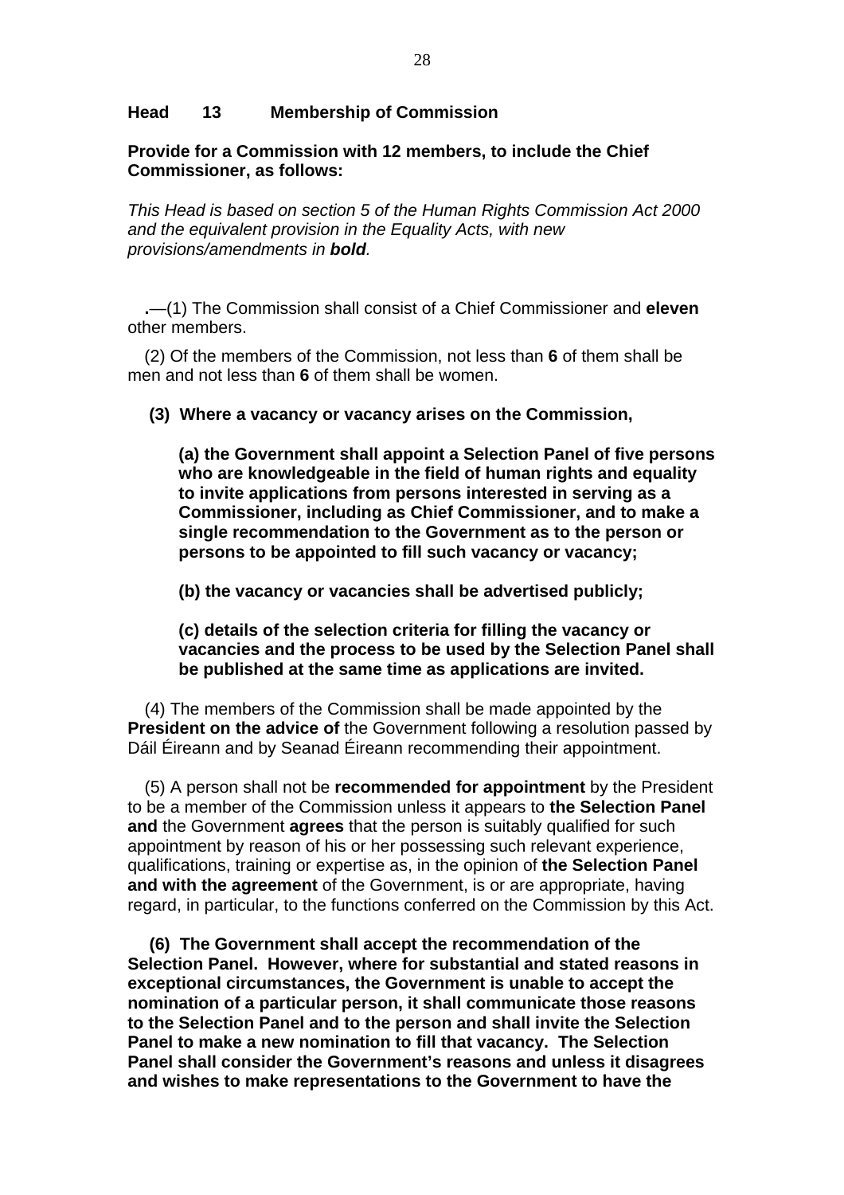**Head 13 Membership of Commission**

**Provide for a Commission with 12 members, to include the Chief Commissioner, as follows:**

*This Head is based on section 5 of the Human Rights Commission Act 2000 and the equivalent provision in the Equality Acts, with new provisions/amendments in* ***bold****.*

**.**—(1) The Commission shall consist of a Chief Commissioner and **eleven** other members.

(2) Of the members of the Commission, not less than **6** of them shall be men and not less than **6** of them shall be women.

**(3) Where a vacancy or vacancy arises on the Commission,**

**(a) the Government shall appoint a Selection Panel of five persons who are knowledgeable in the field of human rights and equality to invite applications from persons interested in serving as a Commissioner, including as Chief Commissioner, and to make a single recommendation to the Government as to the person or persons to be appointed to fill such vacancy or vacancy;**

**(b) the vacancy or vacancies shall be advertised publicly;**

**(c) details of the selection criteria for filling the vacancy or vacancies and the process to be used by the Selection Panel shall be published at the same time as applications are invited.**

(4) The members of the Commission shall be made appointed by the **President on the advice of** the Government following a resolution passed by Dáil Éireann and by Seanad Éireann recommending their appointment.

(5) A person shall not be **recommended for appointment** by the President to be a member of the Commission unless it appears to **the Selection Panel and** the Government **agrees** that the person is suitably qualified for such appointment by reason of his or her possessing such relevant experience, qualifications, training or expertise as, in the opinion of **the Selection Panel and with the agreement** of the Government, is or are appropriate, having regard, in particular, to the functions conferred on the Commission by this Act.

**(6) The Government shall accept the recommendation of the Selection Panel. However, where for substantial and stated reasons in exceptional circumstances, the Government is unable to accept the nomination of a particular person, it shall communicate those reasons to the Selection Panel and to the person and shall invite the Selection Panel to make a new nomination to fill that vacancy. The Selection Panel shall consider the Government's reasons and unless it disagrees and wishes to make representations to the Government to have the**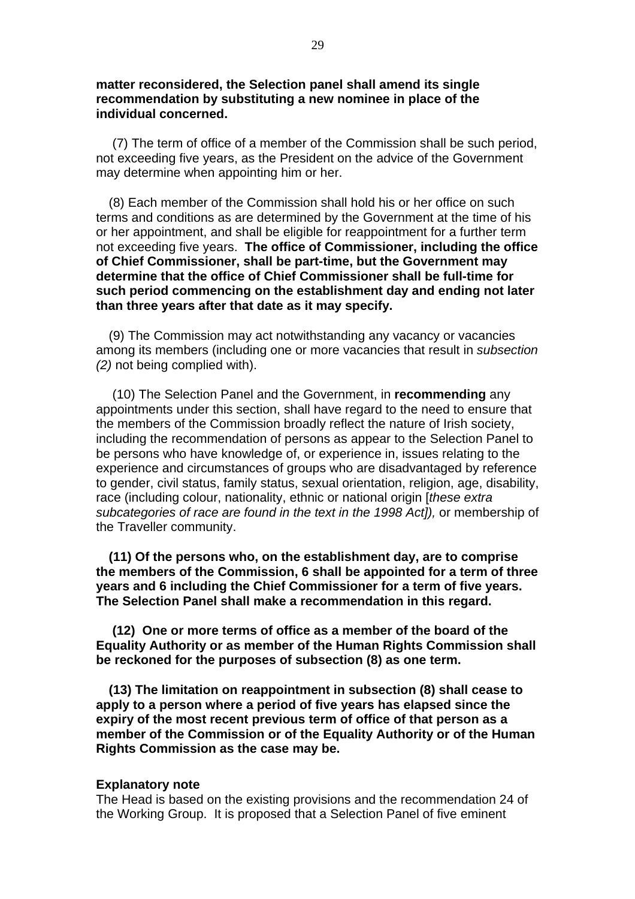**matter reconsidered, the Selection panel shall amend its single recommendation by substituting a new nominee in place of the individual concerned.**

(7) The term of office of a member of the Commission shall be such period, not exceeding five years, as the President on the advice of the Government may determine when appointing him or her.

(8) Each member of the Commission shall hold his or her office on such terms and conditions as are determined by the Government at the time of his or her appointment, and shall be eligible for reappointment for a further term not exceeding five years. **The office of Commissioner, including the office of Chief Commissioner, shall be part-time, but the Government may determine that the office of Chief Commissioner shall be full-time for such period commencing on the establishment day and ending not later than three years after that date as it may specify.**

(9) The Commission may act notwithstanding any vacancy or vacancies among its members (including one or more vacancies that result in *subsection (2)* not being complied with).

(10) The Selection Panel and the Government, in **recommending** any appointments under this section, shall have regard to the need to ensure that the members of the Commission broadly reflect the nature of Irish society, including the recommendation of persons as appear to the Selection Panel to be persons who have knowledge of, or experience in, issues relating to the experience and circumstances of groups who are disadvantaged by reference to gender, civil status, family status, sexual orientation, religion, age, disability, race (including colour, nationality, ethnic or national origin [*these extra subcategories of race are found in the text in the 1998 Act]),* or membership of the Traveller community.

**(11) Of the persons who, on the establishment day, are to comprise the members of the Commission, 6 shall be appointed for a term of three years and 6 including the Chief Commissioner for a term of five years. The Selection Panel shall make a recommendation in this regard.**

**(12) One or more terms of office as a member of the board of the Equality Authority or as member of the Human Rights Commission shall be reckoned for the purposes of subsection (8) as one term.**

**(13) The limitation on reappointment in subsection (8) shall cease to apply to a person where a period of five years has elapsed since the expiry of the most recent previous term of office of that person as a member of the Commission or of the Equality Authority or of the Human Rights Commission as the case may be.**

**Explanatory note**

The Head is based on the existing provisions and the recommendation 24 of the Working Group. It is proposed that a Selection Panel of five eminent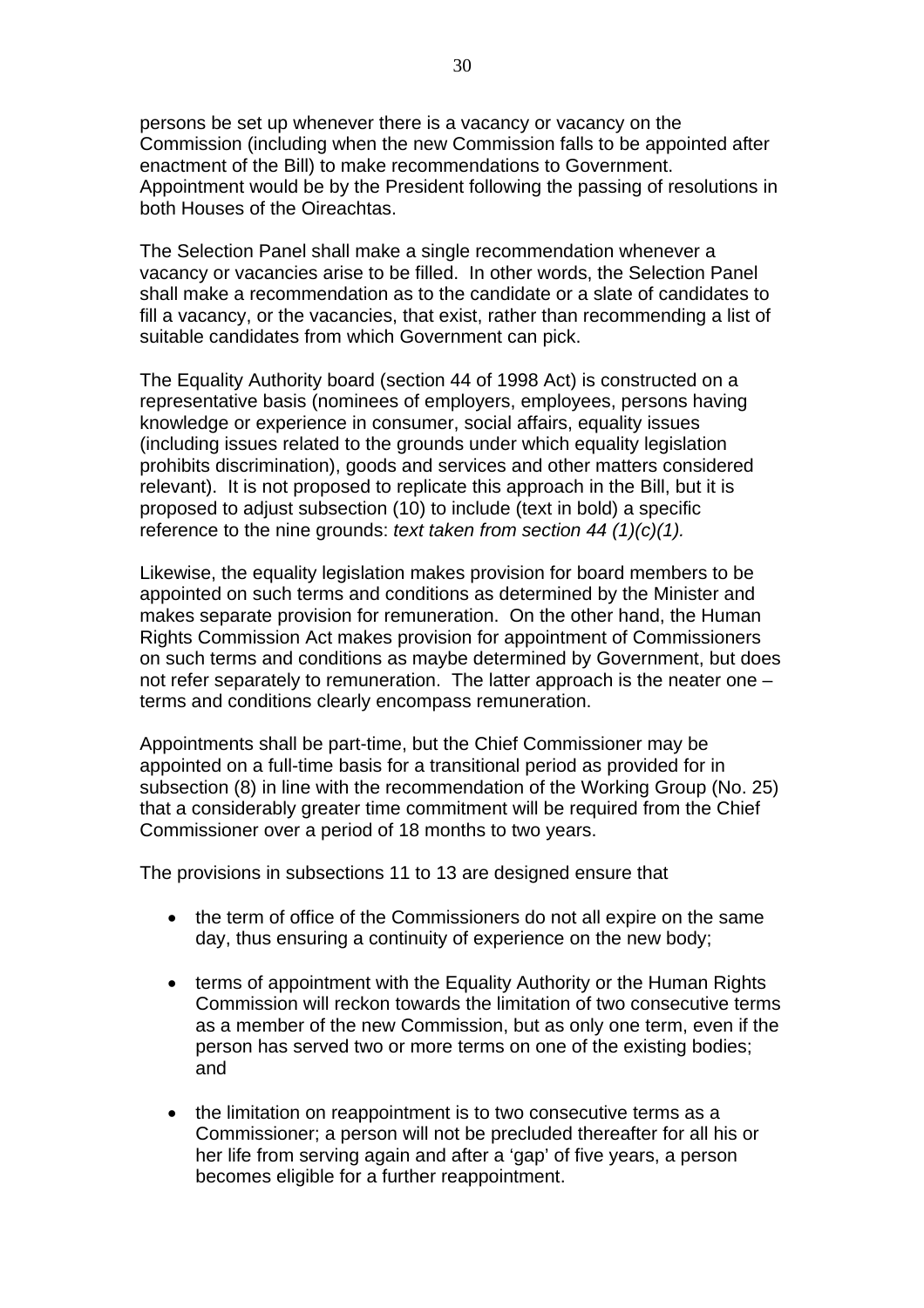persons be set up whenever there is a vacancy or vacancy on the Commission (including when the new Commission falls to be appointed after enactment of the Bill) to make recommendations to Government. Appointment would be by the President following the passing of resolutions in both Houses of the Oireachtas.

The Selection Panel shall make a single recommendation whenever a vacancy or vacancies arise to be filled. In other words, the Selection Panel shall make a recommendation as to the candidate or a slate of candidates to fill a vacancy, or the vacancies, that exist, rather than recommending a list of suitable candidates from which Government can pick.

The Equality Authority board (section 44 of 1998 Act) is constructed on a representative basis (nominees of employers, employees, persons having knowledge or experience in consumer, social affairs, equality issues (including issues related to the grounds under which equality legislation prohibits discrimination), goods and services and other matters considered relevant). It is not proposed to replicate this approach in the Bill, but it is proposed to adjust subsection (10) to include (text in bold) a specific reference to the nine grounds: *text taken from section 44 (1)(c)(1).*

Likewise, the equality legislation makes provision for board members to be appointed on such terms and conditions as determined by the Minister and makes separate provision for remuneration. On the other hand, the Human Rights Commission Act makes provision for appointment of Commissioners on such terms and conditions as maybe determined by Government, but does not refer separately to remuneration. The latter approach is the neater one – terms and conditions clearly encompass remuneration.

Appointments shall be part-time, but the Chief Commissioner may be appointed on a full-time basis for a transitional period as provided for in subsection (8) in line with the recommendation of the Working Group (No. 25) that a considerably greater time commitment will be required from the Chief Commissioner over a period of 18 months to two years.

The provisions in subsections 11 to 13 are designed ensure that

- the term of office of the Commissioners do not all expire on the same day, thus ensuring a continuity of experience on the new body;

- terms of appointment with the Equality Authority or the Human Rights Commission will reckon towards the limitation of two consecutive terms as a member of the new Commission, but as only one term, even if the person has served two or more terms on one of the existing bodies; and

- the limitation on reappointment is to two consecutive terms as a Commissioner; a person will not be precluded thereafter for all his or her life from serving again and after a 'gap' of five years, a person becomes eligible for a further reappointment.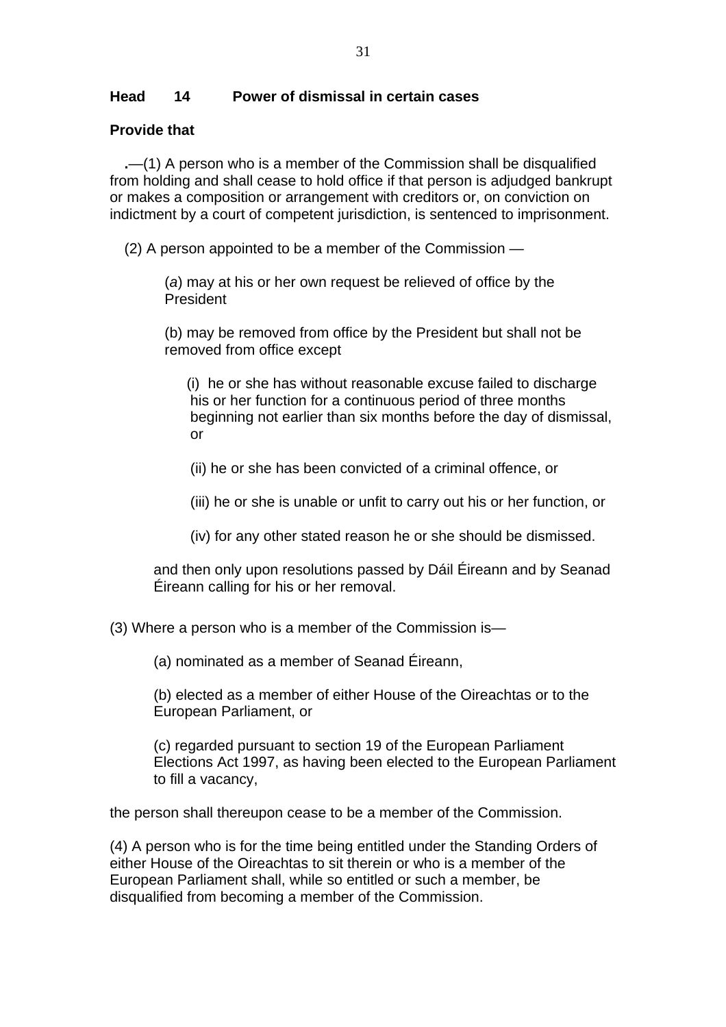**Head 14 Power of dismissal in certain cases**

**Provide that**

**.**—(1) A person who is a member of the Commission shall be disqualified from holding and shall cease to hold office if that person is adjudged bankrupt or makes a composition or arrangement with creditors or, on conviction on indictment by a court of competent jurisdiction, is sentenced to imprisonment.

(2) A person appointed to be a member of the Commission —

(*a*) may at his or her own request be relieved of office by the President

(b) may be removed from office by the President but shall not be removed from office except

(i) he or she has without reasonable excuse failed to discharge his or her function for a continuous period of three months beginning not earlier than six months before the day of dismissal, or

(ii) he or she has been convicted of a criminal offence, or

(iii) he or she is unable or unfit to carry out his or her function, or

(iv) for any other stated reason he or she should be dismissed.

and then only upon resolutions passed by Dáil Éireann and by Seanad Éireann calling for his or her removal.

(3) Where a person who is a member of the Commission is—

(a) nominated as a member of Seanad Éireann,

(b) elected as a member of either House of the Oireachtas or to the European Parliament, or

(c) regarded pursuant to section 19 of the European Parliament Elections Act 1997, as having been elected to the European Parliament to fill a vacancy,

the person shall thereupon cease to be a member of the Commission.

(4) A person who is for the time being entitled under the Standing Orders of either House of the Oireachtas to sit therein or who is a member of the European Parliament shall, while so entitled or such a member, be disqualified from becoming a member of the Commission.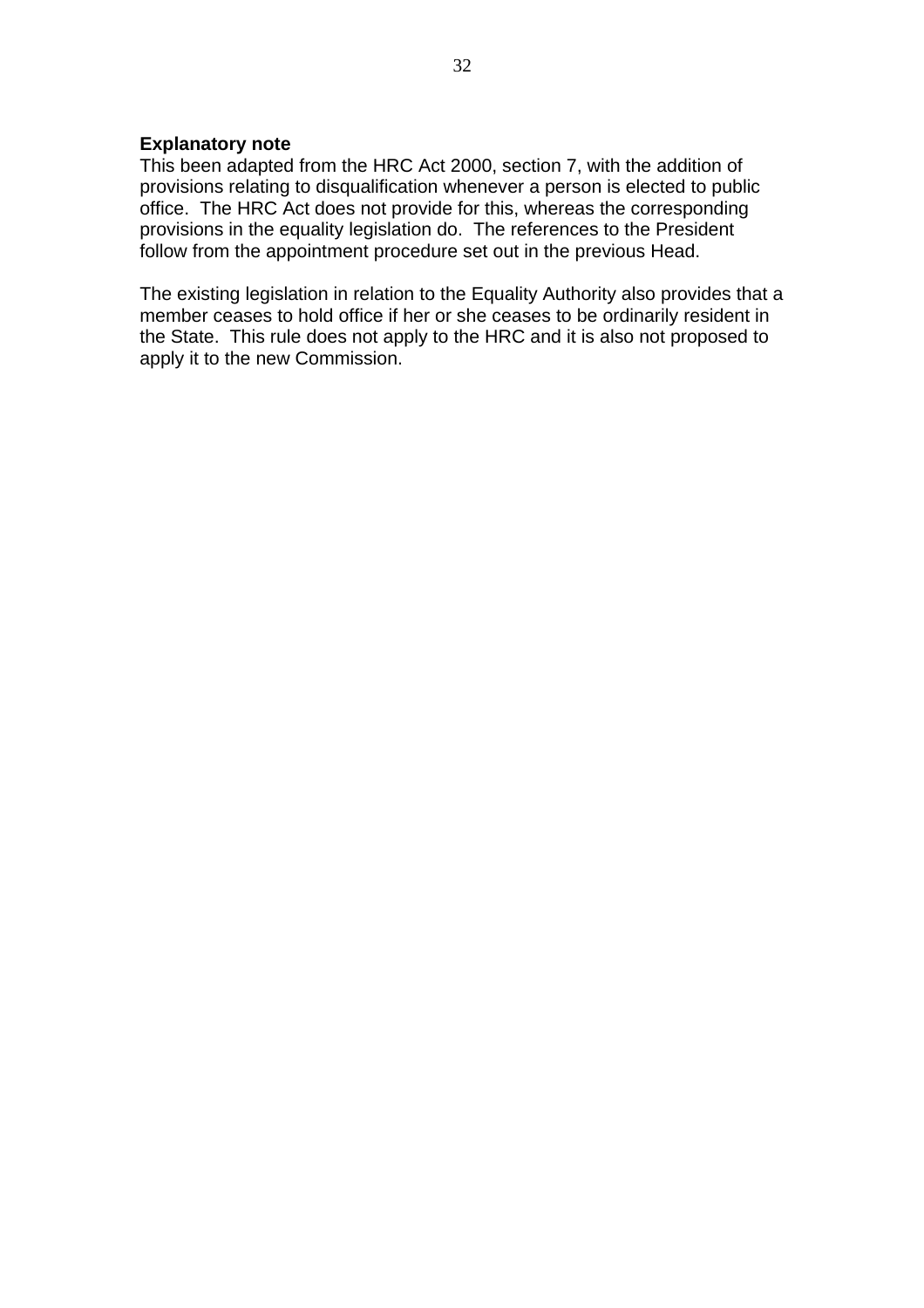**Explanatory note**

This been adapted from the HRC Act 2000, section 7, with the addition of provisions relating to disqualification whenever a person is elected to public office. The HRC Act does not provide for this, whereas the corresponding provisions in the equality legislation do. The references to the President follow from the appointment procedure set out in the previous Head.

The existing legislation in relation to the Equality Authority also provides that a member ceases to hold office if her or she ceases to be ordinarily resident in the State. This rule does not apply to the HRC and it is also not proposed to apply it to the new Commission.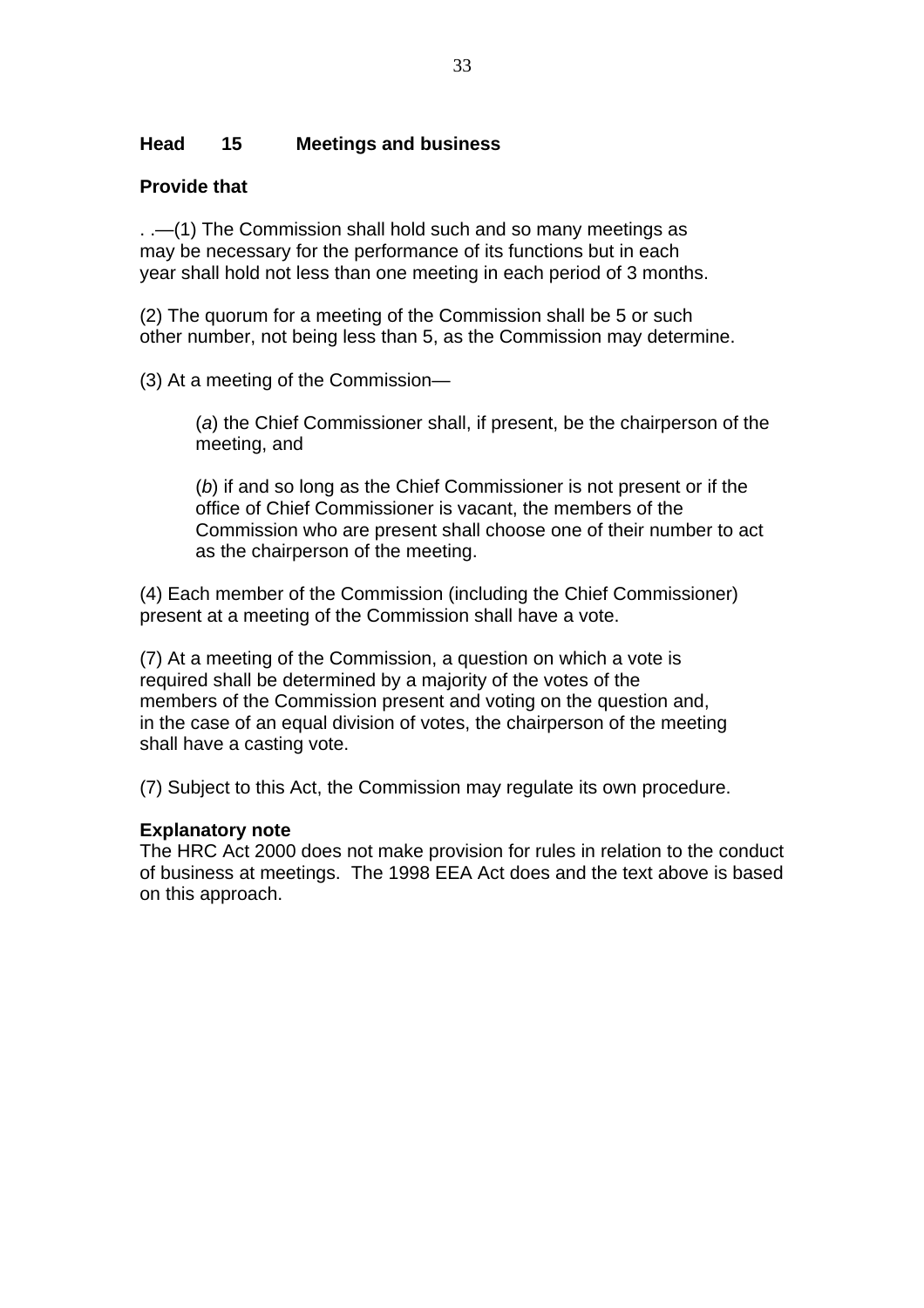**Head 15 Meetings and business**

**Provide that**

. .—(1) The Commission shall hold such and so many meetings as may be necessary for the performance of its functions but in each year shall hold not less than one meeting in each period of 3 months.

(2) The quorum for a meeting of the Commission shall be 5 or such other number, not being less than 5, as the Commission may determine.

(3) At a meeting of the Commission—

> (*a*) the Chief Commissioner shall, if present, be the chairperson of the meeting, and
>
> (*b*) if and so long as the Chief Commissioner is not present or if the office of Chief Commissioner is vacant, the members of the Commission who are present shall choose one of their number to act as the chairperson of the meeting.

(4) Each member of the Commission (including the Chief Commissioner) present at a meeting of the Commission shall have a vote.

(7) At a meeting of the Commission, a question on which a vote is required shall be determined by a majority of the votes of the members of the Commission present and voting on the question and, in the case of an equal division of votes, the chairperson of the meeting shall have a casting vote.

(7) Subject to this Act, the Commission may regulate its own procedure.

**Explanatory note**

The HRC Act 2000 does not make provision for rules in relation to the conduct of business at meetings. The 1998 EEA Act does and the text above is based on this approach.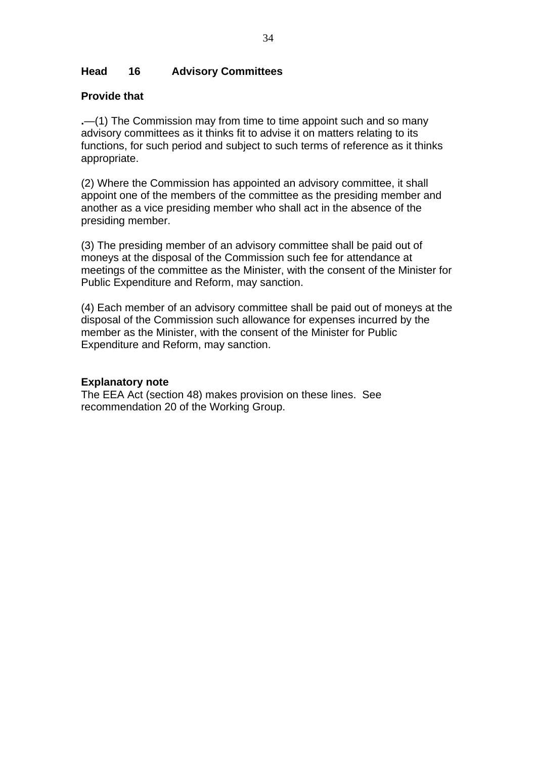**Head 16 Advisory Committees**

**Provide that**

**.**—(1) The Commission may from time to time appoint such and so many advisory committees as it thinks fit to advise it on matters relating to its functions, for such period and subject to such terms of reference as it thinks appropriate.

(2) Where the Commission has appointed an advisory committee, it shall appoint one of the members of the committee as the presiding member and another as a vice presiding member who shall act in the absence of the presiding member.

(3) The presiding member of an advisory committee shall be paid out of moneys at the disposal of the Commission such fee for attendance at meetings of the committee as the Minister, with the consent of the Minister for Public Expenditure and Reform, may sanction.

(4) Each member of an advisory committee shall be paid out of moneys at the disposal of the Commission such allowance for expenses incurred by the member as the Minister, with the consent of the Minister for Public Expenditure and Reform, may sanction.

**Explanatory note**

The EEA Act (section 48) makes provision on these lines. See recommendation 20 of the Working Group.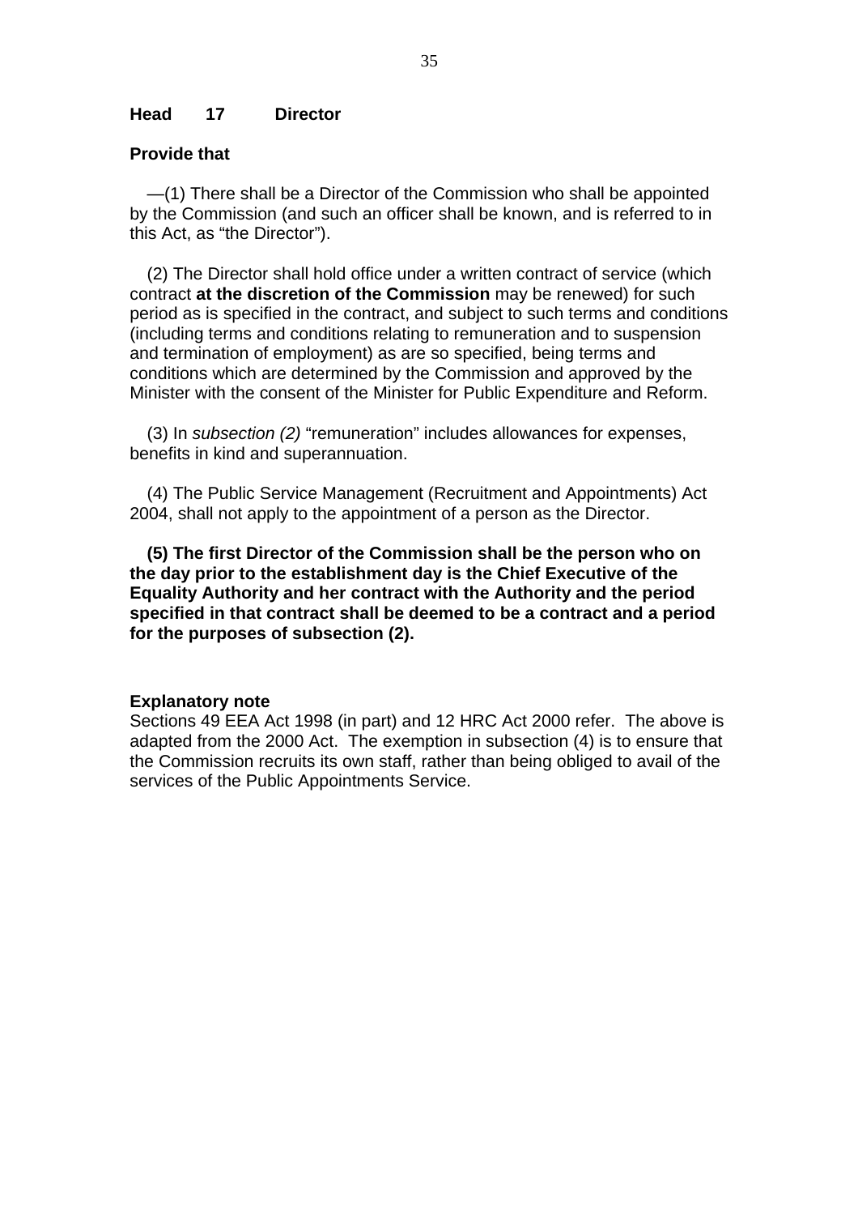**Head 17 Director**

**Provide that**

—(1) There shall be a Director of the Commission who shall be appointed by the Commission (and such an officer shall be known, and is referred to in this Act, as “the Director”).

(2) The Director shall hold office under a written contract of service (which contract **at the discretion of the Commission** may be renewed) for such period as is specified in the contract, and subject to such terms and conditions (including terms and conditions relating to remuneration and to suspension and termination of employment) as are so specified, being terms and conditions which are determined by the Commission and approved by the Minister with the consent of the Minister for Public Expenditure and Reform.

(3) In *subsection (2)* “remuneration” includes allowances for expenses, benefits in kind and superannuation.

(4) The Public Service Management (Recruitment and Appointments) Act 2004, shall not apply to the appointment of a person as the Director.

**(5) The first Director of the Commission shall be the person who on the day prior to the establishment day is the Chief Executive of the Equality Authority and her contract with the Authority and the period specified in that contract shall be deemed to be a contract and a period for the purposes of subsection (2).**

**Explanatory note**
Sections 49 EEA Act 1998 (in part) and 12 HRC Act 2000 refer. The above is adapted from the 2000 Act. The exemption in subsection (4) is to ensure that the Commission recruits its own staff, rather than being obliged to avail of the services of the Public Appointments Service.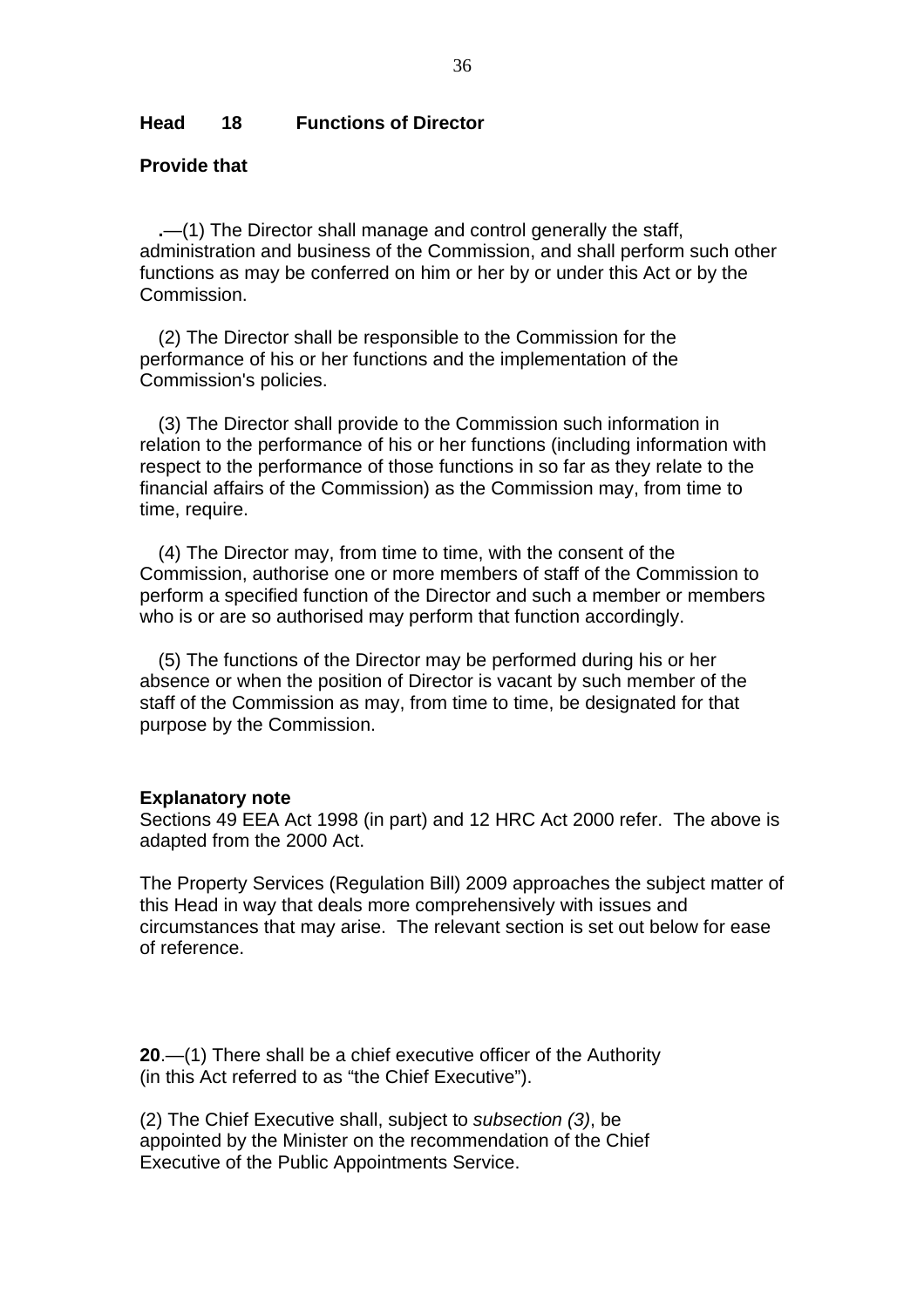**Head 18 Functions of Director**

**Provide that**

**.**—(1) The Director shall manage and control generally the staff, administration and business of the Commission, and shall perform such other functions as may be conferred on him or her by or under this Act or by the Commission.

(2) The Director shall be responsible to the Commission for the performance of his or her functions and the implementation of the Commission's policies.

(3) The Director shall provide to the Commission such information in relation to the performance of his or her functions (including information with respect to the performance of those functions in so far as they relate to the financial affairs of the Commission) as the Commission may, from time to time, require.

(4) The Director may, from time to time, with the consent of the Commission, authorise one or more members of staff of the Commission to perform a specified function of the Director and such a member or members who is or are so authorised may perform that function accordingly.

(5) The functions of the Director may be performed during his or her absence or when the position of Director is vacant by such member of the staff of the Commission as may, from time to time, be designated for that purpose by the Commission.

**Explanatory note**
Sections 49 EEA Act 1998 (in part) and 12 HRC Act 2000 refer. The above is adapted from the 2000 Act.

The Property Services (Regulation Bill) 2009 approaches the subject matter of this Head in way that deals more comprehensively with issues and circumstances that may arise. The relevant section is set out below for ease of reference.

**20**.—(1) There shall be a chief executive officer of the Authority (in this Act referred to as "the Chief Executive").

(2) The Chief Executive shall, subject to *subsection (3)*, be appointed by the Minister on the recommendation of the Chief Executive of the Public Appointments Service.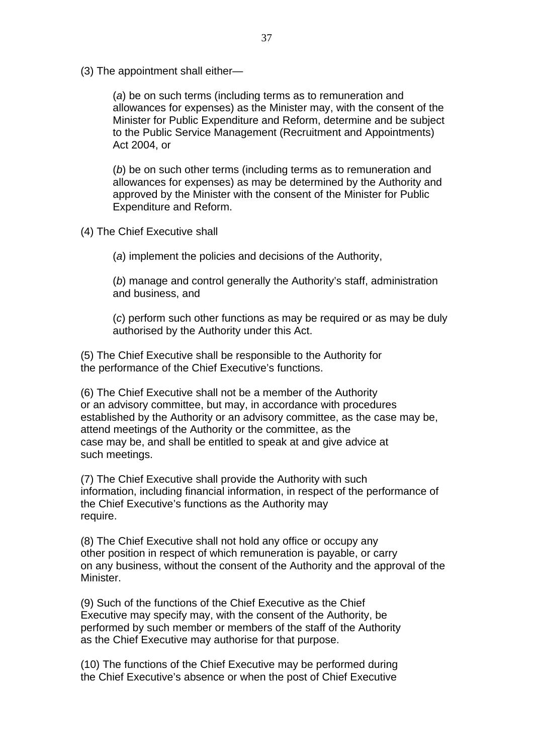(3) The appointment shall either—

(*a*) be on such terms (including terms as to remuneration and allowances for expenses) as the Minister may, with the consent of the Minister for Public Expenditure and Reform, determine and be subject to the Public Service Management (Recruitment and Appointments) Act 2004, or

(*b*) be on such other terms (including terms as to remuneration and allowances for expenses) as may be determined by the Authority and approved by the Minister with the consent of the Minister for Public Expenditure and Reform.

(4) The Chief Executive shall

(*a*) implement the policies and decisions of the Authority,

(*b*) manage and control generally the Authority's staff, administration and business, and

(*c*) perform such other functions as may be required or as may be duly authorised by the Authority under this Act.

(5) The Chief Executive shall be responsible to the Authority for the performance of the Chief Executive's functions.

(6) The Chief Executive shall not be a member of the Authority or an advisory committee, but may, in accordance with procedures established by the Authority or an advisory committee, as the case may be, attend meetings of the Authority or the committee, as the case may be, and shall be entitled to speak at and give advice at such meetings.

(7) The Chief Executive shall provide the Authority with such information, including financial information, in respect of the performance of the Chief Executive's functions as the Authority may require.

(8) The Chief Executive shall not hold any office or occupy any other position in respect of which remuneration is payable, or carry on any business, without the consent of the Authority and the approval of the Minister.

(9) Such of the functions of the Chief Executive as the Chief Executive may specify may, with the consent of the Authority, be performed by such member or members of the staff of the Authority as the Chief Executive may authorise for that purpose.

(10) The functions of the Chief Executive may be performed during the Chief Executive's absence or when the post of Chief Executive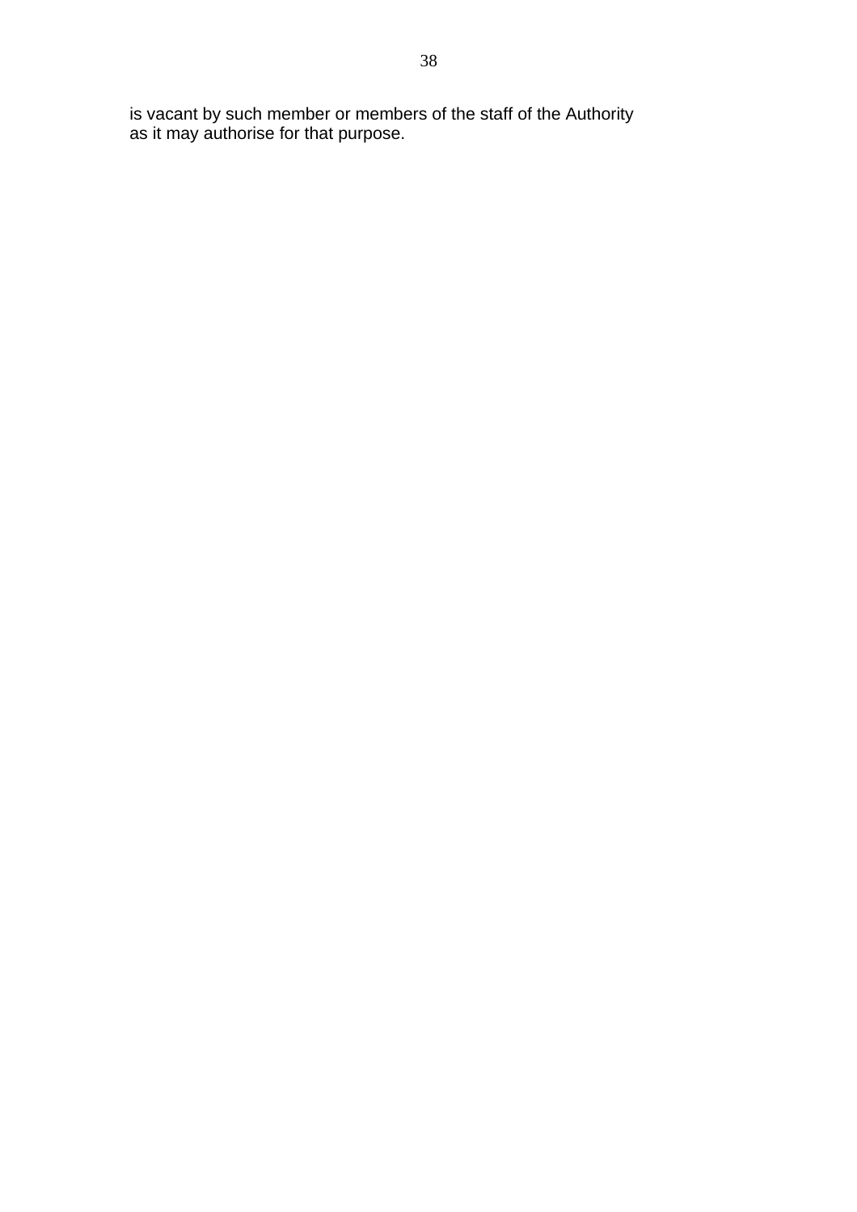is vacant by such member or members of the staff of the Authority as it may authorise for that purpose.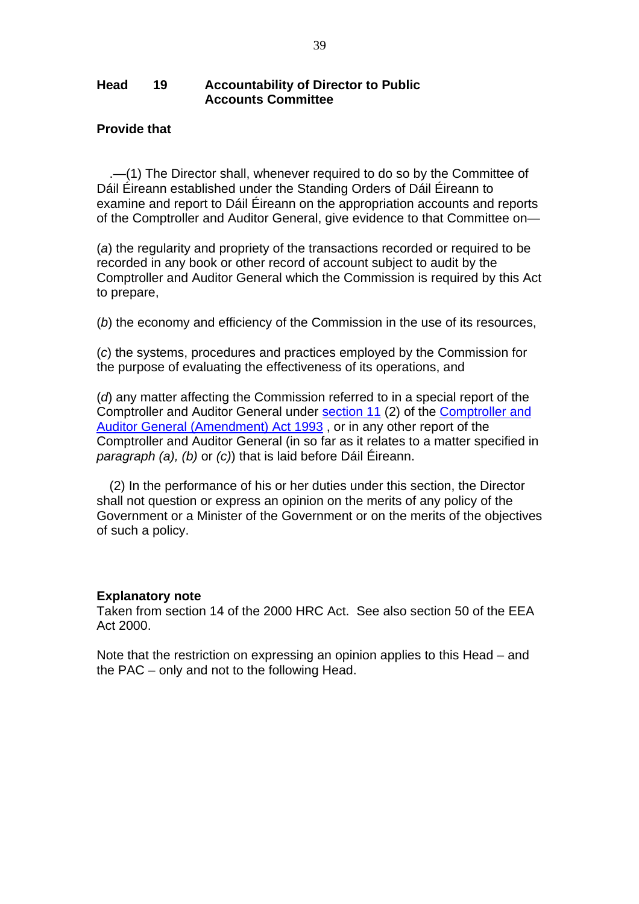**Head 19 Accountability of Director to Public Accounts Committee**

**Provide that**

.—(1) The Director shall, whenever required to do so by the Committee of Dáil Éireann established under the Standing Orders of Dáil Éireann to examine and report to Dáil Éireann on the appropriation accounts and reports of the Comptroller and Auditor General, give evidence to that Committee on—

(*a*) the regularity and propriety of the transactions recorded or required to be recorded in any book or other record of account subject to audit by the Comptroller and Auditor General which the Commission is required by this Act to prepare,

(*b*) the economy and efficiency of the Commission in the use of its resources,

(*c*) the systems, procedures and practices employed by the Commission for the purpose of evaluating the effectiveness of its operations, and

(*d*) any matter affecting the Commission referred to in a special report of the Comptroller and Auditor General under section 11 (2) of the Comptroller and Auditor General (Amendment) Act 1993 , or in any other report of the Comptroller and Auditor General (in so far as it relates to a matter specified in *paragraph (a), (b)* or *(c)*) that is laid before Dáil Éireann.

(2) In the performance of his or her duties under this section, the Director shall not question or express an opinion on the merits of any policy of the Government or a Minister of the Government or on the merits of the objectives of such a policy.

**Explanatory note**

Taken from section 14 of the 2000 HRC Act. See also section 50 of the EEA Act 2000.

Note that the restriction on expressing an opinion applies to this Head – and the PAC – only and not to the following Head.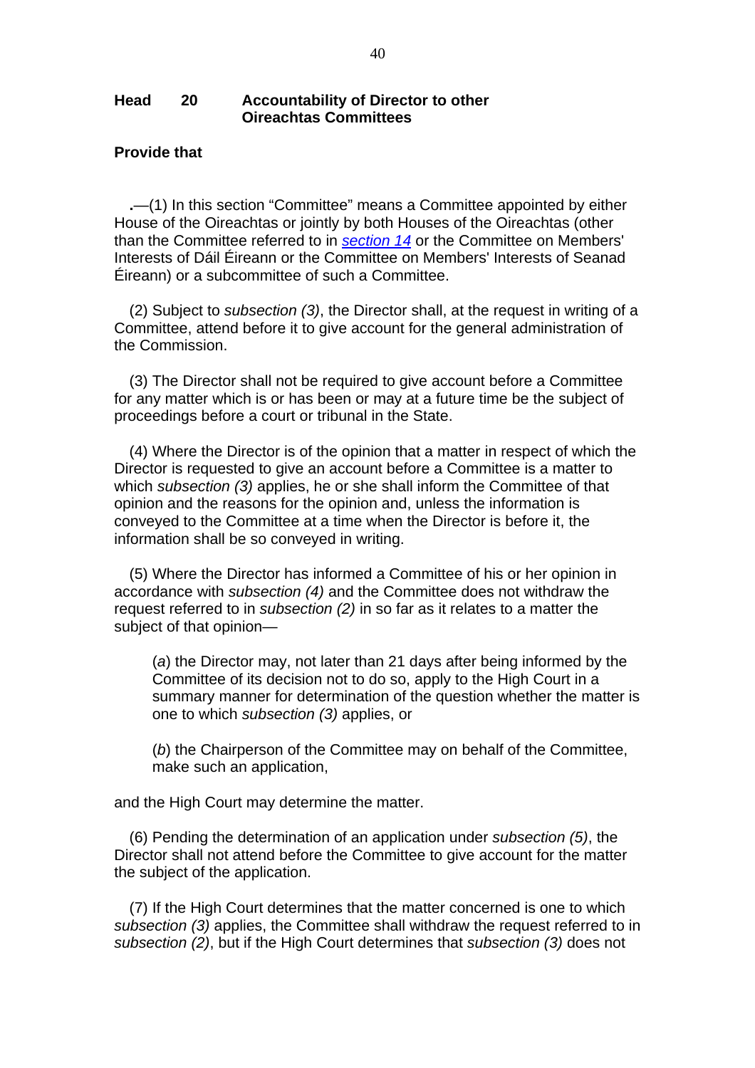**Head 20 Accountability of Director to other Oireachtas Committees**

**Provide that**

**.**—(1) In this section "Committee" means a Committee appointed by either House of the Oireachtas or jointly by both Houses of the Oireachtas (other than the Committee referred to in *section 14* or the Committee on Members' Interests of Dáil Éireann or the Committee on Members' Interests of Seanad Éireann) or a subcommittee of such a Committee.

(2) Subject to *subsection (3)*, the Director shall, at the request in writing of a Committee, attend before it to give account for the general administration of the Commission.

(3) The Director shall not be required to give account before a Committee for any matter which is or has been or may at a future time be the subject of proceedings before a court or tribunal in the State.

(4) Where the Director is of the opinion that a matter in respect of which the Director is requested to give an account before a Committee is a matter to which *subsection (3)* applies, he or she shall inform the Committee of that opinion and the reasons for the opinion and, unless the information is conveyed to the Committee at a time when the Director is before it, the information shall be so conveyed in writing.

(5) Where the Director has informed a Committee of his or her opinion in accordance with *subsection (4)* and the Committee does not withdraw the request referred to in *subsection (2)* in so far as it relates to a matter the subject of that opinion—

(*a*) the Director may, not later than 21 days after being informed by the Committee of its decision not to do so, apply to the High Court in a summary manner for determination of the question whether the matter is one to which *subsection (3)* applies, or

(*b*) the Chairperson of the Committee may on behalf of the Committee, make such an application,

and the High Court may determine the matter.

(6) Pending the determination of an application under *subsection (5)*, the Director shall not attend before the Committee to give account for the matter the subject of the application.

(7) If the High Court determines that the matter concerned is one to which *subsection (3)* applies, the Committee shall withdraw the request referred to in *subsection (2)*, but if the High Court determines that *subsection (3)* does not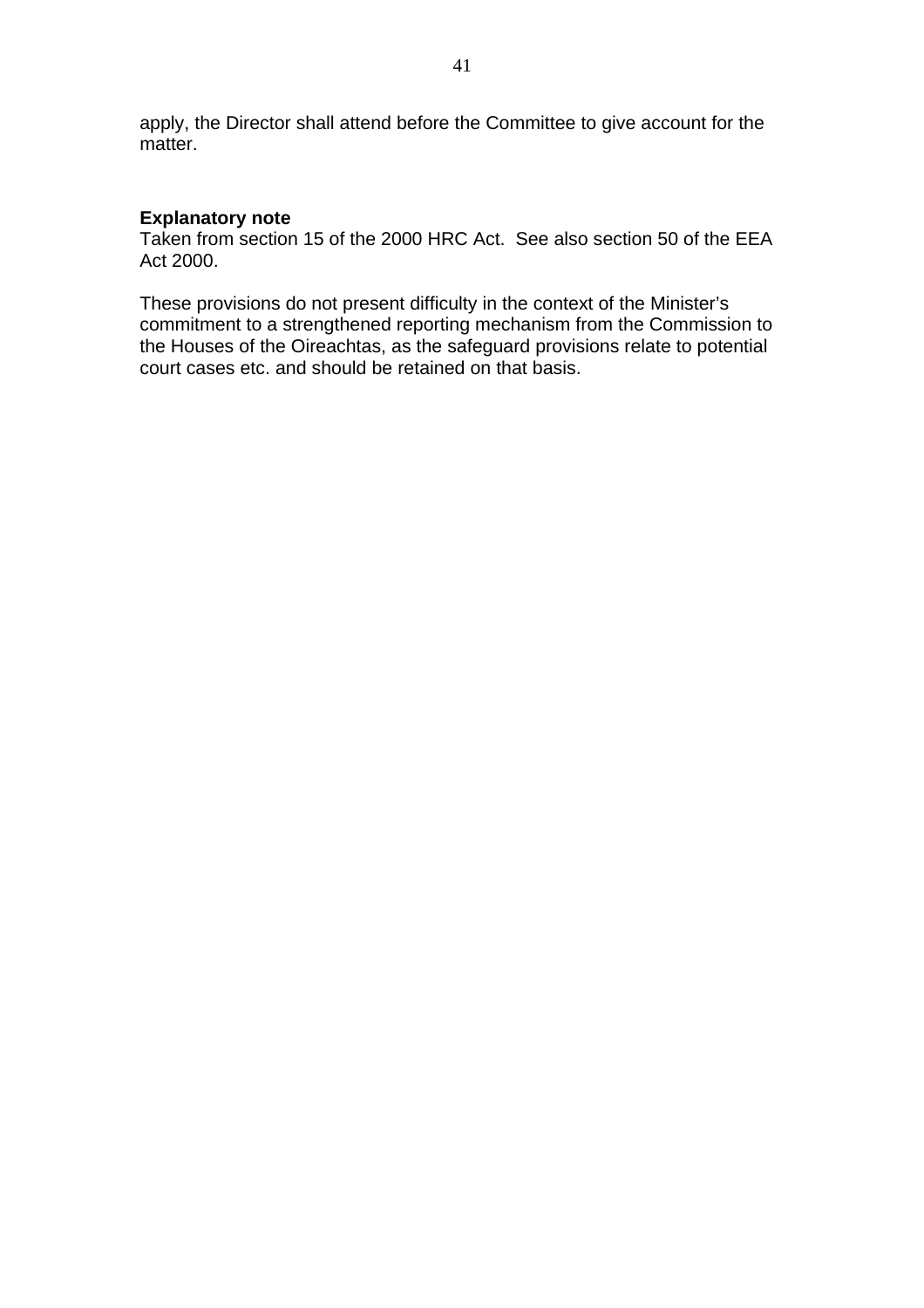apply, the Director shall attend before the Committee to give account for the matter.

**Explanatory note**
Taken from section 15 of the 2000 HRC Act. See also section 50 of the EEA Act 2000.

These provisions do not present difficulty in the context of the Minister's commitment to a strengthened reporting mechanism from the Commission to the Houses of the Oireachtas, as the safeguard provisions relate to potential court cases etc. and should be retained on that basis.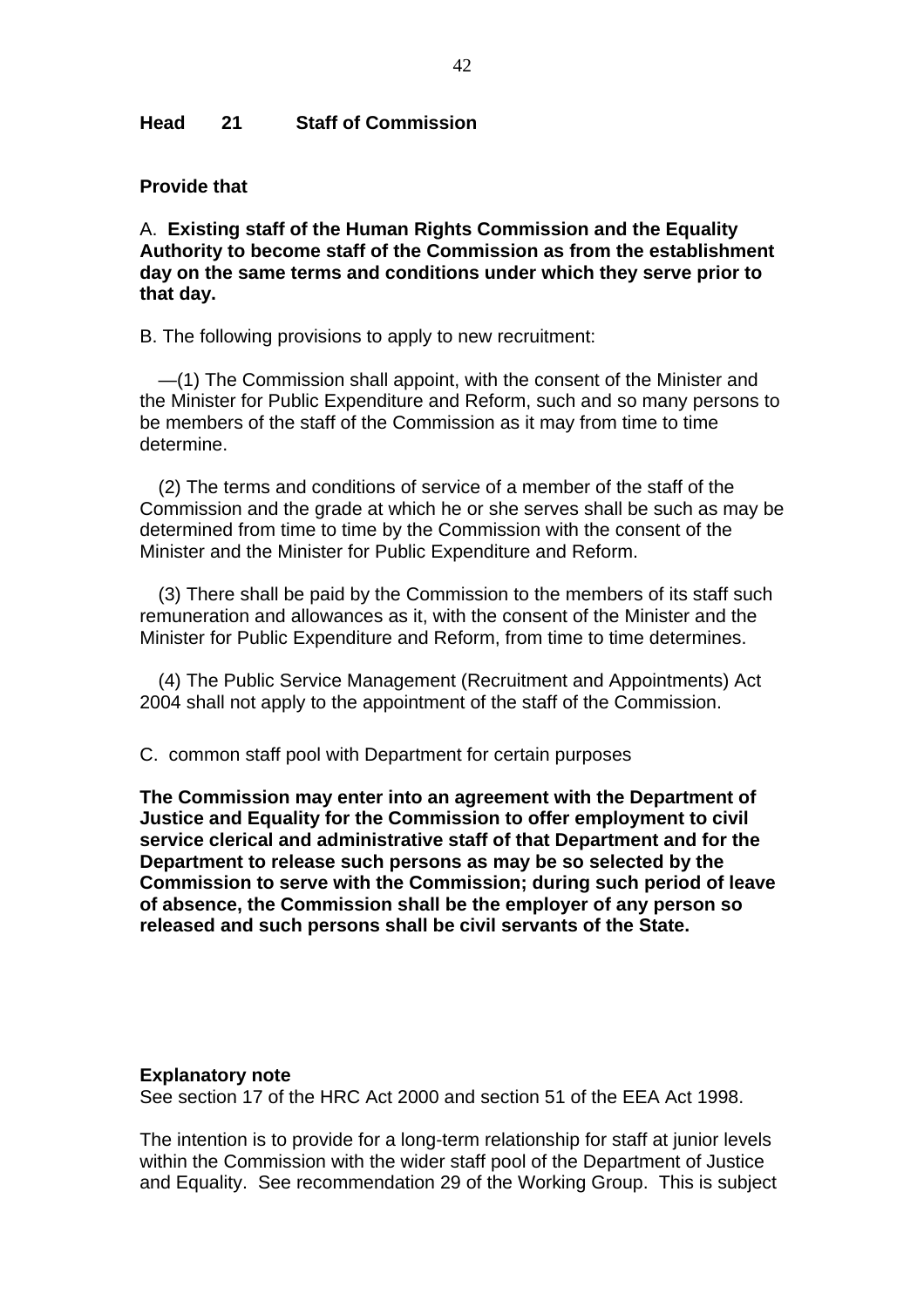**Head 21 Staff of Commission**

**Provide that**

A. **Existing staff of the Human Rights Commission and the Equality Authority to become staff of the Commission as from the establishment day on the same terms and conditions under which they serve prior to that day.**

B. The following provisions to apply to new recruitment:

—(1) The Commission shall appoint, with the consent of the Minister and the Minister for Public Expenditure and Reform, such and so many persons to be members of the staff of the Commission as it may from time to time determine.

(2) The terms and conditions of service of a member of the staff of the Commission and the grade at which he or she serves shall be such as may be determined from time to time by the Commission with the consent of the Minister and the Minister for Public Expenditure and Reform.

(3) There shall be paid by the Commission to the members of its staff such remuneration and allowances as it, with the consent of the Minister and the Minister for Public Expenditure and Reform, from time to time determines.

(4) The Public Service Management (Recruitment and Appointments) Act 2004 shall not apply to the appointment of the staff of the Commission.

C. common staff pool with Department for certain purposes

**The Commission may enter into an agreement with the Department of Justice and Equality for the Commission to offer employment to civil service clerical and administrative staff of that Department and for the Department to release such persons as may be so selected by the Commission to serve with the Commission; during such period of leave of absence, the Commission shall be the employer of any person so released and such persons shall be civil servants of the State.**

**Explanatory note**
See section 17 of the HRC Act 2000 and section 51 of the EEA Act 1998.

The intention is to provide for a long-term relationship for staff at junior levels within the Commission with the wider staff pool of the Department of Justice and Equality. See recommendation 29 of the Working Group. This is subject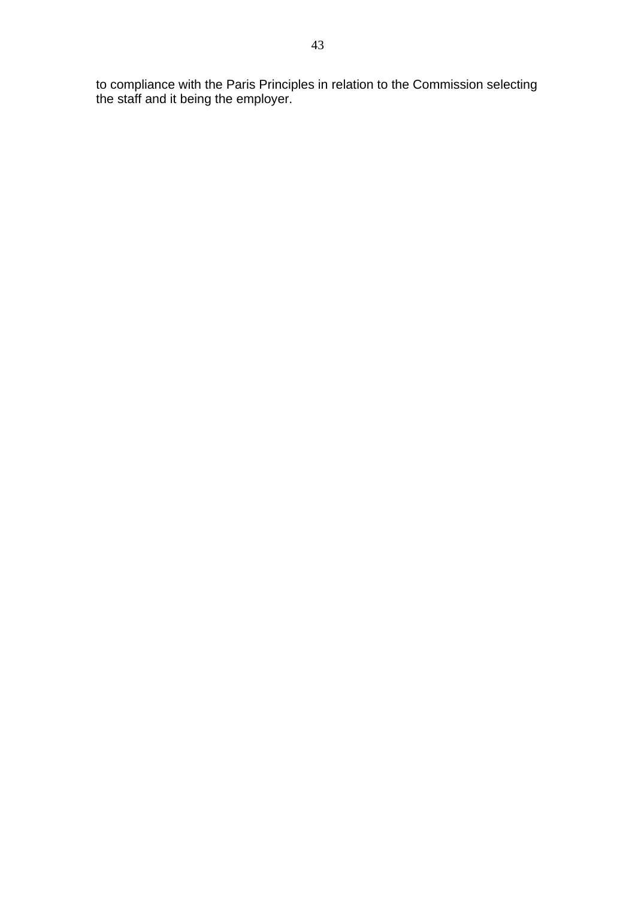to compliance with the Paris Principles in relation to the Commission selecting the staff and it being the employer.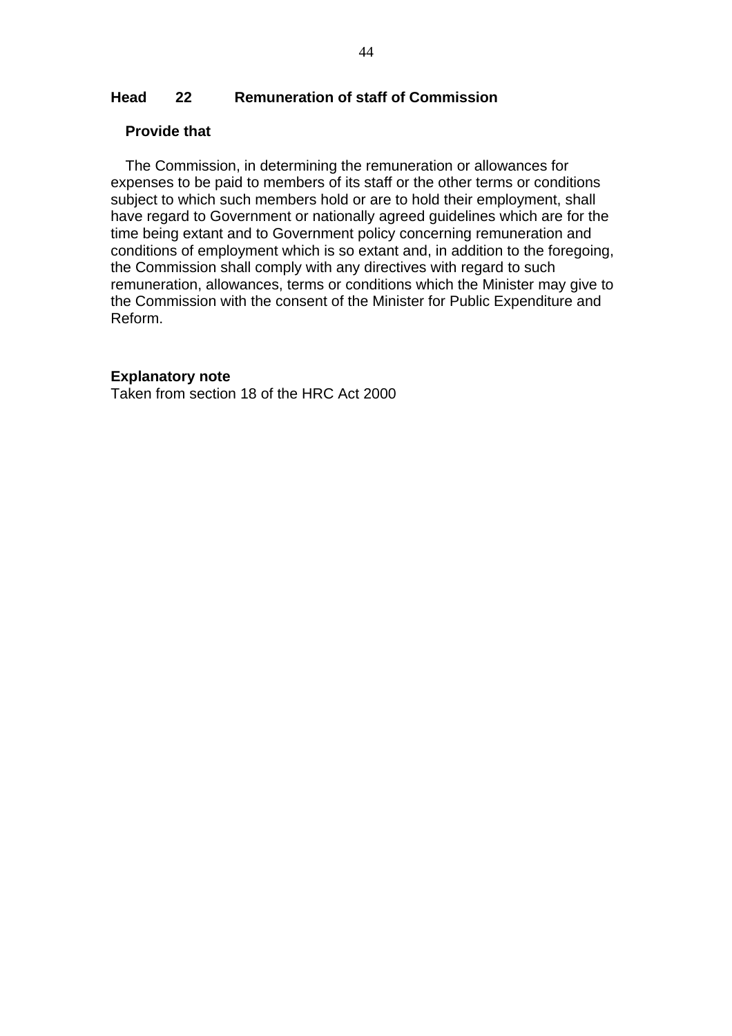**Head 22 Remuneration of staff of Commission**

**Provide that**

The Commission, in determining the remuneration or allowances for expenses to be paid to members of its staff or the other terms or conditions subject to which such members hold or are to hold their employment, shall have regard to Government or nationally agreed guidelines which are for the time being extant and to Government policy concerning remuneration and conditions of employment which is so extant and, in addition to the foregoing, the Commission shall comply with any directives with regard to such remuneration, allowances, terms or conditions which the Minister may give to the Commission with the consent of the Minister for Public Expenditure and Reform.

**Explanatory note**
Taken from section 18 of the HRC Act 2000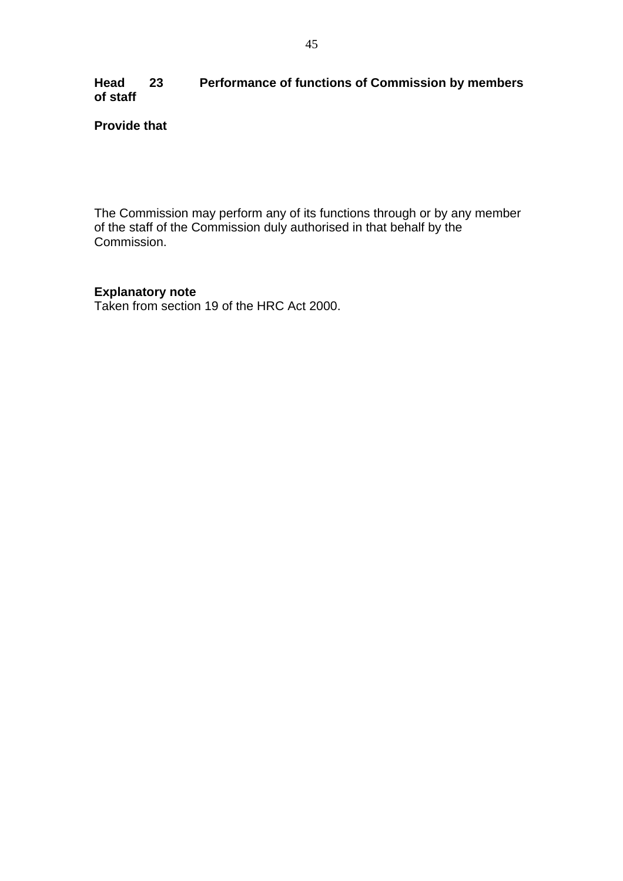**Head 23 Performance of functions of Commission by members of staff**

**Provide that**

The Commission may perform any of its functions through or by any member of the staff of the Commission duly authorised in that behalf by the Commission.

**Explanatory note**

Taken from section 19 of the HRC Act 2000.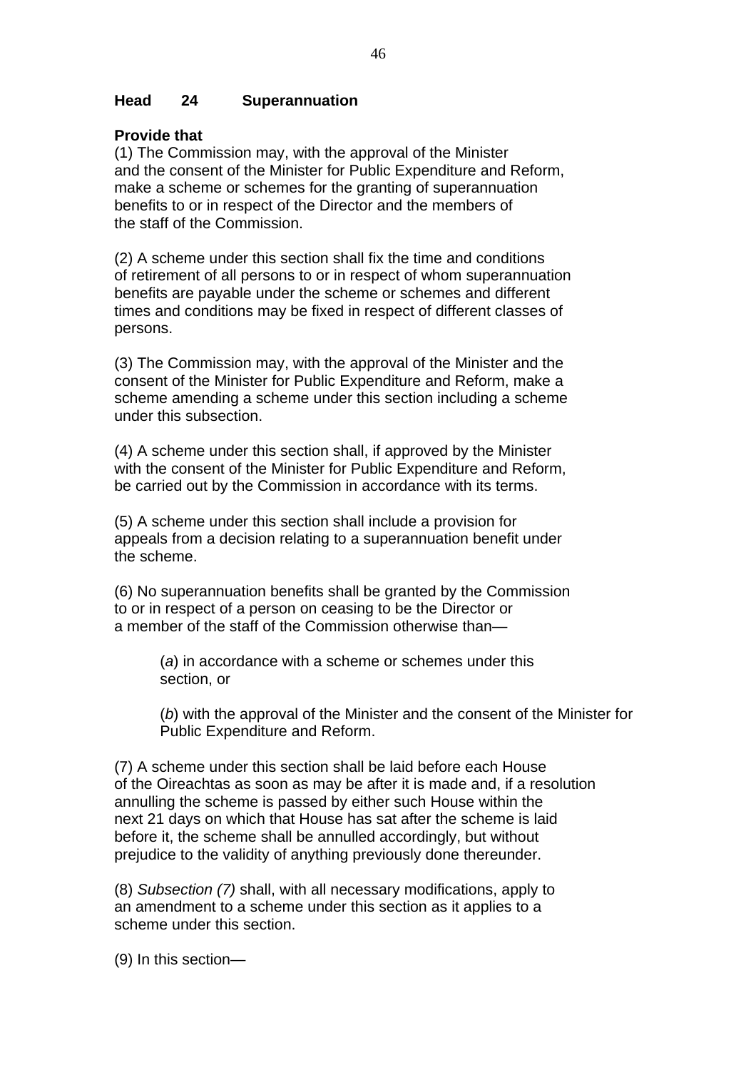**Head 24 Superannuation**

**Provide that**

(1) The Commission may, with the approval of the Minister and the consent of the Minister for Public Expenditure and Reform, make a scheme or schemes for the granting of superannuation benefits to or in respect of the Director and the members of the staff of the Commission.

(2) A scheme under this section shall fix the time and conditions of retirement of all persons to or in respect of whom superannuation benefits are payable under the scheme or schemes and different times and conditions may be fixed in respect of different classes of persons.

(3) The Commission may, with the approval of the Minister and the consent of the Minister for Public Expenditure and Reform, make a scheme amending a scheme under this section including a scheme under this subsection.

(4) A scheme under this section shall, if approved by the Minister with the consent of the Minister for Public Expenditure and Reform, be carried out by the Commission in accordance with its terms.

(5) A scheme under this section shall include a provision for appeals from a decision relating to a superannuation benefit under the scheme.

(6) No superannuation benefits shall be granted by the Commission to or in respect of a person on ceasing to be the Director or a member of the staff of the Commission otherwise than—

(*a*) in accordance with a scheme or schemes under this section, or

(*b*) with the approval of the Minister and the consent of the Minister for Public Expenditure and Reform.

(7) A scheme under this section shall be laid before each House of the Oireachtas as soon as may be after it is made and, if a resolution annulling the scheme is passed by either such House within the next 21 days on which that House has sat after the scheme is laid before it, the scheme shall be annulled accordingly, but without prejudice to the validity of anything previously done thereunder.

(8) *Subsection (7)* shall, with all necessary modifications, apply to an amendment to a scheme under this section as it applies to a scheme under this section.

(9) In this section—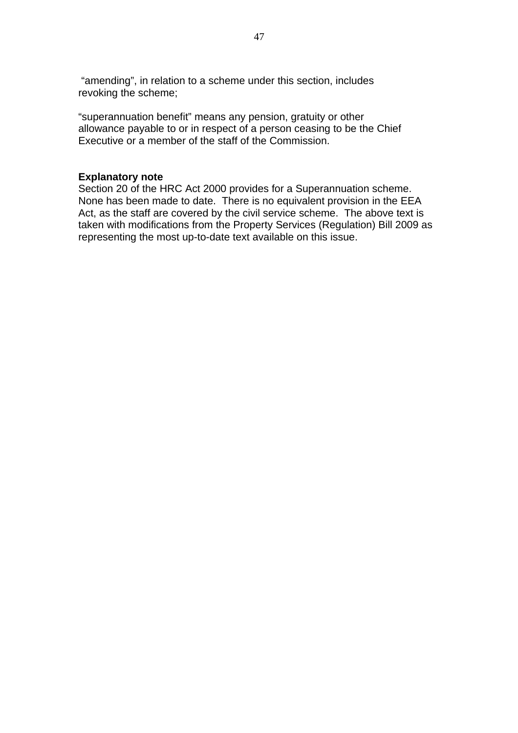"amending", in relation to a scheme under this section, includes revoking the scheme;

"superannuation benefit" means any pension, gratuity or other allowance payable to or in respect of a person ceasing to be the Chief Executive or a member of the staff of the Commission.

**Explanatory note**
Section 20 of the HRC Act 2000 provides for a Superannuation scheme. None has been made to date. There is no equivalent provision in the EEA Act, as the staff are covered by the civil service scheme. The above text is taken with modifications from the Property Services (Regulation) Bill 2009 as representing the most up-to-date text available on this issue.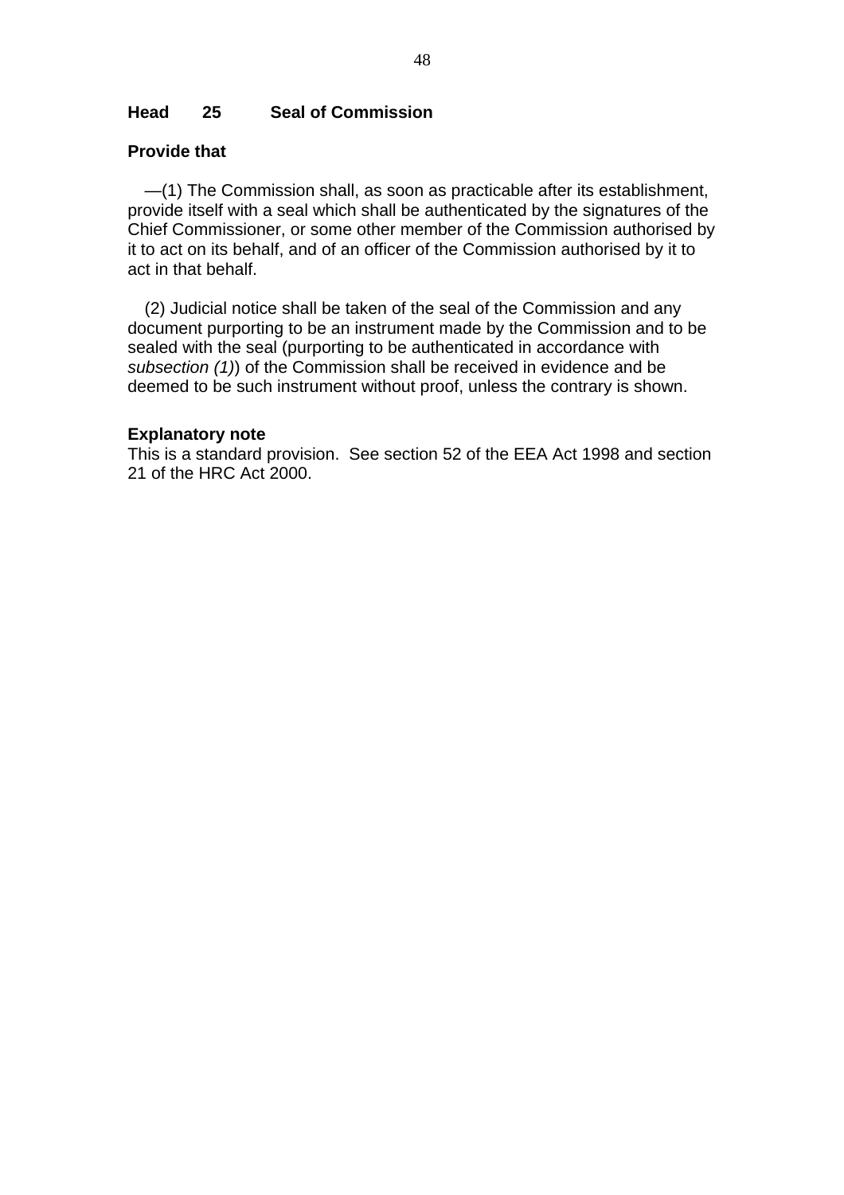**Head 25 Seal of Commission**

**Provide that**

—(1) The Commission shall, as soon as practicable after its establishment, provide itself with a seal which shall be authenticated by the signatures of the Chief Commissioner, or some other member of the Commission authorised by it to act on its behalf, and of an officer of the Commission authorised by it to act in that behalf.

(2) Judicial notice shall be taken of the seal of the Commission and any document purporting to be an instrument made by the Commission and to be sealed with the seal (purporting to be authenticated in accordance with *subsection (1)*) of the Commission shall be received in evidence and be deemed to be such instrument without proof, unless the contrary is shown.

**Explanatory note**

This is a standard provision. See section 52 of the EEA Act 1998 and section 21 of the HRC Act 2000.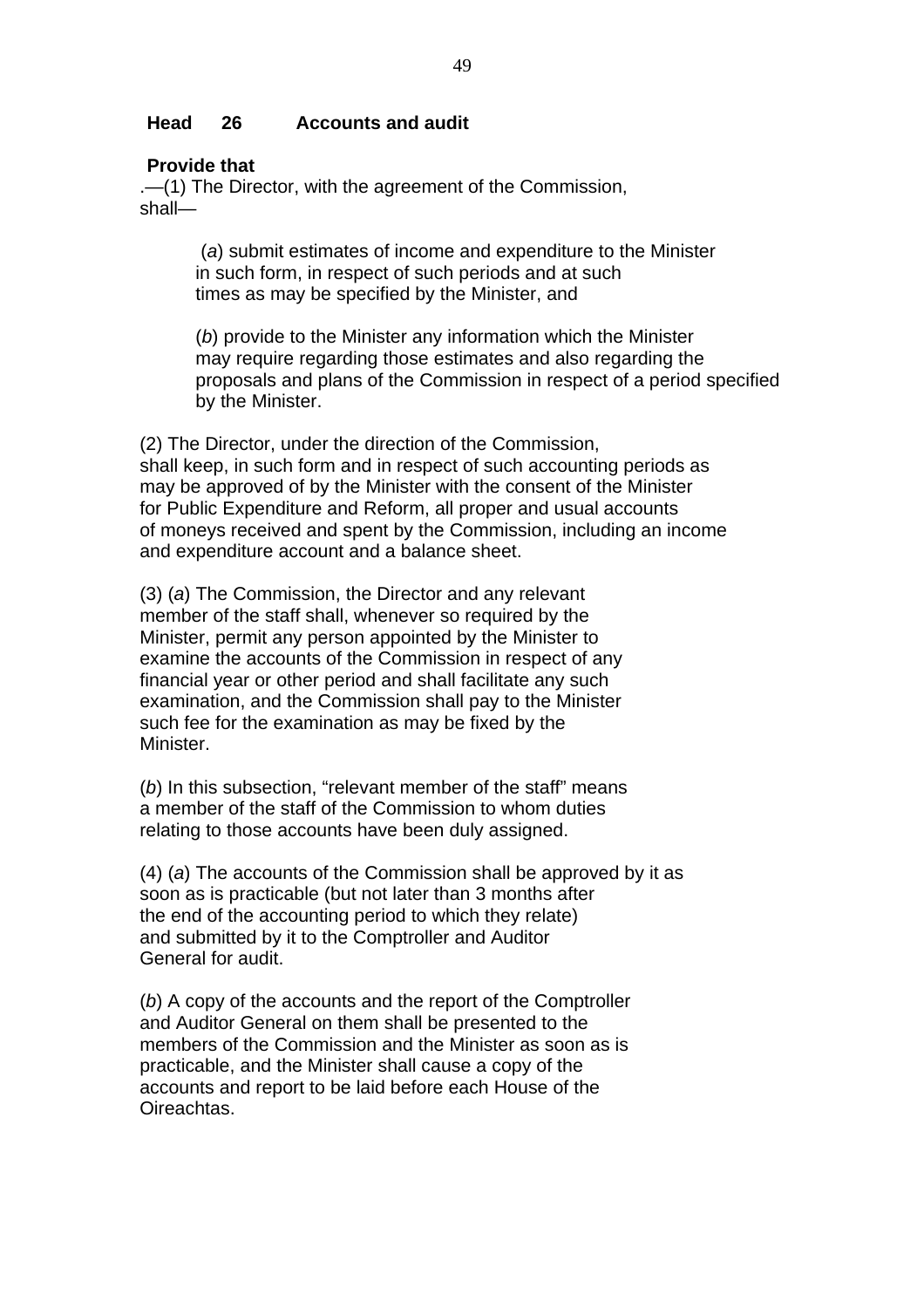**Head 26 Accounts and audit**

**Provide that**

.—(1) The Director, with the agreement of the Commission, shall—

(*a*) submit estimates of income and expenditure to the Minister in such form, in respect of such periods and at such times as may be specified by the Minister, and

(*b*) provide to the Minister any information which the Minister may require regarding those estimates and also regarding the proposals and plans of the Commission in respect of a period specified by the Minister.

(2) The Director, under the direction of the Commission, shall keep, in such form and in respect of such accounting periods as may be approved of by the Minister with the consent of the Minister for Public Expenditure and Reform, all proper and usual accounts of moneys received and spent by the Commission, including an income and expenditure account and a balance sheet.

(3) (*a*) The Commission, the Director and any relevant member of the staff shall, whenever so required by the Minister, permit any person appointed by the Minister to examine the accounts of the Commission in respect of any financial year or other period and shall facilitate any such examination, and the Commission shall pay to the Minister such fee for the examination as may be fixed by the Minister.

(*b*) In this subsection, "relevant member of the staff" means a member of the staff of the Commission to whom duties relating to those accounts have been duly assigned.

(4) (*a*) The accounts of the Commission shall be approved by it as soon as is practicable (but not later than 3 months after the end of the accounting period to which they relate) and submitted by it to the Comptroller and Auditor General for audit.

(*b*) A copy of the accounts and the report of the Comptroller and Auditor General on them shall be presented to the members of the Commission and the Minister as soon as is practicable, and the Minister shall cause a copy of the accounts and report to be laid before each House of the Oireachtas.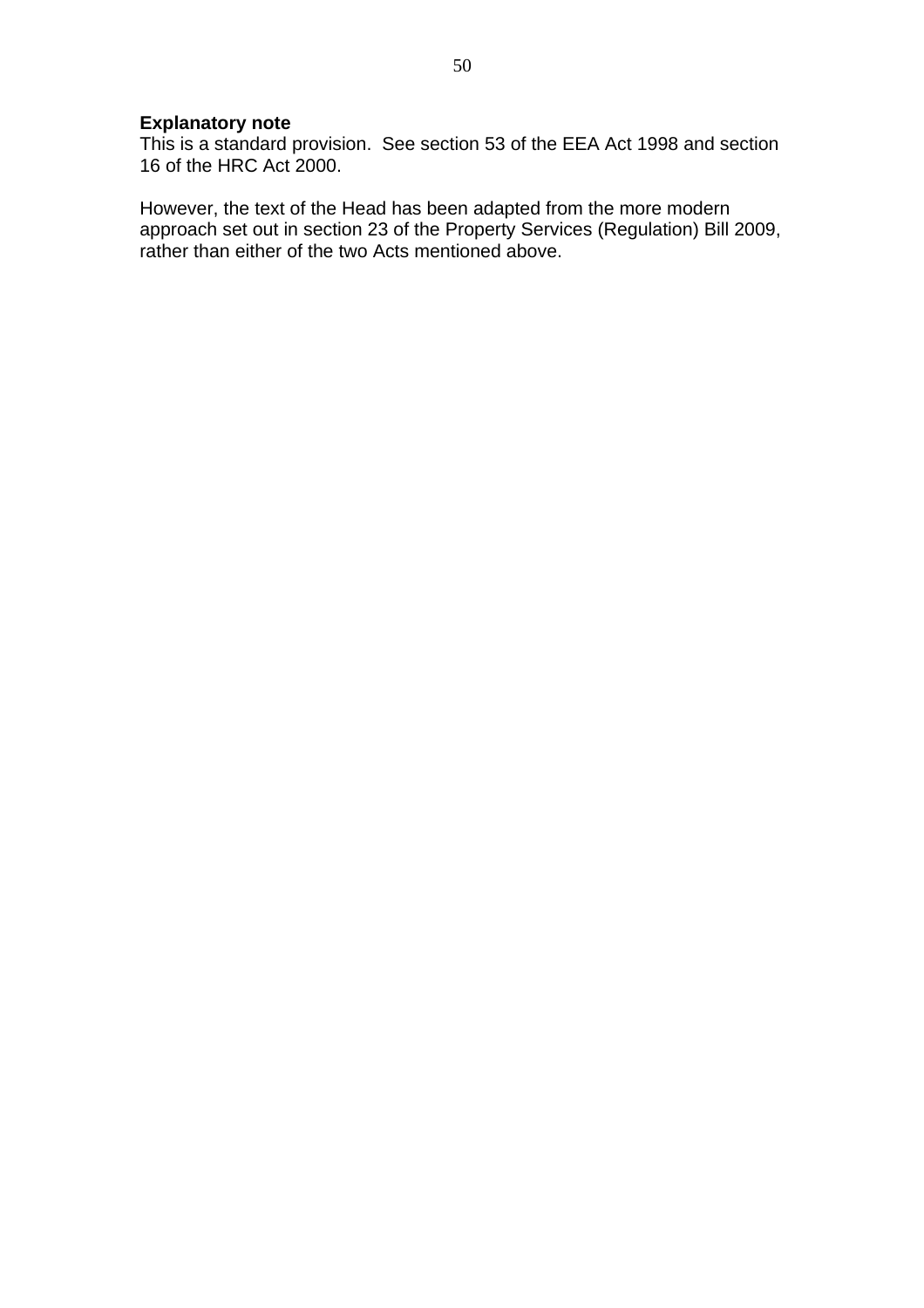**Explanatory note**
This is a standard provision. See section 53 of the EEA Act 1998 and section 16 of the HRC Act 2000.

However, the text of the Head has been adapted from the more modern approach set out in section 23 of the Property Services (Regulation) Bill 2009, rather than either of the two Acts mentioned above.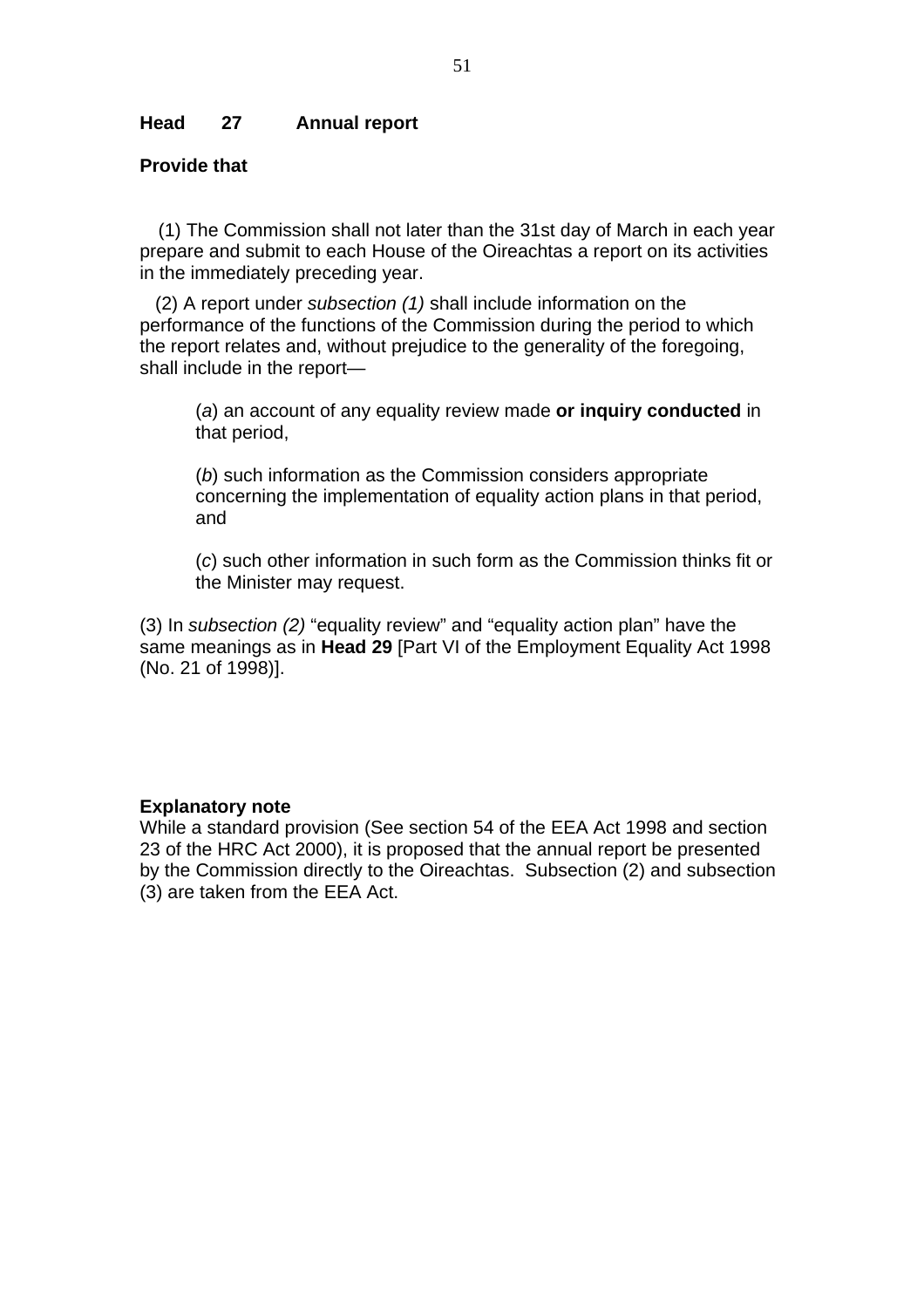**Head 27 Annual report**

**Provide that**

(1) The Commission shall not later than the 31st day of March in each year prepare and submit to each House of the Oireachtas a report on its activities in the immediately preceding year.

(2) A report under *subsection (1)* shall include information on the performance of the functions of the Commission during the period to which the report relates and, without prejudice to the generality of the foregoing, shall include in the report—

> (*a*) an account of any equality review made **or inquiry conducted** in that period,
>
> (*b*) such information as the Commission considers appropriate concerning the implementation of equality action plans in that period, and
>
> (*c*) such other information in such form as the Commission thinks fit or the Minister may request.

(3) In *subsection (2)* “equality review” and “equality action plan” have the same meanings as in **Head 29** [Part VI of the Employment Equality Act 1998 (No. 21 of 1998)].

**Explanatory note**

While a standard provision (See section 54 of the EEA Act 1998 and section 23 of the HRC Act 2000), it is proposed that the annual report be presented by the Commission directly to the Oireachtas. Subsection (2) and subsection (3) are taken from the EEA Act.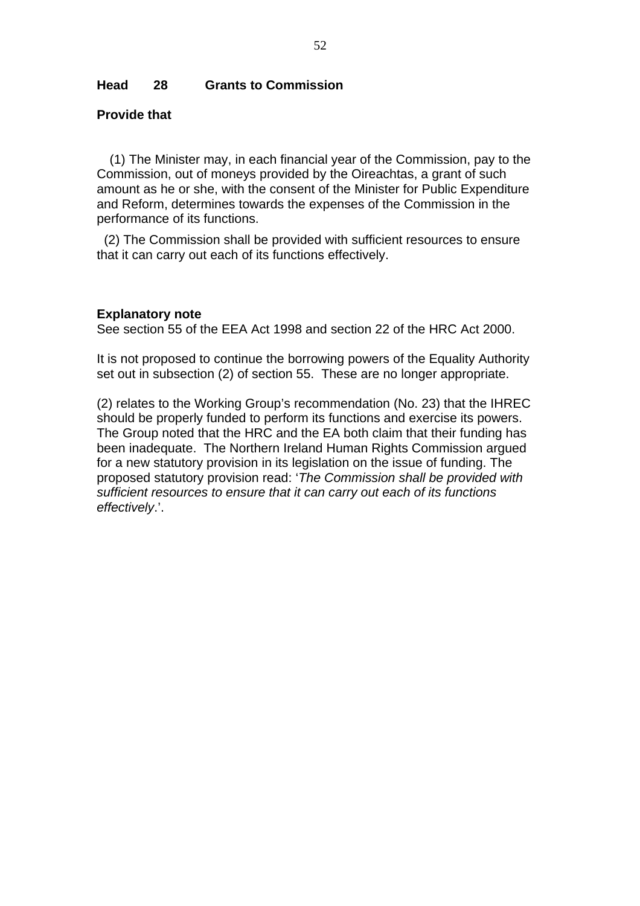**Head 28 Grants to Commission**

**Provide that**

(1) The Minister may, in each financial year of the Commission, pay to the Commission, out of moneys provided by the Oireachtas, a grant of such amount as he or she, with the consent of the Minister for Public Expenditure and Reform, determines towards the expenses of the Commission in the performance of its functions.

(2) The Commission shall be provided with sufficient resources to ensure that it can carry out each of its functions effectively.

**Explanatory note**

See section 55 of the EEA Act 1998 and section 22 of the HRC Act 2000.

It is not proposed to continue the borrowing powers of the Equality Authority set out in subsection (2) of section 55. These are no longer appropriate.

(2) relates to the Working Group's recommendation (No. 23) that the IHREC should be properly funded to perform its functions and exercise its powers. The Group noted that the HRC and the EA both claim that their funding has been inadequate. The Northern Ireland Human Rights Commission argued for a new statutory provision in its legislation on the issue of funding. The proposed statutory provision read: '*The Commission shall be provided with sufficient resources to ensure that it can carry out each of its functions effectively*.'.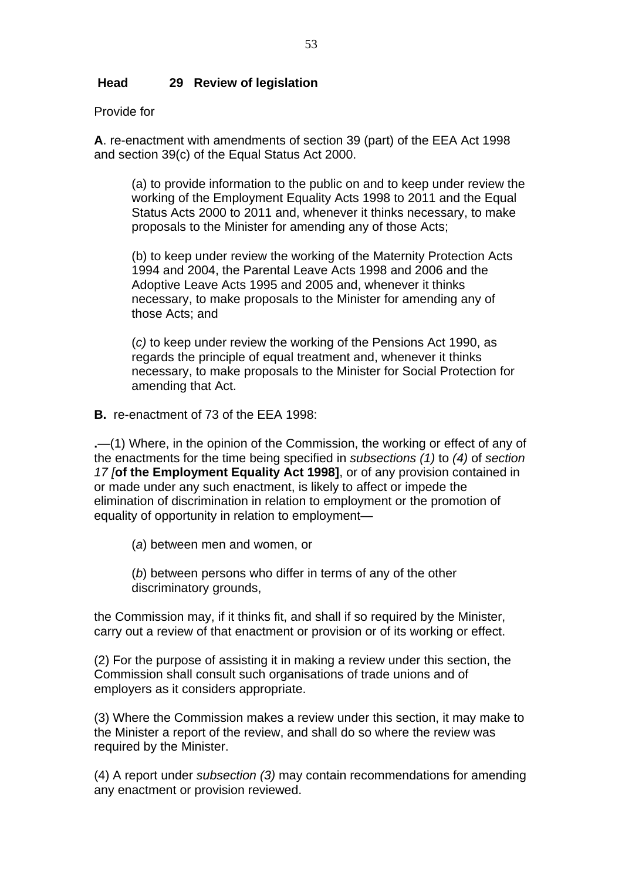## Head 29 Review of legislation

Provide for

**A**. re-enactment with amendments of section 39 (part) of the EEA Act 1998 and section 39(c) of the Equal Status Act 2000.

> (a) to provide information to the public on and to keep under review the working of the Employment Equality Acts 1998 to 2011 and the Equal Status Acts 2000 to 2011 and, whenever it thinks necessary, to make proposals to the Minister for amending any of those Acts;
>
> (b) to keep under review the working of the Maternity Protection Acts 1994 and 2004, the Parental Leave Acts 1998 and 2006 and the Adoptive Leave Acts 1995 and 2005 and, whenever it thinks necessary, to make proposals to the Minister for amending any of those Acts; and
>
> (*c)* to keep under review the working of the Pensions Act 1990, as regards the principle of equal treatment and, whenever it thinks necessary, to make proposals to the Minister for Social Protection for amending that Act.

**B.** re-enactment of 73 of the EEA 1998:

**.**—(1) Where, in the opinion of the Commission, the working or effect of any of the enactments for the time being specified in *subsections (1)* to *(4)* of *section 17 [***of the Employment Equality Act 1998]**, or of any provision contained in or made under any such enactment, is likely to affect or impede the elimination of discrimination in relation to employment or the promotion of equality of opportunity in relation to employment—

> (*a*) between men and women, or
>
> (*b*) between persons who differ in terms of any of the other discriminatory grounds,

the Commission may, if it thinks fit, and shall if so required by the Minister, carry out a review of that enactment or provision or of its working or effect.

(2) For the purpose of assisting it in making a review under this section, the Commission shall consult such organisations of trade unions and of employers as it considers appropriate.

(3) Where the Commission makes a review under this section, it may make to the Minister a report of the review, and shall do so where the review was required by the Minister.

(4) A report under *subsection (3)* may contain recommendations for amending any enactment or provision reviewed.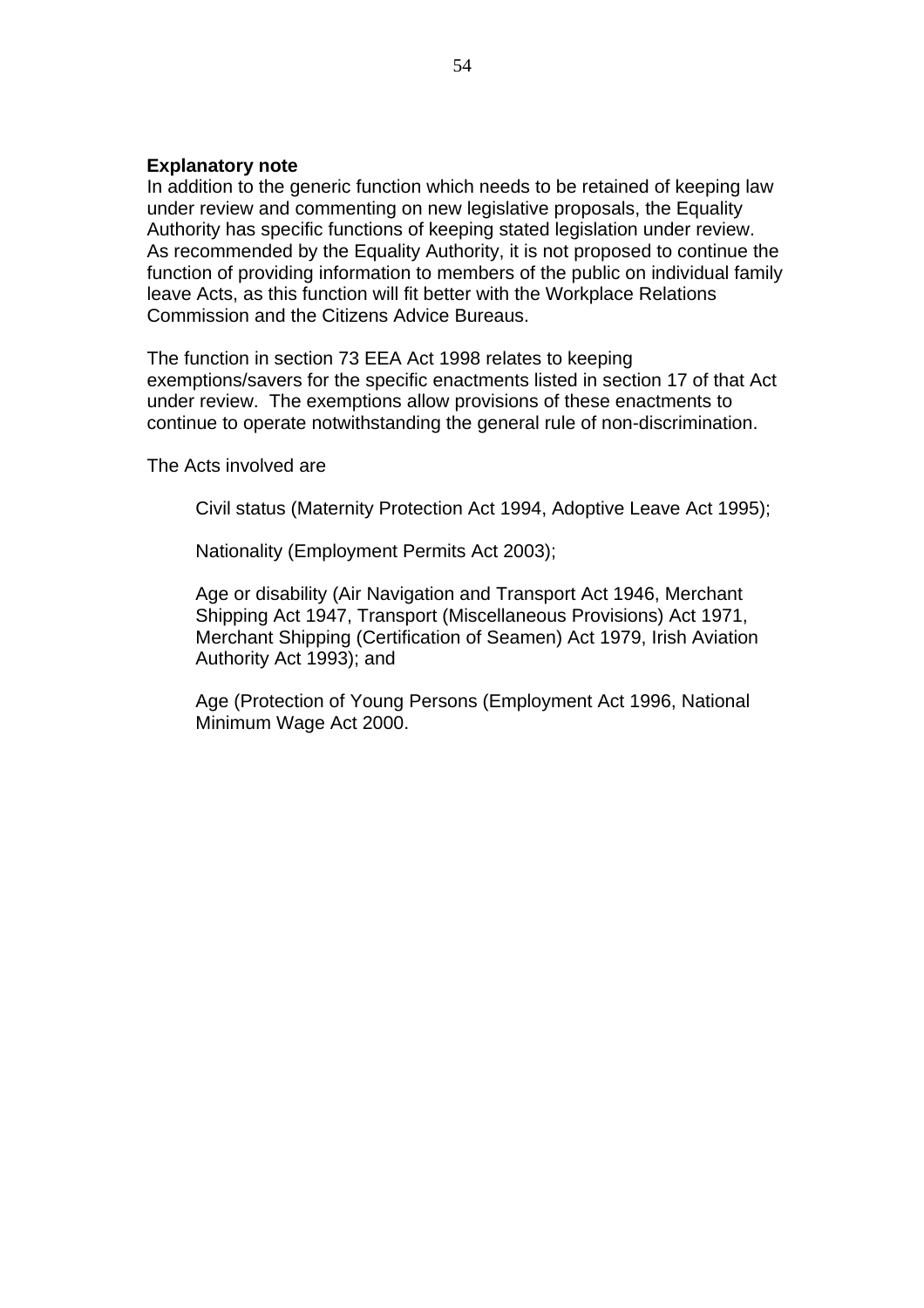**Explanatory note**

In addition to the generic function which needs to be retained of keeping law under review and commenting on new legislative proposals, the Equality Authority has specific functions of keeping stated legislation under review. As recommended by the Equality Authority, it is not proposed to continue the function of providing information to members of the public on individual family leave Acts, as this function will fit better with the Workplace Relations Commission and the Citizens Advice Bureaus.

The function in section 73 EEA Act 1998 relates to keeping exemptions/savers for the specific enactments listed in section 17 of that Act under review. The exemptions allow provisions of these enactments to continue to operate notwithstanding the general rule of non-discrimination.

The Acts involved are

> Civil status (Maternity Protection Act 1994, Adoptive Leave Act 1995);
>
> Nationality (Employment Permits Act 2003);
>
> Age or disability (Air Navigation and Transport Act 1946, Merchant Shipping Act 1947, Transport (Miscellaneous Provisions) Act 1971, Merchant Shipping (Certification of Seamen) Act 1979, Irish Aviation Authority Act 1993); and
>
> Age (Protection of Young Persons (Employment Act 1996, National Minimum Wage Act 2000.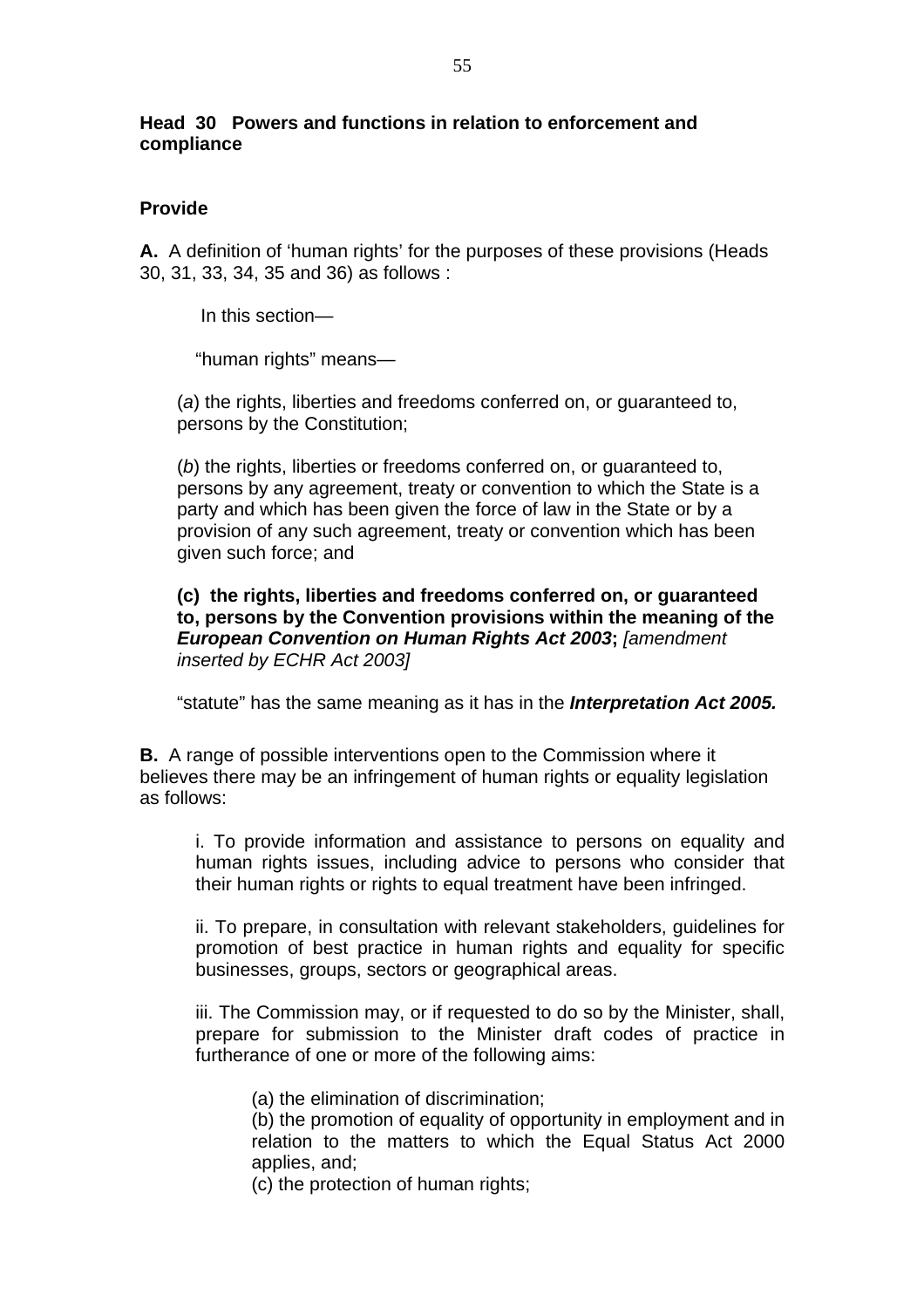**Head 30 Powers and functions in relation to enforcement and compliance**

**Provide**

**A.** A definition of 'human rights' for the purposes of these provisions (Heads 30, 31, 33, 34, 35 and 36) as follows :

In this section—

"human rights" means—

(*a*) the rights, liberties and freedoms conferred on, or guaranteed to, persons by the Constitution;

(*b*) the rights, liberties or freedoms conferred on, or guaranteed to, persons by any agreement, treaty or convention to which the State is a party and which has been given the force of law in the State or by a provision of any such agreement, treaty or convention which has been given such force; and

**(c) the rights, liberties and freedoms conferred on, or guaranteed to, persons by the Convention provisions within the meaning of the *European Convention on Human Rights Act 2003*;** *[amendment inserted by ECHR Act 2003]*

"statute" has the same meaning as it has in the ***Interpretation Act 2005.***

**B.** A range of possible interventions open to the Commission where it believes there may be an infringement of human rights or equality legislation as follows:

i. To provide information and assistance to persons on equality and human rights issues, including advice to persons who consider that their human rights or rights to equal treatment have been infringed.

ii. To prepare, in consultation with relevant stakeholders, guidelines for promotion of best practice in human rights and equality for specific businesses, groups, sectors or geographical areas.

iii. The Commission may, or if requested to do so by the Minister, shall, prepare for submission to the Minister draft codes of practice in furtherance of one or more of the following aims:

(a) the elimination of discrimination;
(b) the promotion of equality of opportunity in employment and in relation to the matters to which the Equal Status Act 2000 applies, and;
(c) the protection of human rights;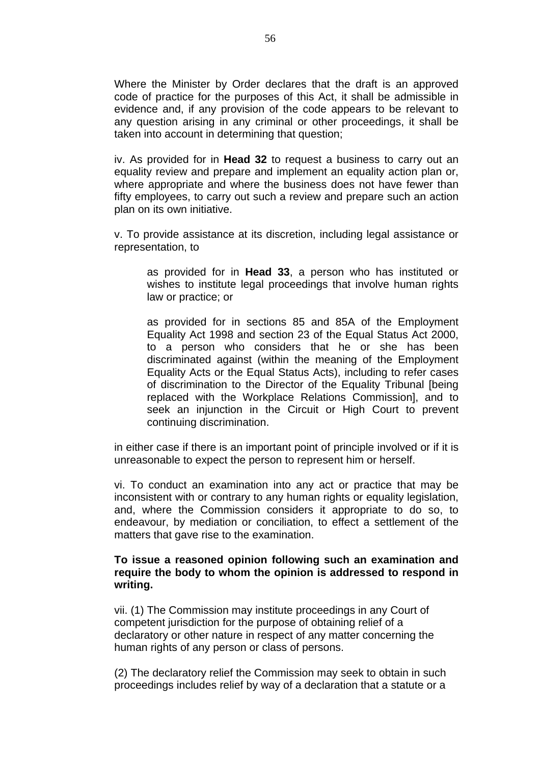Where the Minister by Order declares that the draft is an approved code of practice for the purposes of this Act, it shall be admissible in evidence and, if any provision of the code appears to be relevant to any question arising in any criminal or other proceedings, it shall be taken into account in determining that question;

iv. As provided for in **Head 32** to request a business to carry out an equality review and prepare and implement an equality action plan or, where appropriate and where the business does not have fewer than fifty employees, to carry out such a review and prepare such an action plan on its own initiative.

v. To provide assistance at its discretion, including legal assistance or representation, to

> as provided for in **Head 33**, a person who has instituted or wishes to institute legal proceedings that involve human rights law or practice; or
>
> as provided for in sections 85 and 85A of the Employment Equality Act 1998 and section 23 of the Equal Status Act 2000, to a person who considers that he or she has been discriminated against (within the meaning of the Employment Equality Acts or the Equal Status Acts), including to refer cases of discrimination to the Director of the Equality Tribunal [being replaced with the Workplace Relations Commission], and to seek an injunction in the Circuit or High Court to prevent continuing discrimination.

in either case if there is an important point of principle involved or if it is unreasonable to expect the person to represent him or herself.

vi. To conduct an examination into any act or practice that may be inconsistent with or contrary to any human rights or equality legislation, and, where the Commission considers it appropriate to do so, to endeavour, by mediation or conciliation, to effect a settlement of the matters that gave rise to the examination.

**To issue a reasoned opinion following such an examination and require the body to whom the opinion is addressed to respond in writing.**

vii. (1) The Commission may institute proceedings in any Court of competent jurisdiction for the purpose of obtaining relief of a declaratory or other nature in respect of any matter concerning the human rights of any person or class of persons.

(2) The declaratory relief the Commission may seek to obtain in such proceedings includes relief by way of a declaration that a statute or a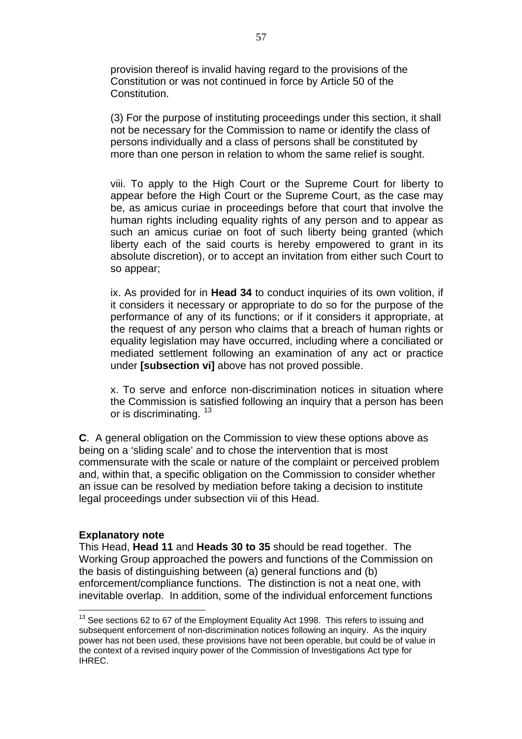provision thereof is invalid having regard to the provisions of the Constitution or was not continued in force by Article 50 of the Constitution.

(3) For the purpose of instituting proceedings under this section, it shall not be necessary for the Commission to name or identify the class of persons individually and a class of persons shall be constituted by more than one person in relation to whom the same relief is sought.

viii. To apply to the High Court or the Supreme Court for liberty to appear before the High Court or the Supreme Court, as the case may be, as amicus curiae in proceedings before that court that involve the human rights including equality rights of any person and to appear as such an amicus curiae on foot of such liberty being granted (which liberty each of the said courts is hereby empowered to grant in its absolute discretion), or to accept an invitation from either such Court to so appear;

ix. As provided for in **Head 34** to conduct inquiries of its own volition, if it considers it necessary or appropriate to do so for the purpose of the performance of any of its functions; or if it considers it appropriate, at the request of any person who claims that a breach of human rights or equality legislation may have occurred, including where a conciliated or mediated settlement following an examination of any act or practice under **[subsection vi]** above has not proved possible.

x. To serve and enforce non-discrimination notices in situation where the Commission is satisfied following an inquiry that a person has been or is discriminating. [13]

**C**. A general obligation on the Commission to view these options above as being on a 'sliding scale' and to chose the intervention that is most commensurate with the scale or nature of the complaint or perceived problem and, within that, a specific obligation on the Commission to consider whether an issue can be resolved by mediation before taking a decision to institute legal proceedings under subsection vii of this Head.

**Explanatory note**

This Head, **Head 11** and **Heads 30 to 35** should be read together. The Working Group approached the powers and functions of the Commission on the basis of distinguishing between (a) general functions and (b) enforcement/compliance functions. The distinction is not a neat one, with inevitable overlap. In addition, some of the individual enforcement functions

---

[13] See sections 62 to 67 of the Employment Equality Act 1998. This refers to issuing and subsequent enforcement of non-discrimination notices following an inquiry. As the inquiry power has not been used, these provisions have not been operable, but could be of value in the context of a revised inquiry power of the Commission of Investigations Act type for IHREC.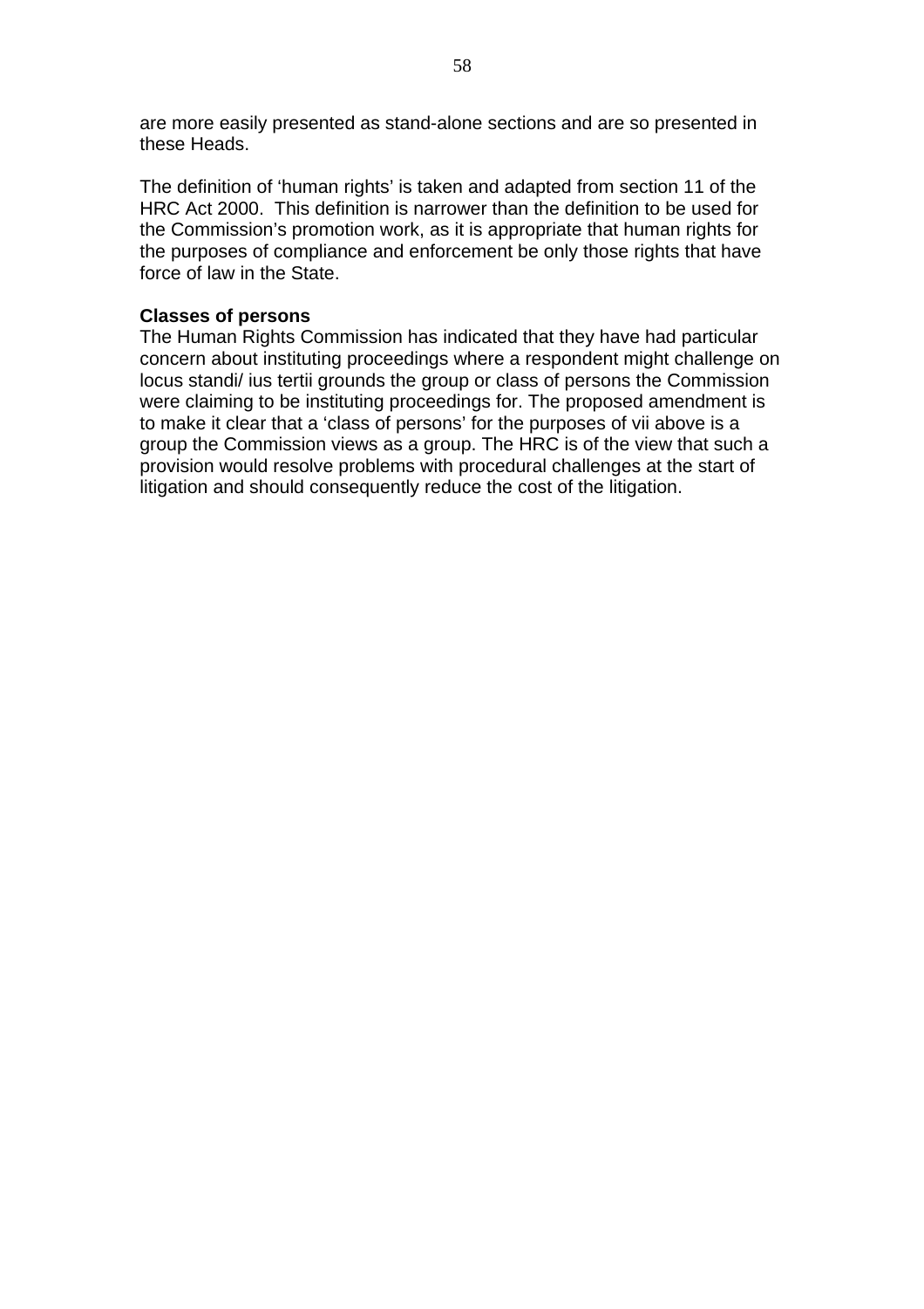are more easily presented as stand-alone sections and are so presented in these Heads.

The definition of 'human rights' is taken and adapted from section 11 of the HRC Act 2000. This definition is narrower than the definition to be used for the Commission's promotion work, as it is appropriate that human rights for the purposes of compliance and enforcement be only those rights that have force of law in the State.

**Classes of persons**

The Human Rights Commission has indicated that they have had particular concern about instituting proceedings where a respondent might challenge on locus standi/ ius tertii grounds the group or class of persons the Commission were claiming to be instituting proceedings for. The proposed amendment is to make it clear that a 'class of persons' for the purposes of vii above is a group the Commission views as a group. The HRC is of the view that such a provision would resolve problems with procedural challenges at the start of litigation and should consequently reduce the cost of the litigation.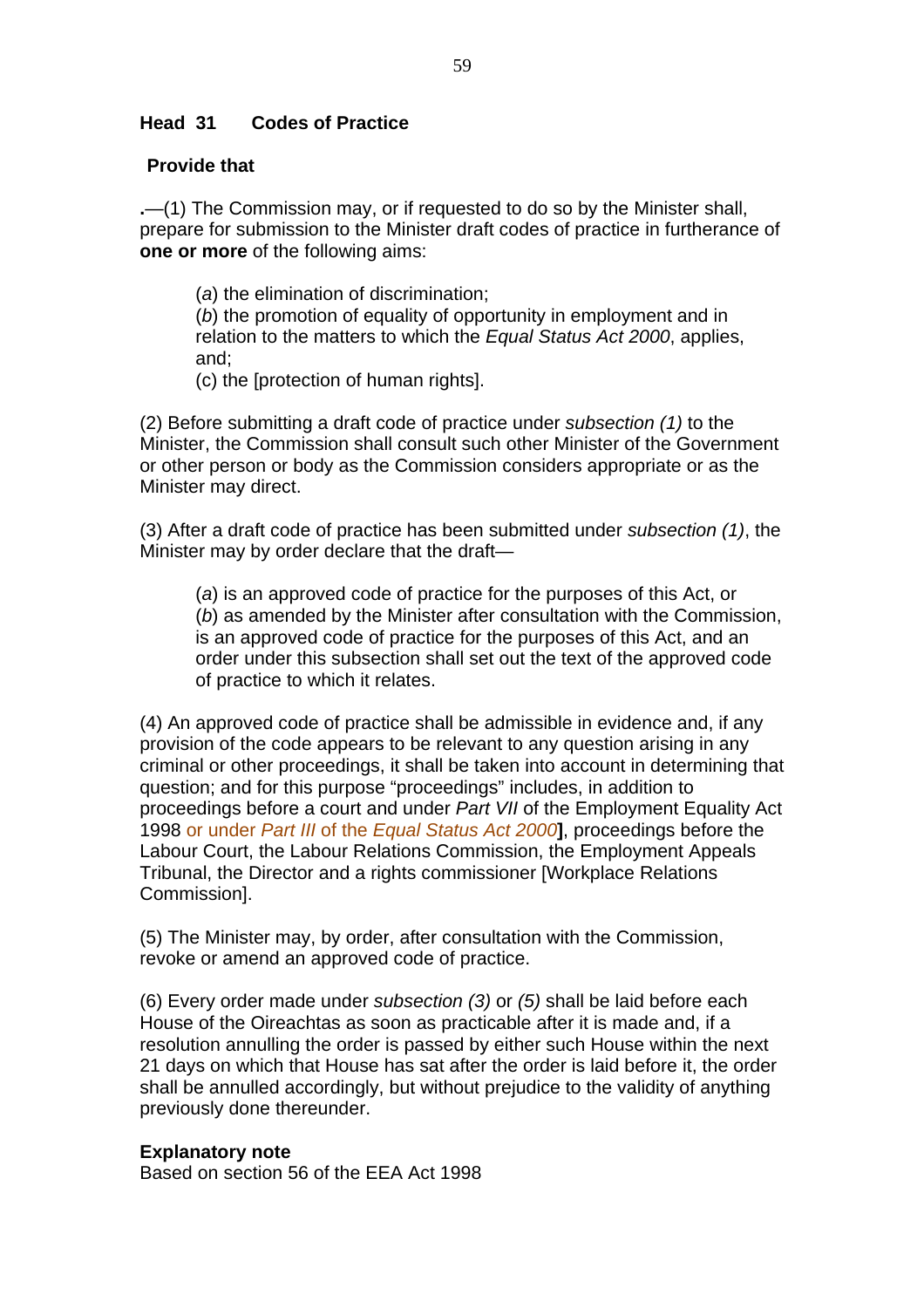**Head 31 Codes of Practice**

**Provide that**

**.**—(1) The Commission may, or if requested to do so by the Minister shall, prepare for submission to the Minister draft codes of practice in furtherance of **one or more** of the following aims:

(*a*) the elimination of discrimination;
(*b*) the promotion of equality of opportunity in employment and in relation to the matters to which the *Equal Status Act 2000*, applies, and;
(c) the [protection of human rights].

(2) Before submitting a draft code of practice under *subsection (1)* to the Minister, the Commission shall consult such other Minister of the Government or other person or body as the Commission considers appropriate or as the Minister may direct.

(3) After a draft code of practice has been submitted under *subsection (1)*, the Minister may by order declare that the draft—

(*a*) is an approved code of practice for the purposes of this Act, or
(*b*) as amended by the Minister after consultation with the Commission, is an approved code of practice for the purposes of this Act, and an order under this subsection shall set out the text of the approved code of practice to which it relates.

(4) An approved code of practice shall be admissible in evidence and, if any provision of the code appears to be relevant to any question arising in any criminal or other proceedings, it shall be taken into account in determining that question; and for this purpose "proceedings" includes, in addition to proceedings before a court and under *Part VII* of the Employment Equality Act 1998 or under *Part III* of the *Equal Status Act 2000***]**, proceedings before the Labour Court, the Labour Relations Commission, the Employment Appeals Tribunal, the Director and a rights commissioner [Workplace Relations Commission].

(5) The Minister may, by order, after consultation with the Commission, revoke or amend an approved code of practice.

(6) Every order made under *subsection (3)* or *(5)* shall be laid before each House of the Oireachtas as soon as practicable after it is made and, if a resolution annulling the order is passed by either such House within the next 21 days on which that House has sat after the order is laid before it, the order shall be annulled accordingly, but without prejudice to the validity of anything previously done thereunder.

**Explanatory note**
Based on section 56 of the EEA Act 1998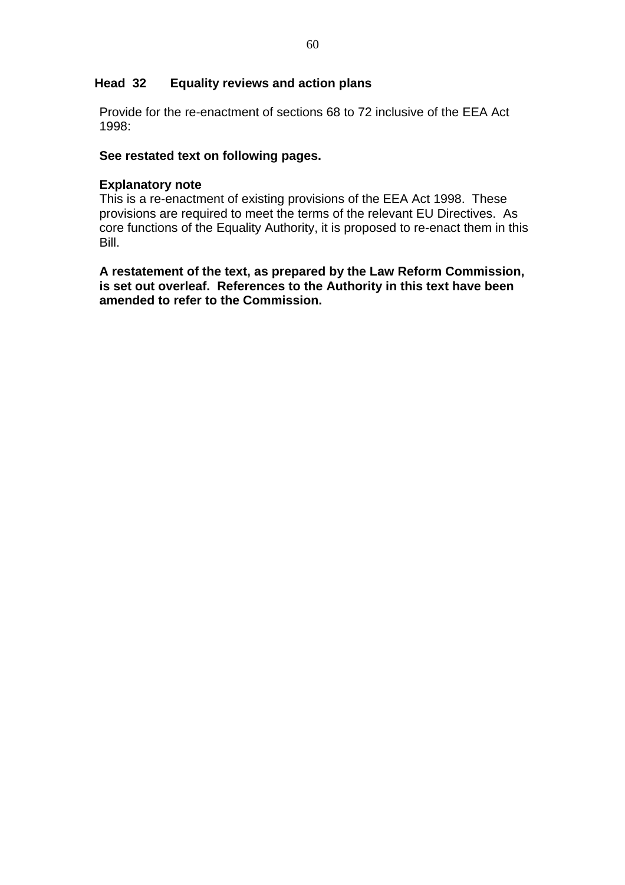## Head 32 Equality reviews and action plans

Provide for the re-enactment of sections 68 to 72 inclusive of the EEA Act 1998:

**See restated text on following pages.**

**Explanatory note**

This is a re-enactment of existing provisions of the EEA Act 1998. These provisions are required to meet the terms of the relevant EU Directives. As core functions of the Equality Authority, it is proposed to re-enact them in this Bill.

**A restatement of the text, as prepared by the Law Reform Commission, is set out overleaf. References to the Authority in this text have been amended to refer to the Commission.**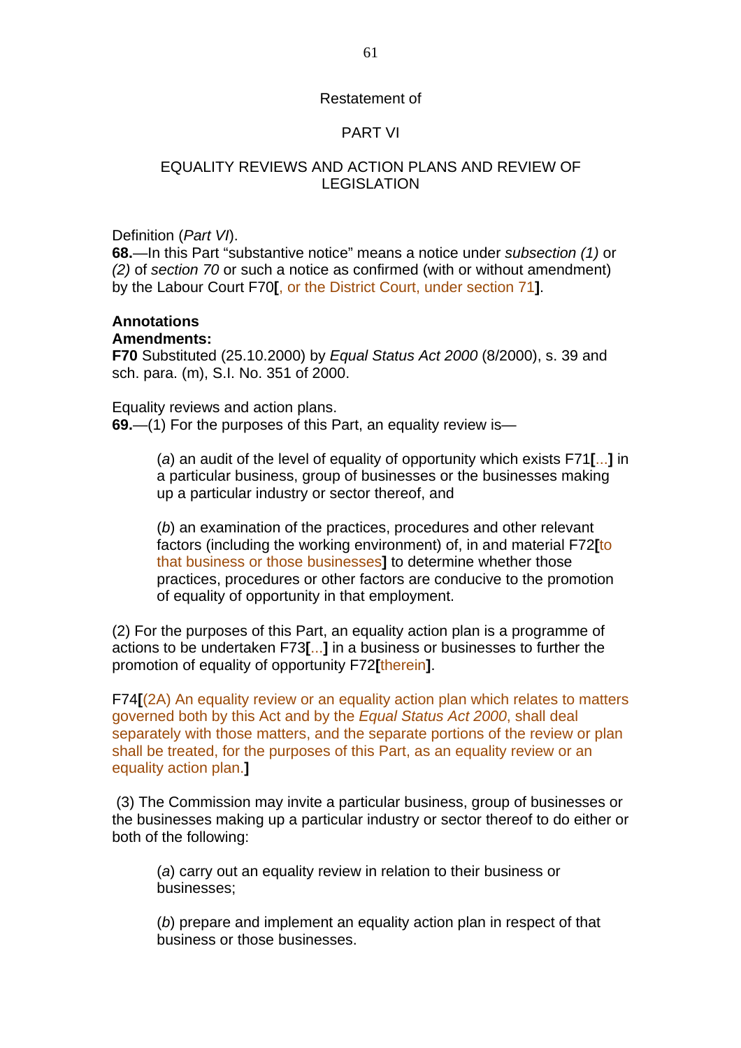Restatement of

PART VI

EQUALITY REVIEWS AND ACTION PLANS AND REVIEW OF LEGISLATION

Definition (*Part VI*).

**68.**—In this Part "substantive notice" means a notice under *subsection (1)* or *(2)* of *section 70* or such a notice as confirmed (with or without amendment) by the Labour Court F70**[**, or the District Court, under section 71**]**.

**Annotations**

**Amendments:**

**F70** Substituted (25.10.2000) by *Equal Status Act 2000* (8/2000), s. 39 and sch. para. (m), S.I. No. 351 of 2000.

Equality reviews and action plans.

**69.**—(1) For the purposes of this Part, an equality review is—

(*a*) an audit of the level of equality of opportunity which exists F71**[**...**]** in a particular business, group of businesses or the businesses making up a particular industry or sector thereof, and

(*b*) an examination of the practices, procedures and other relevant factors (including the working environment) of, in and material F72**[**to that business or those businesses**]** to determine whether those practices, procedures or other factors are conducive to the promotion of equality of opportunity in that employment.

(2) For the purposes of this Part, an equality action plan is a programme of actions to be undertaken F73**[**...**]** in a business or businesses to further the promotion of equality of opportunity F72**[**therein**]**.

F74**[**(2A) An equality review or an equality action plan which relates to matters governed both by this Act and by the *Equal Status Act 2000*, shall deal separately with those matters, and the separate portions of the review or plan shall be treated, for the purposes of this Part, as an equality review or an equality action plan.**]**

(3) The Commission may invite a particular business, group of businesses or the businesses making up a particular industry or sector thereof to do either or both of the following:

(*a*) carry out an equality review in relation to their business or businesses;

(*b*) prepare and implement an equality action plan in respect of that business or those businesses.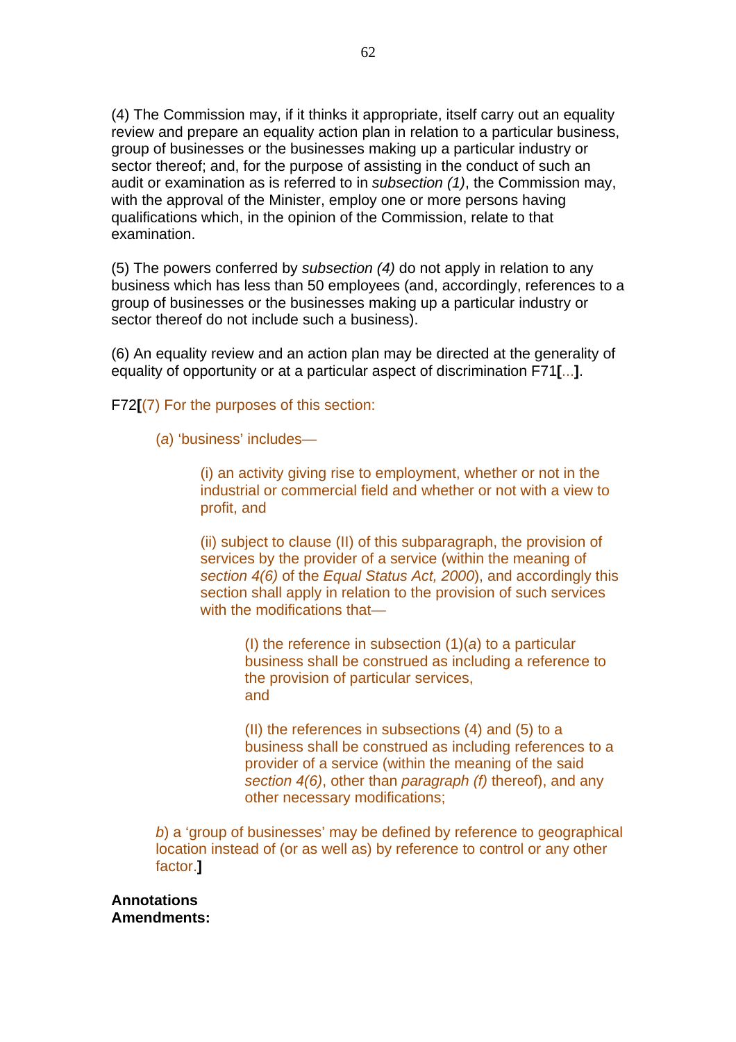(4) The Commission may, if it thinks it appropriate, itself carry out an equality review and prepare an equality action plan in relation to a particular business, group of businesses or the businesses making up a particular industry or sector thereof; and, for the purpose of assisting in the conduct of such an audit or examination as is referred to in *subsection (1)*, the Commission may, with the approval of the Minister, employ one or more persons having qualifications which, in the opinion of the Commission, relate to that examination.

(5) The powers conferred by *subsection (4)* do not apply in relation to any business which has less than 50 employees (and, accordingly, references to a group of businesses or the businesses making up a particular industry or sector thereof do not include such a business).

(6) An equality review and an action plan may be directed at the generality of equality of opportunity or at a particular aspect of discrimination F71**[**...**]**.

F72**[**(7) For the purposes of this section:

> (*a*) 'business' includes—
>
> > (i) an activity giving rise to employment, whether or not in the industrial or commercial field and whether or not with a view to profit, and
> >
> > (ii) subject to clause (II) of this subparagraph, the provision of services by the provider of a service (within the meaning of *section 4(6)* of the *Equal Status Act, 2000*), and accordingly this section shall apply in relation to the provision of such services with the modifications that—
> >
> > > (I) the reference in subsection (1)(*a*) to a particular business shall be construed as including a reference to the provision of particular services, and
> > >
> > > (II) the references in subsections (4) and (5) to a business shall be construed as including references to a provider of a service (within the meaning of the said *section 4(6)*, other than *paragraph (f)* thereof), and any other necessary modifications;
>
> *b*) a 'group of businesses' may be defined by reference to geographical location instead of (or as well as) by reference to control or any other factor.**]**

**Annotations**
**Amendments:**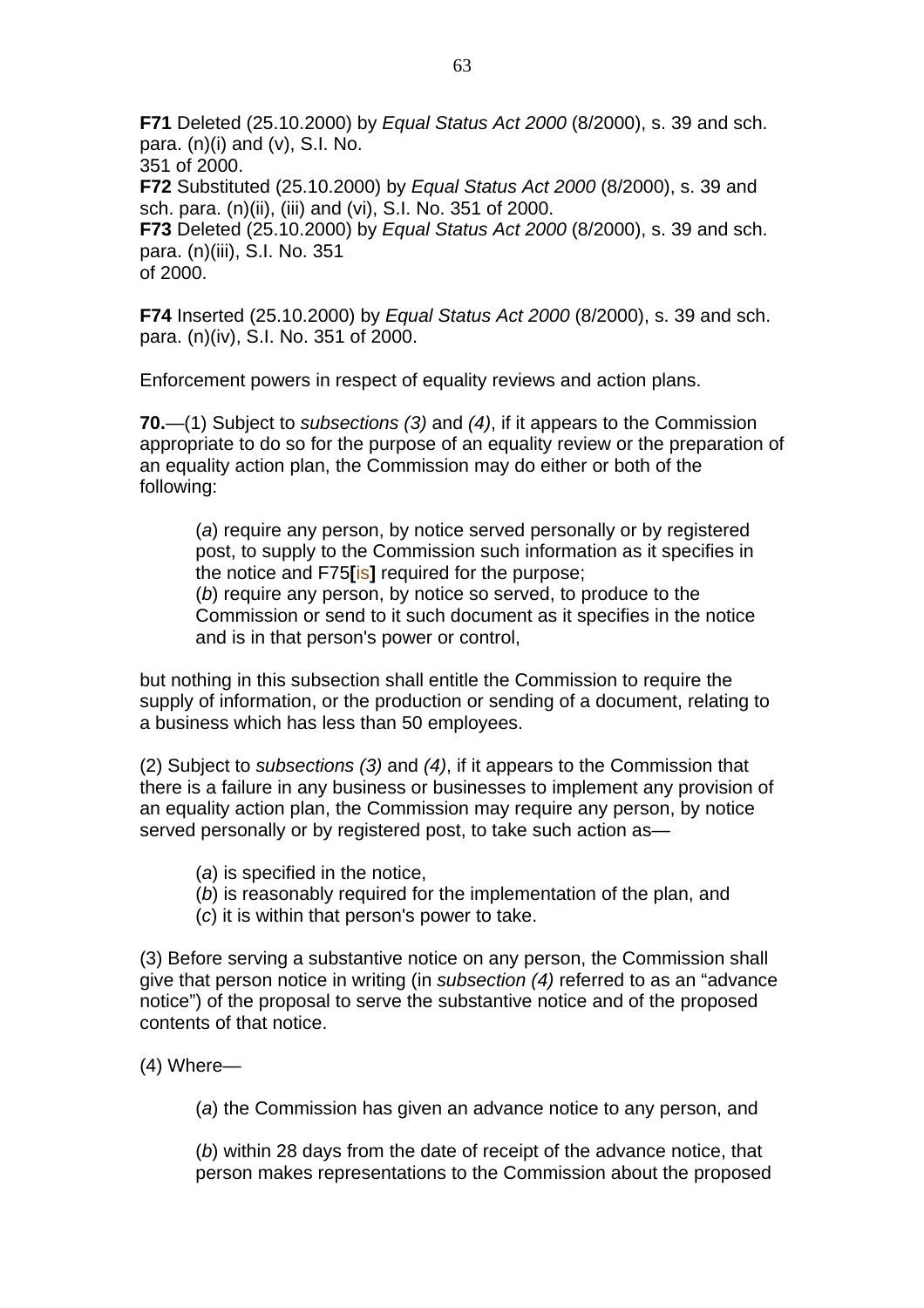**F71** Deleted (25.10.2000) by *Equal Status Act 2000* (8/2000), s. 39 and sch. para. (n)(i) and (v), S.I. No. 351 of 2000.
**F72** Substituted (25.10.2000) by *Equal Status Act 2000* (8/2000), s. 39 and sch. para. (n)(ii), (iii) and (vi), S.I. No. 351 of 2000.
**F73** Deleted (25.10.2000) by *Equal Status Act 2000* (8/2000), s. 39 and sch. para. (n)(iii), S.I. No. 351 of 2000.

**F74** Inserted (25.10.2000) by *Equal Status Act 2000* (8/2000), s. 39 and sch. para. (n)(iv), S.I. No. 351 of 2000.

Enforcement powers in respect of equality reviews and action plans.

**70.**—(1) Subject to *subsections (3)* and *(4)*, if it appears to the Commission appropriate to do so for the purpose of an equality review or the preparation of an equality action plan, the Commission may do either or both of the following:

> (*a*) require any person, by notice served personally or by registered post, to supply to the Commission such information as it specifies in the notice and F75**[**is**]** required for the purpose;
> (*b*) require any person, by notice so served, to produce to the Commission or send to it such document as it specifies in the notice and is in that person's power or control,

but nothing in this subsection shall entitle the Commission to require the supply of information, or the production or sending of a document, relating to a business which has less than 50 employees.

(2) Subject to *subsections (3)* and *(4)*, if it appears to the Commission that there is a failure in any business or businesses to implement any provision of an equality action plan, the Commission may require any person, by notice served personally or by registered post, to take such action as—

> (*a*) is specified in the notice,
> (*b*) is reasonably required for the implementation of the plan, and
> (*c*) it is within that person's power to take.

(3) Before serving a substantive notice on any person, the Commission shall give that person notice in writing (in *subsection (4)* referred to as an "advance notice") of the proposal to serve the substantive notice and of the proposed contents of that notice.

(4) Where—

> (*a*) the Commission has given an advance notice to any person, and
>
> (*b*) within 28 days from the date of receipt of the advance notice, that person makes representations to the Commission about the proposed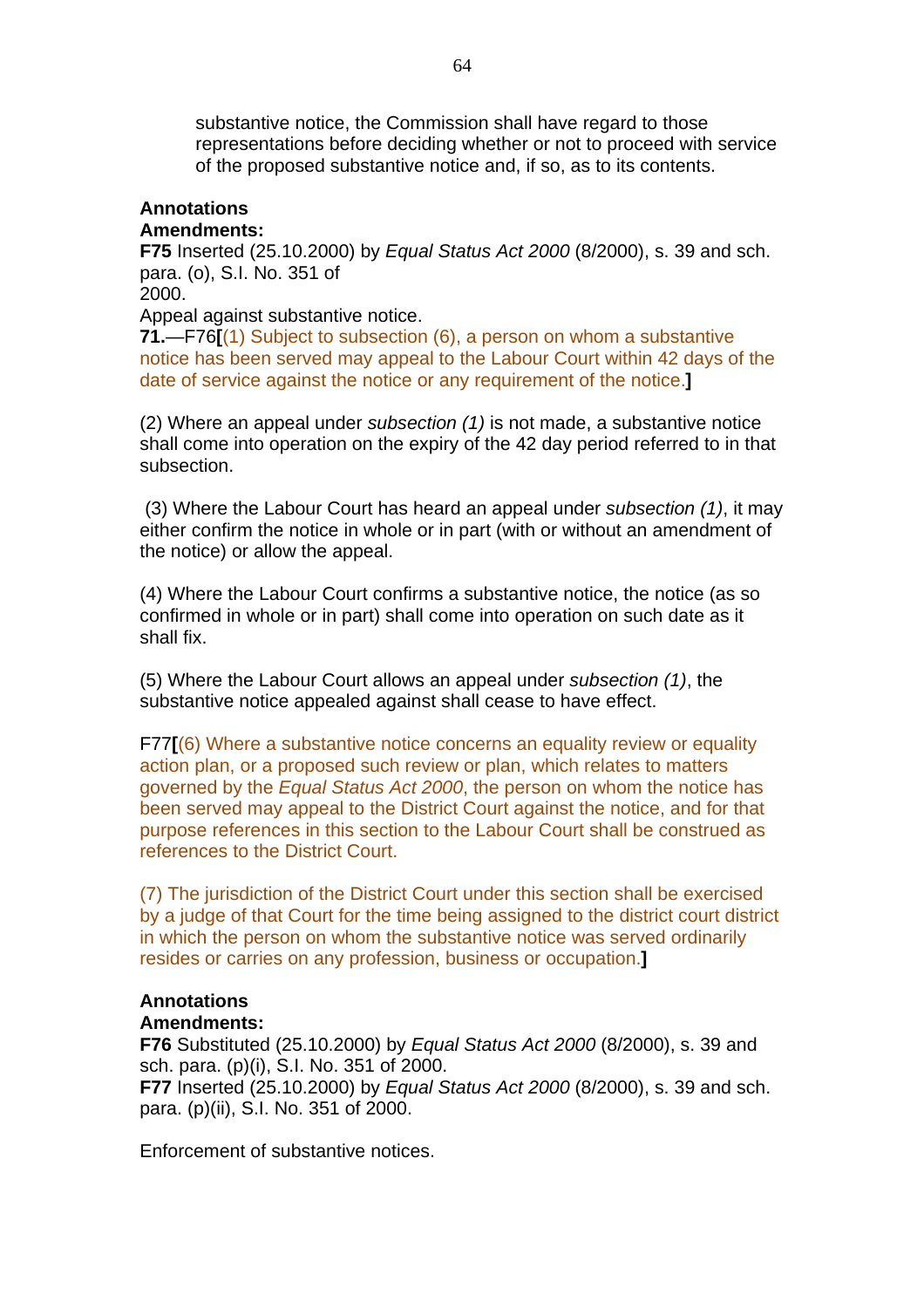substantive notice, the Commission shall have regard to those representations before deciding whether or not to proceed with service of the proposed substantive notice and, if so, as to its contents.

**Annotations**

**Amendments:**

**F75** Inserted (25.10.2000) by *Equal Status Act 2000* (8/2000), s. 39 and sch. para. (o), S.I. No. 351 of 2000.

Appeal against substantive notice.

**71.**—F76**[**(1) Subject to subsection (6), a person on whom a substantive notice has been served may appeal to the Labour Court within 42 days of the date of service against the notice or any requirement of the notice.**]**

(2) Where an appeal under *subsection (1)* is not made, a substantive notice shall come into operation on the expiry of the 42 day period referred to in that subsection.

(3) Where the Labour Court has heard an appeal under *subsection (1)*, it may either confirm the notice in whole or in part (with or without an amendment of the notice) or allow the appeal.

(4) Where the Labour Court confirms a substantive notice, the notice (as so confirmed in whole or in part) shall come into operation on such date as it shall fix.

(5) Where the Labour Court allows an appeal under *subsection (1)*, the substantive notice appealed against shall cease to have effect.

F77**[**(6) Where a substantive notice concerns an equality review or equality action plan, or a proposed such review or plan, which relates to matters governed by the *Equal Status Act 2000*, the person on whom the notice has been served may appeal to the District Court against the notice, and for that purpose references in this section to the Labour Court shall be construed as references to the District Court.

(7) The jurisdiction of the District Court under this section shall be exercised by a judge of that Court for the time being assigned to the district court district in which the person on whom the substantive notice was served ordinarily resides or carries on any profession, business or occupation.**]**

**Annotations**

**Amendments:**

**F76** Substituted (25.10.2000) by *Equal Status Act 2000* (8/2000), s. 39 and sch. para. (p)(i), S.I. No. 351 of 2000.

**F77** Inserted (25.10.2000) by *Equal Status Act 2000* (8/2000), s. 39 and sch. para. (p)(ii), S.I. No. 351 of 2000.

Enforcement of substantive notices.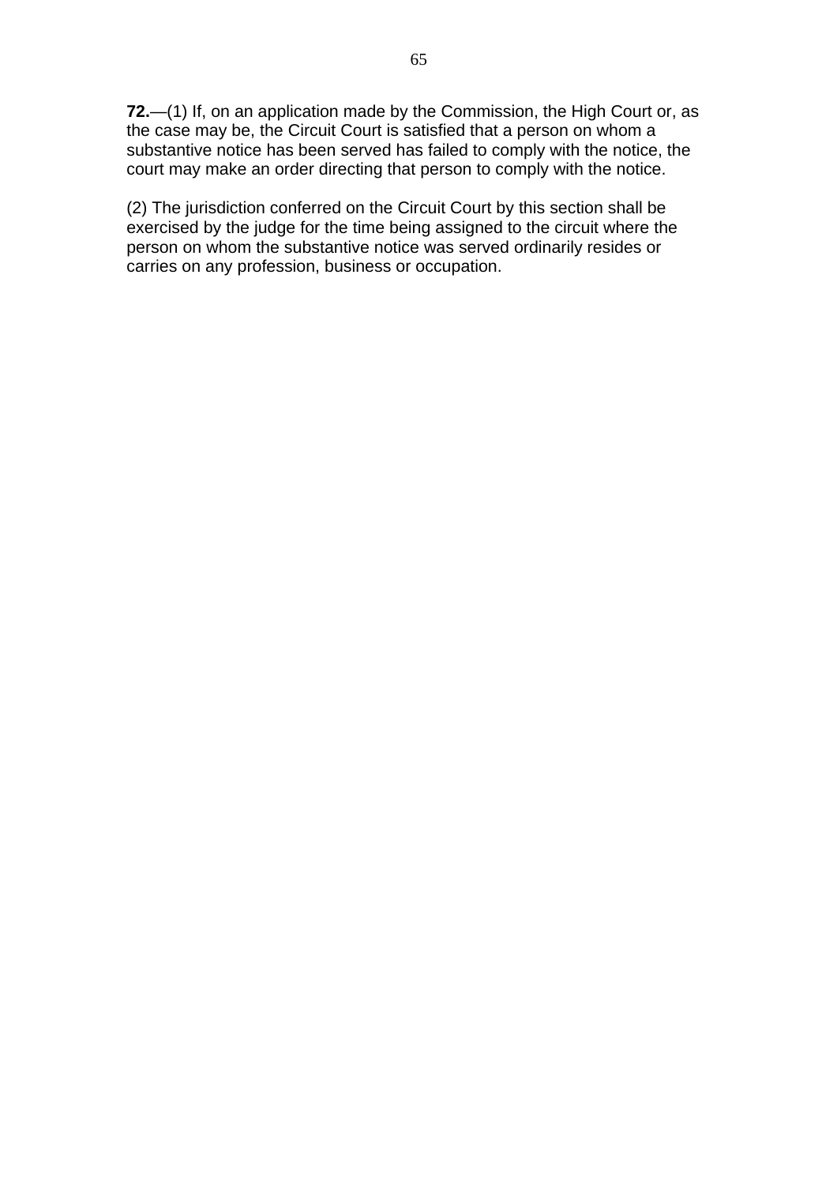**72.**—(1) If, on an application made by the Commission, the High Court or, as the case may be, the Circuit Court is satisfied that a person on whom a substantive notice has been served has failed to comply with the notice, the court may make an order directing that person to comply with the notice.

(2) The jurisdiction conferred on the Circuit Court by this section shall be exercised by the judge for the time being assigned to the circuit where the person on whom the substantive notice was served ordinarily resides or carries on any profession, business or occupation.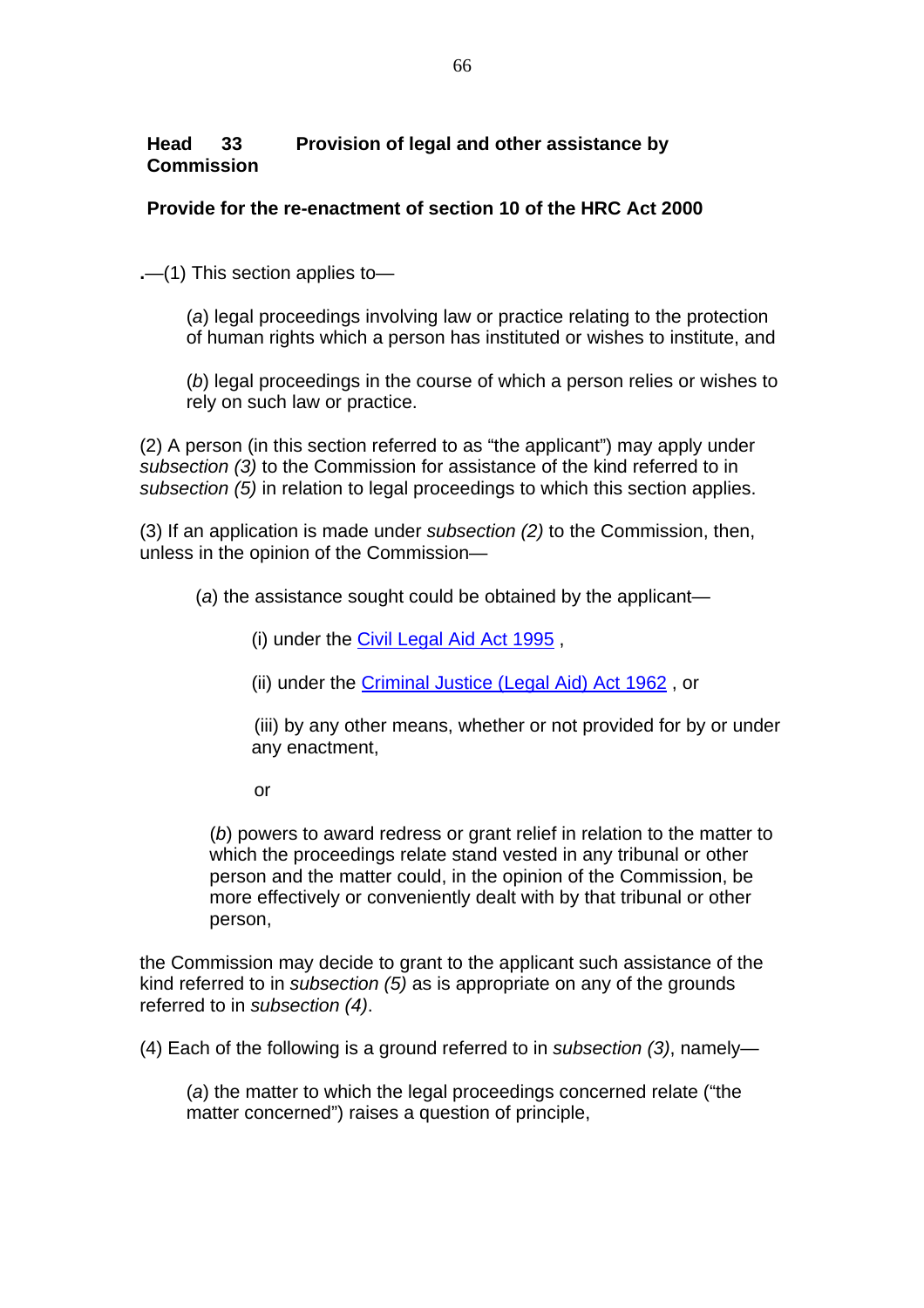**Head 33 Provision of legal and other assistance by Commission**

**Provide for the re-enactment of section 10 of the HRC Act 2000**

**.**—(1) This section applies to—

(*a*) legal proceedings involving law or practice relating to the protection of human rights which a person has instituted or wishes to institute, and

(*b*) legal proceedings in the course of which a person relies or wishes to rely on such law or practice.

(2) A person (in this section referred to as “the applicant”) may apply under *subsection (3)* to the Commission for assistance of the kind referred to in *subsection (5)* in relation to legal proceedings to which this section applies.

(3) If an application is made under *subsection (2)* to the Commission, then, unless in the opinion of the Commission—

(*a*) the assistance sought could be obtained by the applicant—

(i) under the Civil Legal Aid Act 1995 ,

(ii) under the Criminal Justice (Legal Aid) Act 1962 , or

(iii) by any other means, whether or not provided for by or under any enactment,

or

(*b*) powers to award redress or grant relief in relation to the matter to which the proceedings relate stand vested in any tribunal or other person and the matter could, in the opinion of the Commission, be more effectively or conveniently dealt with by that tribunal or other person,

the Commission may decide to grant to the applicant such assistance of the kind referred to in *subsection (5)* as is appropriate on any of the grounds referred to in *subsection (4)*.

(4) Each of the following is a ground referred to in *subsection (3)*, namely—

(*a*) the matter to which the legal proceedings concerned relate (“the matter concerned”) raises a question of principle,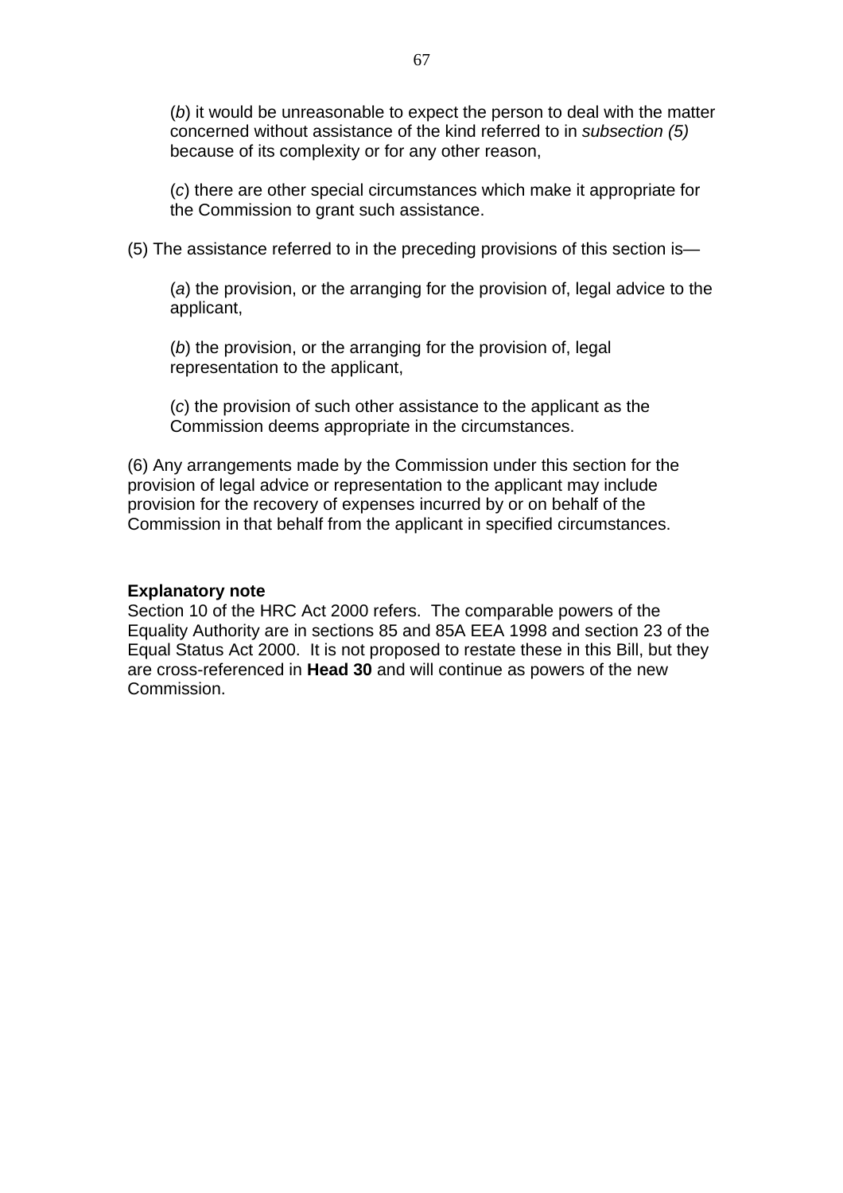(*b*) it would be unreasonable to expect the person to deal with the matter concerned without assistance of the kind referred to in *subsection (5)* because of its complexity or for any other reason,

(*c*) there are other special circumstances which make it appropriate for the Commission to grant such assistance.

(5) The assistance referred to in the preceding provisions of this section is—

(*a*) the provision, or the arranging for the provision of, legal advice to the applicant,

(*b*) the provision, or the arranging for the provision of, legal representation to the applicant,

(*c*) the provision of such other assistance to the applicant as the Commission deems appropriate in the circumstances.

(6) Any arrangements made by the Commission under this section for the provision of legal advice or representation to the applicant may include provision for the recovery of expenses incurred by or on behalf of the Commission in that behalf from the applicant in specified circumstances.

**Explanatory note**
Section 10 of the HRC Act 2000 refers. The comparable powers of the Equality Authority are in sections 85 and 85A EEA 1998 and section 23 of the Equal Status Act 2000. It is not proposed to restate these in this Bill, but they are cross-referenced in **Head 30** and will continue as powers of the new Commission.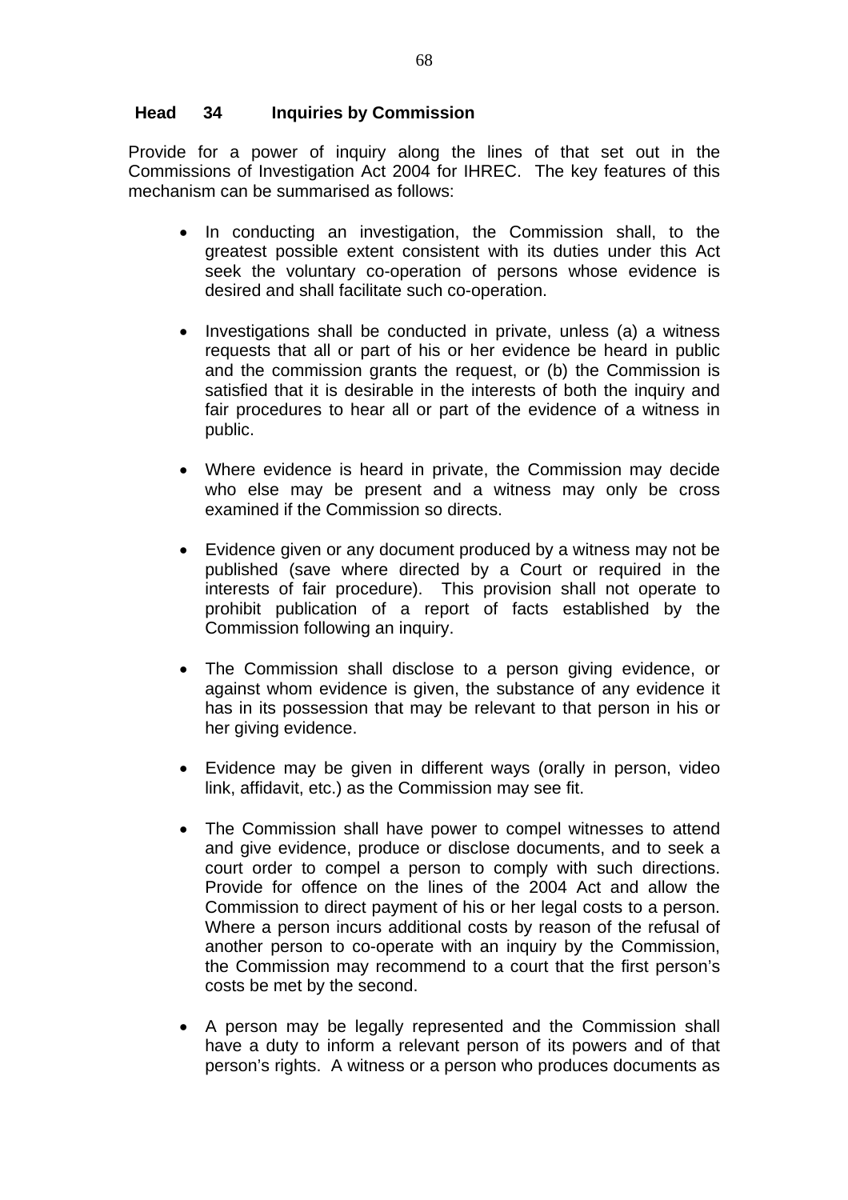## Head 34 Inquiries by Commission

Provide for a power of inquiry along the lines of that set out in the Commissions of Investigation Act 2004 for IHREC. The key features of this mechanism can be summarised as follows:

- In conducting an investigation, the Commission shall, to the greatest possible extent consistent with its duties under this Act seek the voluntary co-operation of persons whose evidence is desired and shall facilitate such co-operation.

- Investigations shall be conducted in private, unless (a) a witness requests that all or part of his or her evidence be heard in public and the commission grants the request, or (b) the Commission is satisfied that it is desirable in the interests of both the inquiry and fair procedures to hear all or part of the evidence of a witness in public.

- Where evidence is heard in private, the Commission may decide who else may be present and a witness may only be cross examined if the Commission so directs.

- Evidence given or any document produced by a witness may not be published (save where directed by a Court or required in the interests of fair procedure). This provision shall not operate to prohibit publication of a report of facts established by the Commission following an inquiry.

- The Commission shall disclose to a person giving evidence, or against whom evidence is given, the substance of any evidence it has in its possession that may be relevant to that person in his or her giving evidence.

- Evidence may be given in different ways (orally in person, video link, affidavit, etc.) as the Commission may see fit.

- The Commission shall have power to compel witnesses to attend and give evidence, produce or disclose documents, and to seek a court order to compel a person to comply with such directions. Provide for offence on the lines of the 2004 Act and allow the Commission to direct payment of his or her legal costs to a person. Where a person incurs additional costs by reason of the refusal of another person to co-operate with an inquiry by the Commission, the Commission may recommend to a court that the first person's costs be met by the second.

- A person may be legally represented and the Commission shall have a duty to inform a relevant person of its powers and of that person's rights. A witness or a person who produces documents as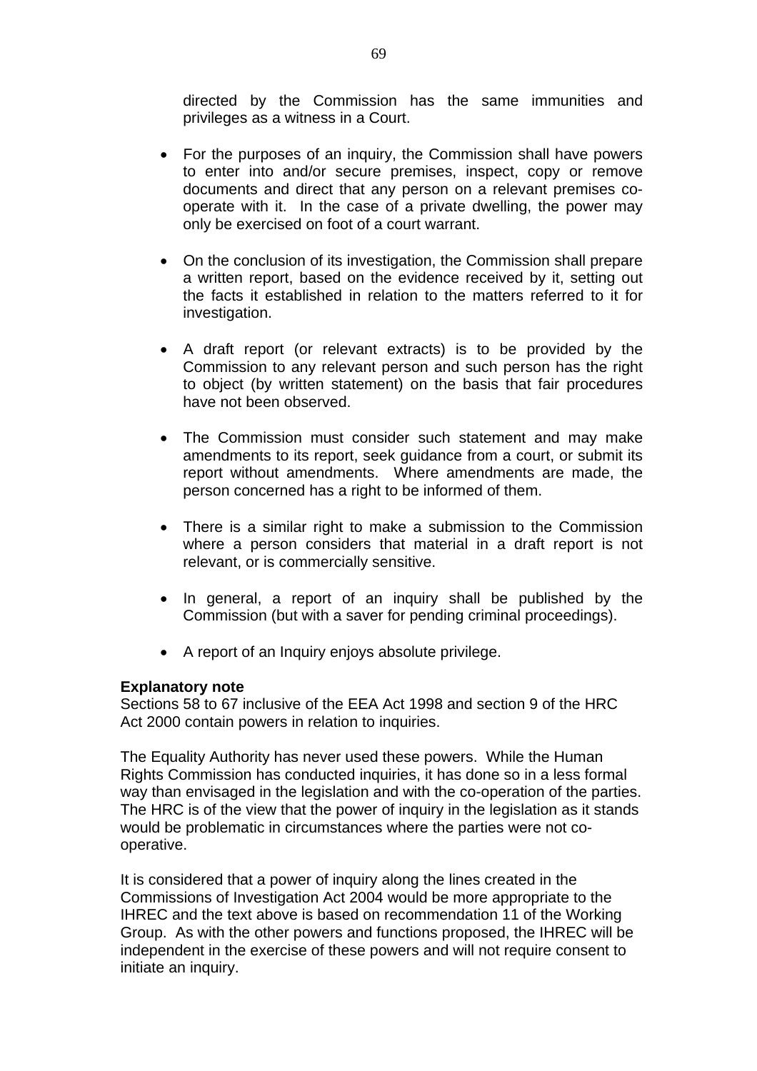directed by the Commission has the same immunities and privileges as a witness in a Court.

- For the purposes of an inquiry, the Commission shall have powers to enter into and/or secure premises, inspect, copy or remove documents and direct that any person on a relevant premises co-operate with it. In the case of a private dwelling, the power may only be exercised on foot of a court warrant.

- On the conclusion of its investigation, the Commission shall prepare a written report, based on the evidence received by it, setting out the facts it established in relation to the matters referred to it for investigation.

- A draft report (or relevant extracts) is to be provided by the Commission to any relevant person and such person has the right to object (by written statement) on the basis that fair procedures have not been observed.

- The Commission must consider such statement and may make amendments to its report, seek guidance from a court, or submit its report without amendments. Where amendments are made, the person concerned has a right to be informed of them.

- There is a similar right to make a submission to the Commission where a person considers that material in a draft report is not relevant, or is commercially sensitive.

- In general, a report of an inquiry shall be published by the Commission (but with a saver for pending criminal proceedings).

- A report of an Inquiry enjoys absolute privilege.

**Explanatory note**

Sections 58 to 67 inclusive of the EEA Act 1998 and section 9 of the HRC Act 2000 contain powers in relation to inquiries.

The Equality Authority has never used these powers. While the Human Rights Commission has conducted inquiries, it has done so in a less formal way than envisaged in the legislation and with the co-operation of the parties. The HRC is of the view that the power of inquiry in the legislation as it stands would be problematic in circumstances where the parties were not co-operative.

It is considered that a power of inquiry along the lines created in the Commissions of Investigation Act 2004 would be more appropriate to the IHREC and the text above is based on recommendation 11 of the Working Group. As with the other powers and functions proposed, the IHREC will be independent in the exercise of these powers and will not require consent to initiate an inquiry.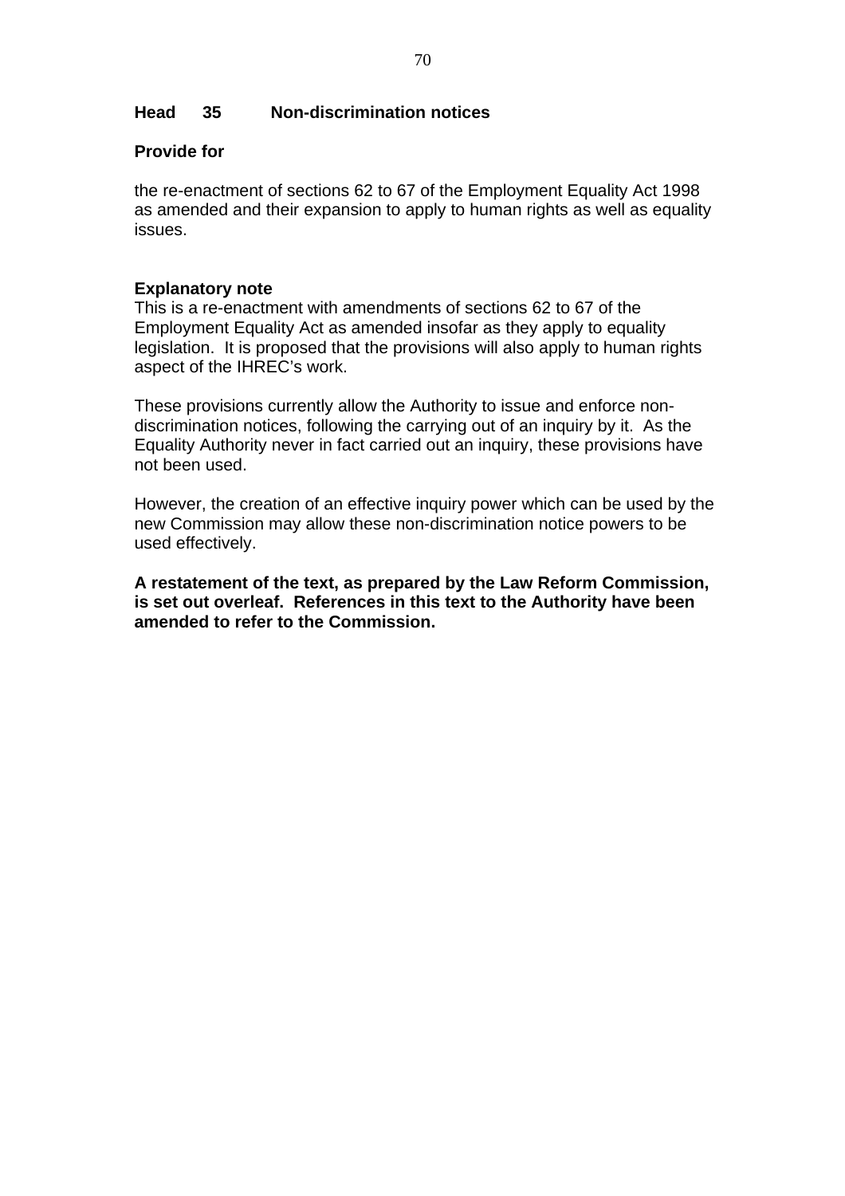## Head 35 Non-discrimination notices

**Provide for**

the re-enactment of sections 62 to 67 of the Employment Equality Act 1998 as amended and their expansion to apply to human rights as well as equality issues.

**Explanatory note**

This is a re-enactment with amendments of sections 62 to 67 of the Employment Equality Act as amended insofar as they apply to equality legislation. It is proposed that the provisions will also apply to human rights aspect of the IHREC's work.

These provisions currently allow the Authority to issue and enforce non-discrimination notices, following the carrying out of an inquiry by it. As the Equality Authority never in fact carried out an inquiry, these provisions have not been used.

However, the creation of an effective inquiry power which can be used by the new Commission may allow these non-discrimination notice powers to be used effectively.

**A restatement of the text, as prepared by the Law Reform Commission, is set out overleaf. References in this text to the Authority have been amended to refer to the Commission.**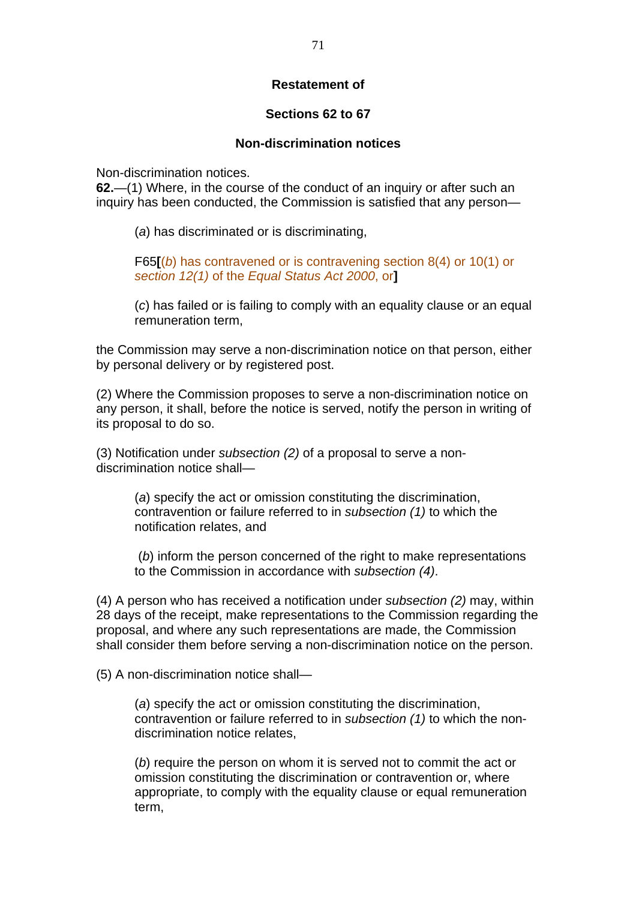## Restatement of

## Sections 62 to 67

### Non-discrimination notices

Non-discrimination notices.

**62.**—(1) Where, in the course of the conduct of an inquiry or after such an inquiry has been conducted, the Commission is satisfied that any person—

> (*a*) has discriminated or is discriminating,
>
> F65**[**(*b*) has contravened or is contravening section 8(4) or 10(1) or *section 12(1)* of the *Equal Status Act 2000*, or**]**
>
> (*c*) has failed or is failing to comply with an equality clause or an equal remuneration term,

the Commission may serve a non-discrimination notice on that person, either by personal delivery or by registered post.

(2) Where the Commission proposes to serve a non-discrimination notice on any person, it shall, before the notice is served, notify the person in writing of its proposal to do so.

(3) Notification under *subsection (2)* of a proposal to serve a non-discrimination notice shall—

> (*a*) specify the act or omission constituting the discrimination, contravention or failure referred to in *subsection (1)* to which the notification relates, and
>
> (*b*) inform the person concerned of the right to make representations to the Commission in accordance with *subsection (4)*.

(4) A person who has received a notification under *subsection (2)* may, within 28 days of the receipt, make representations to the Commission regarding the proposal, and where any such representations are made, the Commission shall consider them before serving a non-discrimination notice on the person.

(5) A non-discrimination notice shall—

> (*a*) specify the act or omission constituting the discrimination, contravention or failure referred to in *subsection (1)* to which the non-discrimination notice relates,
>
> (*b*) require the person on whom it is served not to commit the act or omission constituting the discrimination or contravention or, where appropriate, to comply with the equality clause or equal remuneration term,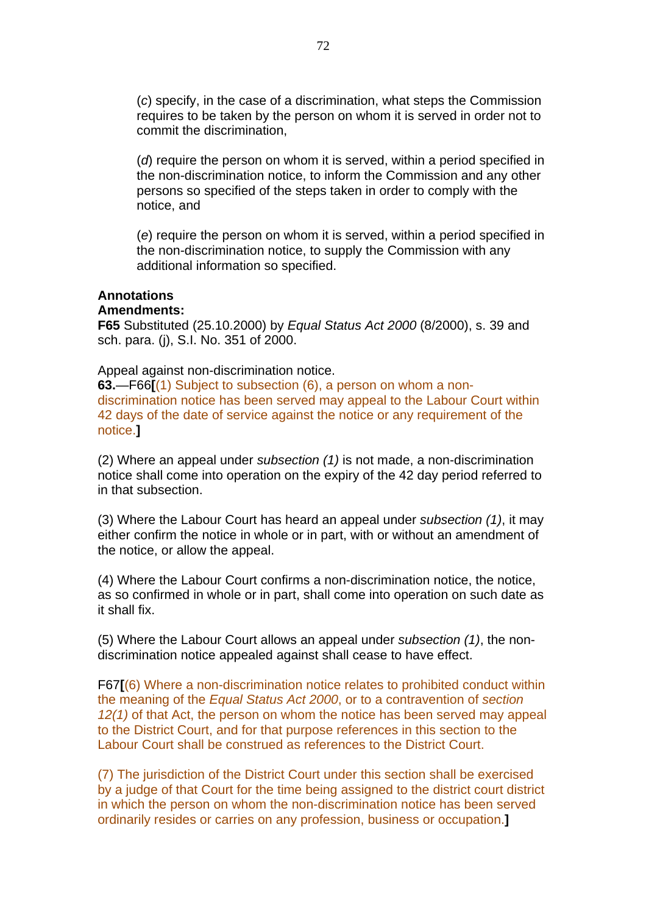(*c*) specify, in the case of a discrimination, what steps the Commission requires to be taken by the person on whom it is served in order not to commit the discrimination,

(*d*) require the person on whom it is served, within a period specified in the non-discrimination notice, to inform the Commission and any other persons so specified of the steps taken in order to comply with the notice, and

(*e*) require the person on whom it is served, within a period specified in the non-discrimination notice, to supply the Commission with any additional information so specified.

**Annotations**
**Amendments:**
**F65** Substituted (25.10.2000) by *Equal Status Act 2000* (8/2000), s. 39 and sch. para. (j), S.I. No. 351 of 2000.

Appeal against non-discrimination notice.
**63.**—F66**[**(1) Subject to subsection (6), a person on whom a non-discrimination notice has been served may appeal to the Labour Court within 42 days of the date of service against the notice or any requirement of the notice.**]**

(2) Where an appeal under *subsection (1)* is not made, a non-discrimination notice shall come into operation on the expiry of the 42 day period referred to in that subsection.

(3) Where the Labour Court has heard an appeal under *subsection (1)*, it may either confirm the notice in whole or in part, with or without an amendment of the notice, or allow the appeal.

(4) Where the Labour Court confirms a non-discrimination notice, the notice, as so confirmed in whole or in part, shall come into operation on such date as it shall fix.

(5) Where the Labour Court allows an appeal under *subsection (1)*, the non-discrimination notice appealed against shall cease to have effect.

F67**[**(6) Where a non-discrimination notice relates to prohibited conduct within the meaning of the *Equal Status Act 2000*, or to a contravention of *section 12(1)* of that Act, the person on whom the notice has been served may appeal to the District Court, and for that purpose references in this section to the Labour Court shall be construed as references to the District Court.

(7) The jurisdiction of the District Court under this section shall be exercised by a judge of that Court for the time being assigned to the district court district in which the person on whom the non-discrimination notice has been served ordinarily resides or carries on any profession, business or occupation.**]**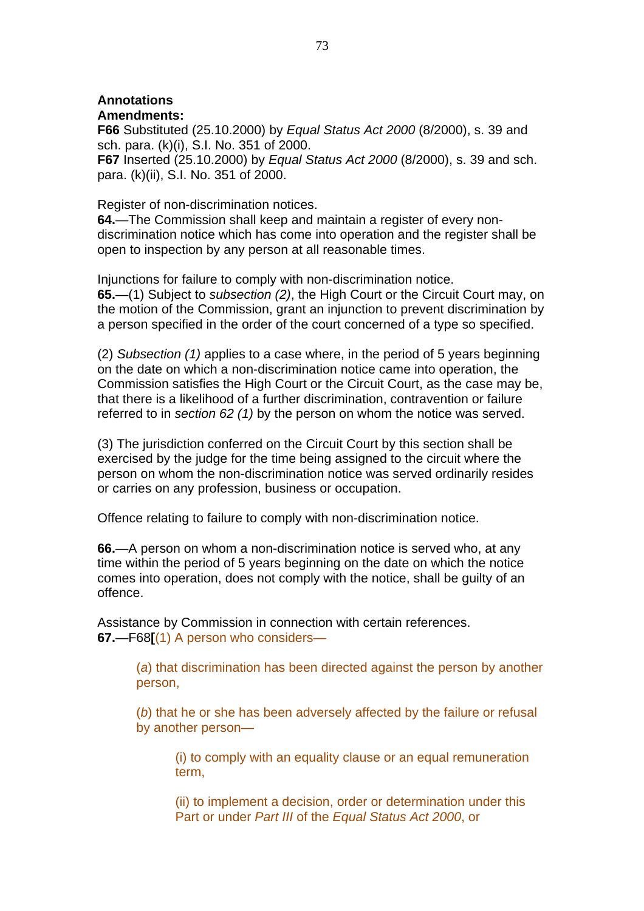**Annotations**

**Amendments:**

**F66** Substituted (25.10.2000) by *Equal Status Act 2000* (8/2000), s. 39 and sch. para. (k)(i), S.I. No. 351 of 2000.

**F67** Inserted (25.10.2000) by *Equal Status Act 2000* (8/2000), s. 39 and sch. para. (k)(ii), S.I. No. 351 of 2000.

Register of non-discrimination notices.

**64.**—The Commission shall keep and maintain a register of every non-discrimination notice which has come into operation and the register shall be open to inspection by any person at all reasonable times.

Injunctions for failure to comply with non-discrimination notice.

**65.**—(1) Subject to *subsection (2)*, the High Court or the Circuit Court may, on the motion of the Commission, grant an injunction to prevent discrimination by a person specified in the order of the court concerned of a type so specified.

(2) *Subsection (1)* applies to a case where, in the period of 5 years beginning on the date on which a non-discrimination notice came into operation, the Commission satisfies the High Court or the Circuit Court, as the case may be, that there is a likelihood of a further discrimination, contravention or failure referred to in *section 62 (1)* by the person on whom the notice was served.

(3) The jurisdiction conferred on the Circuit Court by this section shall be exercised by the judge for the time being assigned to the circuit where the person on whom the non-discrimination notice was served ordinarily resides or carries on any profession, business or occupation.

Offence relating to failure to comply with non-discrimination notice.

**66.**—A person on whom a non-discrimination notice is served who, at any time within the period of 5 years beginning on the date on which the notice comes into operation, does not comply with the notice, shall be guilty of an offence.

Assistance by Commission in connection with certain references.

**67.**—F68**[**(1) A person who considers—

> (*a*) that discrimination has been directed against the person by another person,
>
> (*b*) that he or she has been adversely affected by the failure or refusal by another person—
>
> > (i) to comply with an equality clause or an equal remuneration term,
> >
> > (ii) to implement a decision, order or determination under this Part or under *Part III* of the *Equal Status Act 2000*, or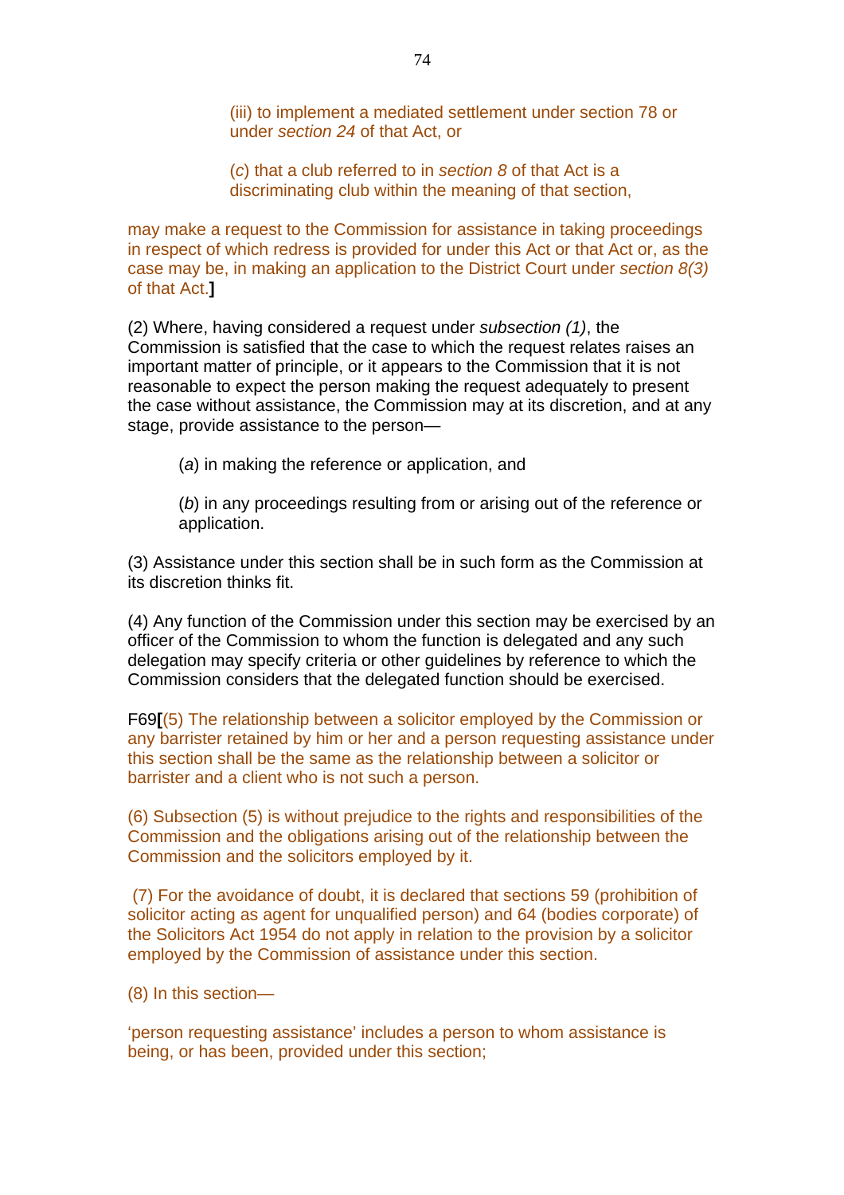(iii) to implement a mediated settlement under section 78 or under *section 24* of that Act, or

(*c*) that a club referred to in *section 8* of that Act is a discriminating club within the meaning of that section,

may make a request to the Commission for assistance in taking proceedings in respect of which redress is provided for under this Act or that Act or, as the case may be, in making an application to the District Court under *section 8(3)* of that Act.**]**

(2) Where, having considered a request under *subsection (1)*, the Commission is satisfied that the case to which the request relates raises an important matter of principle, or it appears to the Commission that it is not reasonable to expect the person making the request adequately to present the case without assistance, the Commission may at its discretion, and at any stage, provide assistance to the person—

(*a*) in making the reference or application, and

(*b*) in any proceedings resulting from or arising out of the reference or application.

(3) Assistance under this section shall be in such form as the Commission at its discretion thinks fit.

(4) Any function of the Commission under this section may be exercised by an officer of the Commission to whom the function is delegated and any such delegation may specify criteria or other guidelines by reference to which the Commission considers that the delegated function should be exercised.

F69**[**(5) The relationship between a solicitor employed by the Commission or any barrister retained by him or her and a person requesting assistance under this section shall be the same as the relationship between a solicitor or barrister and a client who is not such a person.

(6) Subsection (5) is without prejudice to the rights and responsibilities of the Commission and the obligations arising out of the relationship between the Commission and the solicitors employed by it.

(7) For the avoidance of doubt, it is declared that sections 59 (prohibition of solicitor acting as agent for unqualified person) and 64 (bodies corporate) of the Solicitors Act 1954 do not apply in relation to the provision by a solicitor employed by the Commission of assistance under this section.

(8) In this section—

'person requesting assistance' includes a person to whom assistance is being, or has been, provided under this section;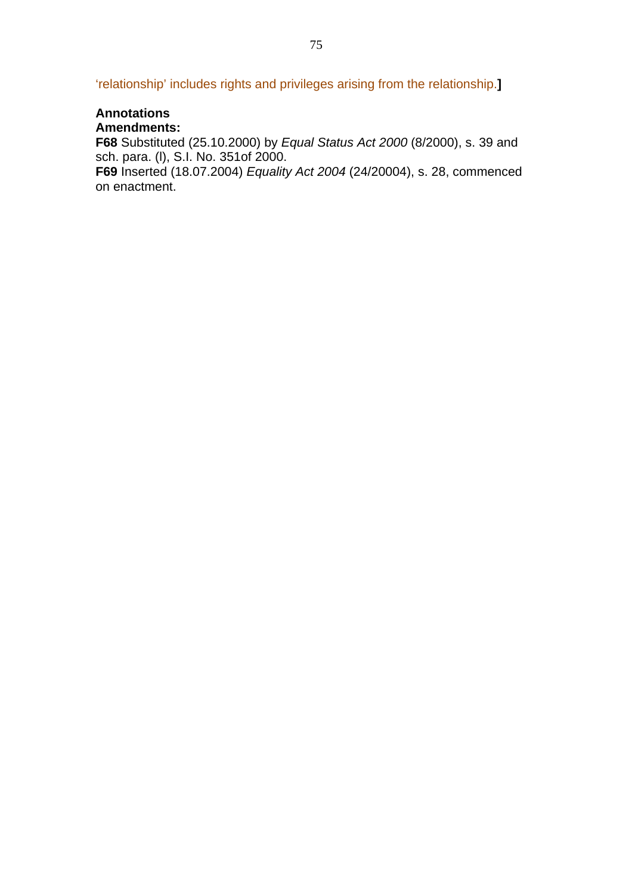'relationship' includes rights and privileges arising from the relationship.**]**

**Annotations**
**Amendments:**

**F68** Substituted (25.10.2000) by *Equal Status Act 2000* (8/2000), s. 39 and sch. para. (l), S.I. No. 351of 2000.

**F69** Inserted (18.07.2004) *Equality Act 2004* (24/20004), s. 28, commenced on enactment.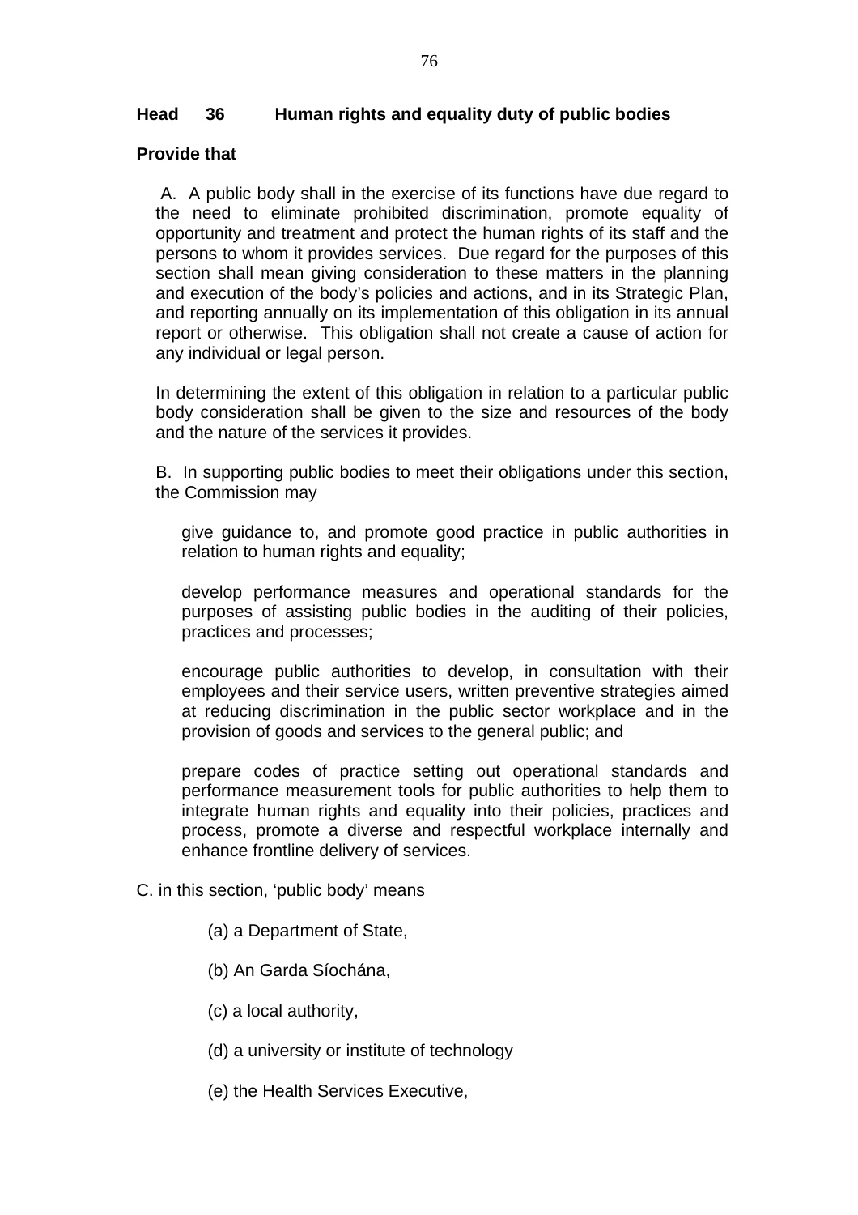**Head 36 Human rights and equality duty of public bodies**

**Provide that**

A. A public body shall in the exercise of its functions have due regard to the need to eliminate prohibited discrimination, promote equality of opportunity and treatment and protect the human rights of its staff and the persons to whom it provides services. Due regard for the purposes of this section shall mean giving consideration to these matters in the planning and execution of the body's policies and actions, and in its Strategic Plan, and reporting annually on its implementation of this obligation in its annual report or otherwise. This obligation shall not create a cause of action for any individual or legal person.

In determining the extent of this obligation in relation to a particular public body consideration shall be given to the size and resources of the body and the nature of the services it provides.

B. In supporting public bodies to meet their obligations under this section, the Commission may

give guidance to, and promote good practice in public authorities in relation to human rights and equality;

develop performance measures and operational standards for the purposes of assisting public bodies in the auditing of their policies, practices and processes;

encourage public authorities to develop, in consultation with their employees and their service users, written preventive strategies aimed at reducing discrimination in the public sector workplace and in the provision of goods and services to the general public; and

prepare codes of practice setting out operational standards and performance measurement tools for public authorities to help them to integrate human rights and equality into their policies, practices and process, promote a diverse and respectful workplace internally and enhance frontline delivery of services.

C. in this section, 'public body' means

(a) a Department of State,

(b) An Garda Síochána,

(c) a local authority,

(d) a university or institute of technology

(e) the Health Services Executive,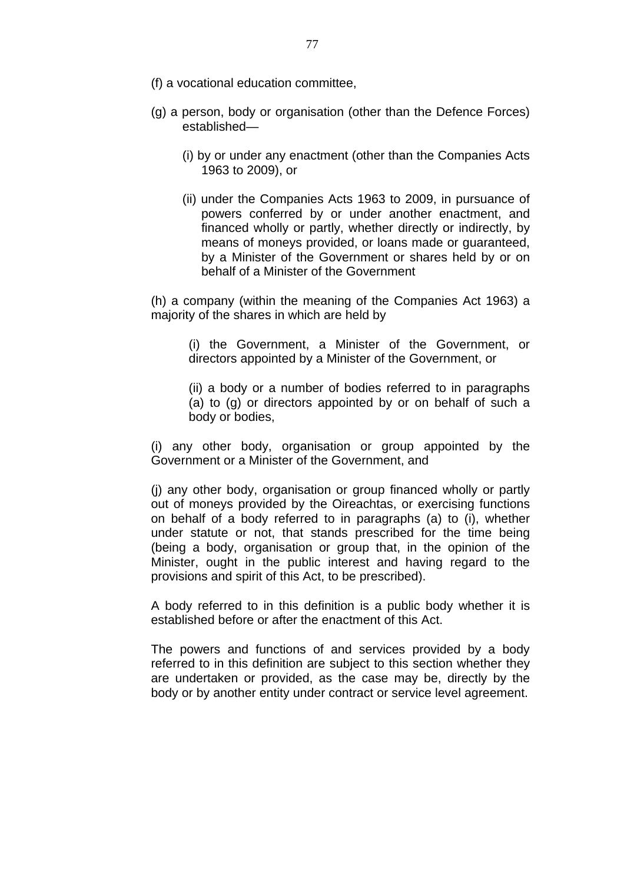(f) a vocational education committee,

(g) a person, body or organisation (other than the Defence Forces) established—

(i) by or under any enactment (other than the Companies Acts 1963 to 2009), or

(ii) under the Companies Acts 1963 to 2009, in pursuance of powers conferred by or under another enactment, and financed wholly or partly, whether directly or indirectly, by means of moneys provided, or loans made or guaranteed, by a Minister of the Government or shares held by or on behalf of a Minister of the Government

(h) a company (within the meaning of the Companies Act 1963) a majority of the shares in which are held by

(i) the Government, a Minister of the Government, or directors appointed by a Minister of the Government, or

(ii) a body or a number of bodies referred to in paragraphs (a) to (g) or directors appointed by or on behalf of such a body or bodies,

(i) any other body, organisation or group appointed by the Government or a Minister of the Government, and

(j) any other body, organisation or group financed wholly or partly out of moneys provided by the Oireachtas, or exercising functions on behalf of a body referred to in paragraphs (a) to (i), whether under statute or not, that stands prescribed for the time being (being a body, organisation or group that, in the opinion of the Minister, ought in the public interest and having regard to the provisions and spirit of this Act, to be prescribed).

A body referred to in this definition is a public body whether it is established before or after the enactment of this Act.

The powers and functions of and services provided by a body referred to in this definition are subject to this section whether they are undertaken or provided, as the case may be, directly by the body or by another entity under contract or service level agreement.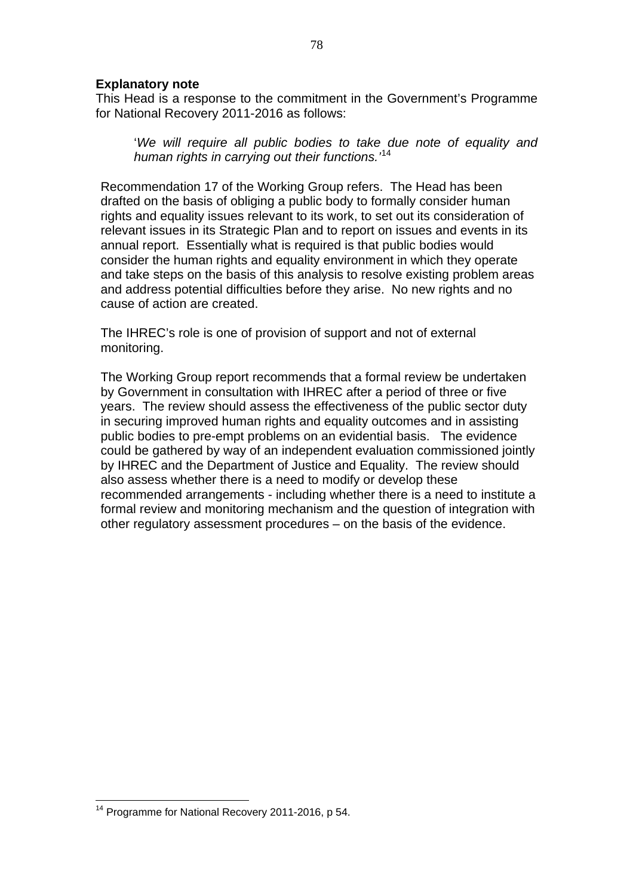**Explanatory note**

This Head is a response to the commitment in the Government's Programme for National Recovery 2011-2016 as follows:

> '*We will require all public bodies to take due note of equality and human rights in carrying out their functions.*'[14]

Recommendation 17 of the Working Group refers. The Head has been drafted on the basis of obliging a public body to formally consider human rights and equality issues relevant to its work, to set out its consideration of relevant issues in its Strategic Plan and to report on issues and events in its annual report. Essentially what is required is that public bodies would consider the human rights and equality environment in which they operate and take steps on the basis of this analysis to resolve existing problem areas and address potential difficulties before they arise. No new rights and no cause of action are created.

The IHREC's role is one of provision of support and not of external monitoring.

The Working Group report recommends that a formal review be undertaken by Government in consultation with IHREC after a period of three or five years. The review should assess the effectiveness of the public sector duty in securing improved human rights and equality outcomes and in assisting public bodies to pre-empt problems on an evidential basis. The evidence could be gathered by way of an independent evaluation commissioned jointly by IHREC and the Department of Justice and Equality. The review should also assess whether there is a need to modify or develop these recommended arrangements - including whether there is a need to institute a formal review and monitoring mechanism and the question of integration with other regulatory assessment procedures – on the basis of the evidence.

---

[14] Programme for National Recovery 2011-2016, p 54.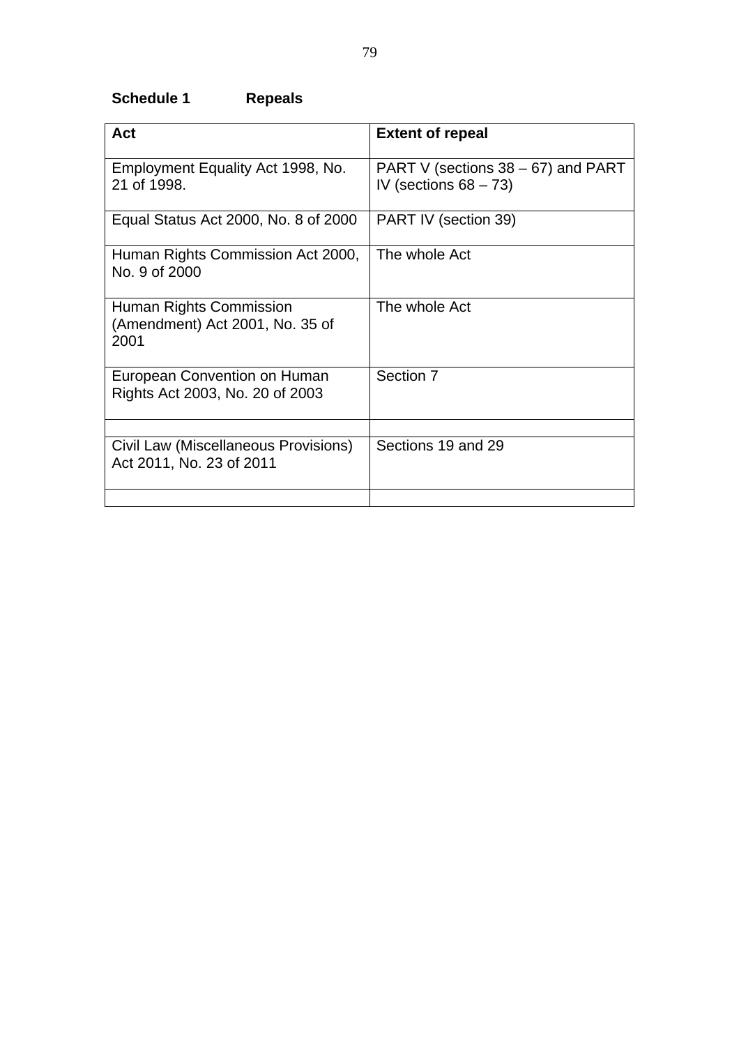## Schedule 1 Repeals

| Act | Extent of repeal |
|---|---|
| Employment Equality Act 1998, No. 21 of 1998. | PART V (sections 38 – 67) and PART IV (sections 68 – 73) |
| Equal Status Act 2000, No. 8 of 2000 | PART IV (section 39) |
| Human Rights Commission Act 2000, No. 9 of 2000 | The whole Act |
| Human Rights Commission (Amendment) Act 2001, No. 35 of 2001 | The whole Act |
| European Convention on Human Rights Act 2003, No. 20 of 2003 | Section 7 |
| | |
| Civil Law (Miscellaneous Provisions) Act 2011, No. 23 of 2011 | Sections 19 and 29 |
| | |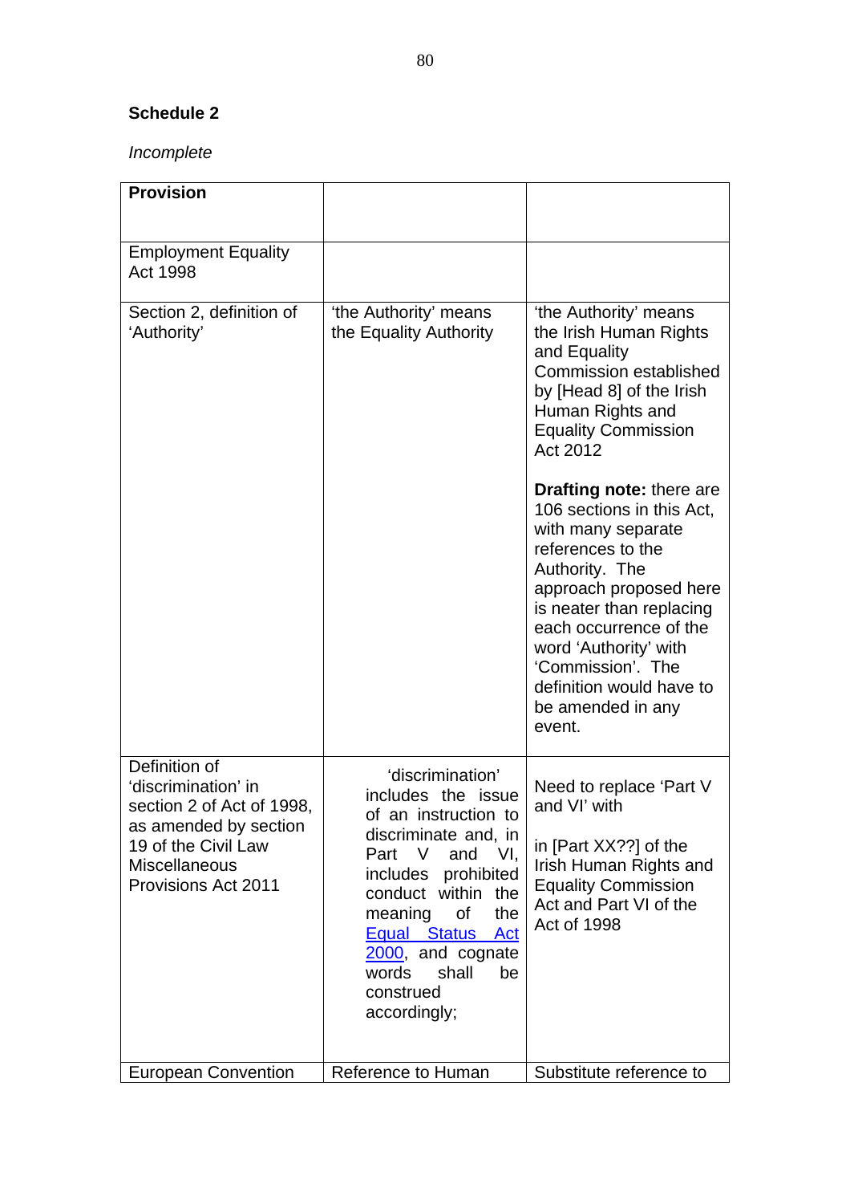**Schedule 2**

*Incomplete*

| **Provision** | | |
|---|---|---|
| Employment Equality Act 1998 | | |
| Section 2, definition of 'Authority' | 'the Authority' means the Equality Authority | 'the Authority' means the Irish Human Rights and Equality Commission established by [Head 8] of the Irish Human Rights and Equality Commission Act 2012<br><br>**Drafting note:** there are 106 sections in this Act, with many separate references to the Authority. The approach proposed here is neater than replacing each occurrence of the word 'Authority' with 'Commission'. The definition would have to be amended in any event. |
| Definition of 'discrimination' in section 2 of Act of 1998, as amended by section 19 of the Civil Law Miscellaneous Provisions Act 2011 | 'discrimination' includes the issue of an instruction to discriminate and, in Part V and VI, includes prohibited conduct within the meaning of the Equal Status Act 2000, and cognate words shall be construed accordingly; | Need to replace 'Part V and VI' with<br><br>in [Part XX??] of the Irish Human Rights and Equality Commission Act and Part VI of the Act of 1998 |
| European Convention | Reference to Human | Substitute reference to |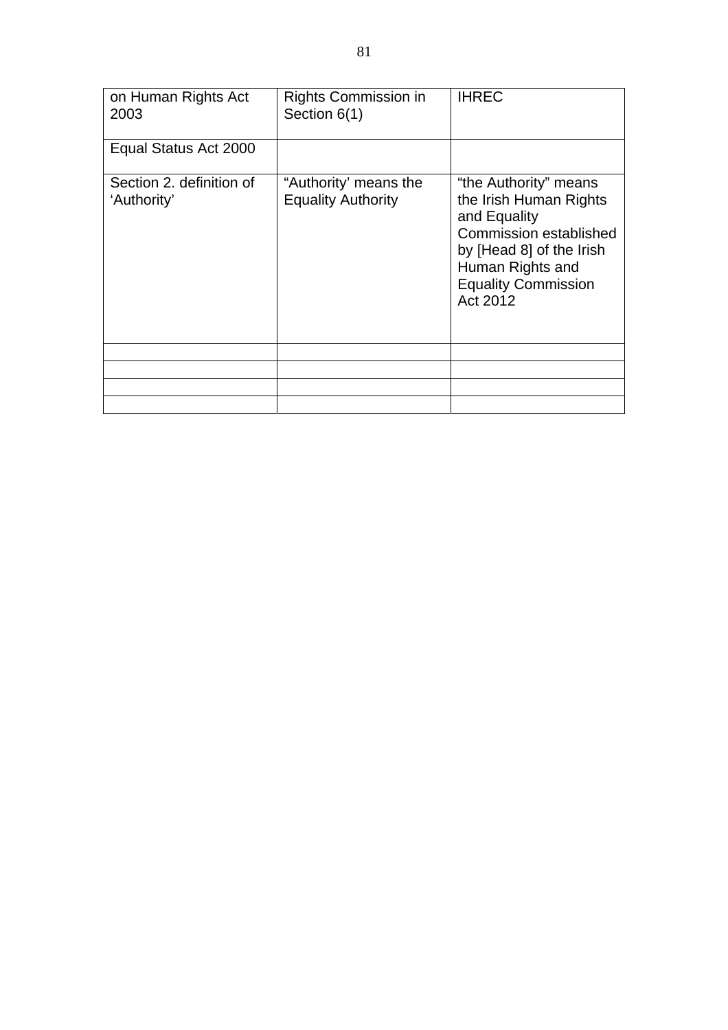| on Human Rights Act 2003 | Rights Commission in Section 6(1) | IHREC |
|---|---|---|
| Equal Status Act 2000 | | |
| Section 2. definition of 'Authority' | "Authority' means the Equality Authority | "the Authority" means the Irish Human Rights and Equality Commission established by [Head 8] of the Irish Human Rights and Equality Commission Act 2012 |
| | | |
| | | |
| | | |
| | | |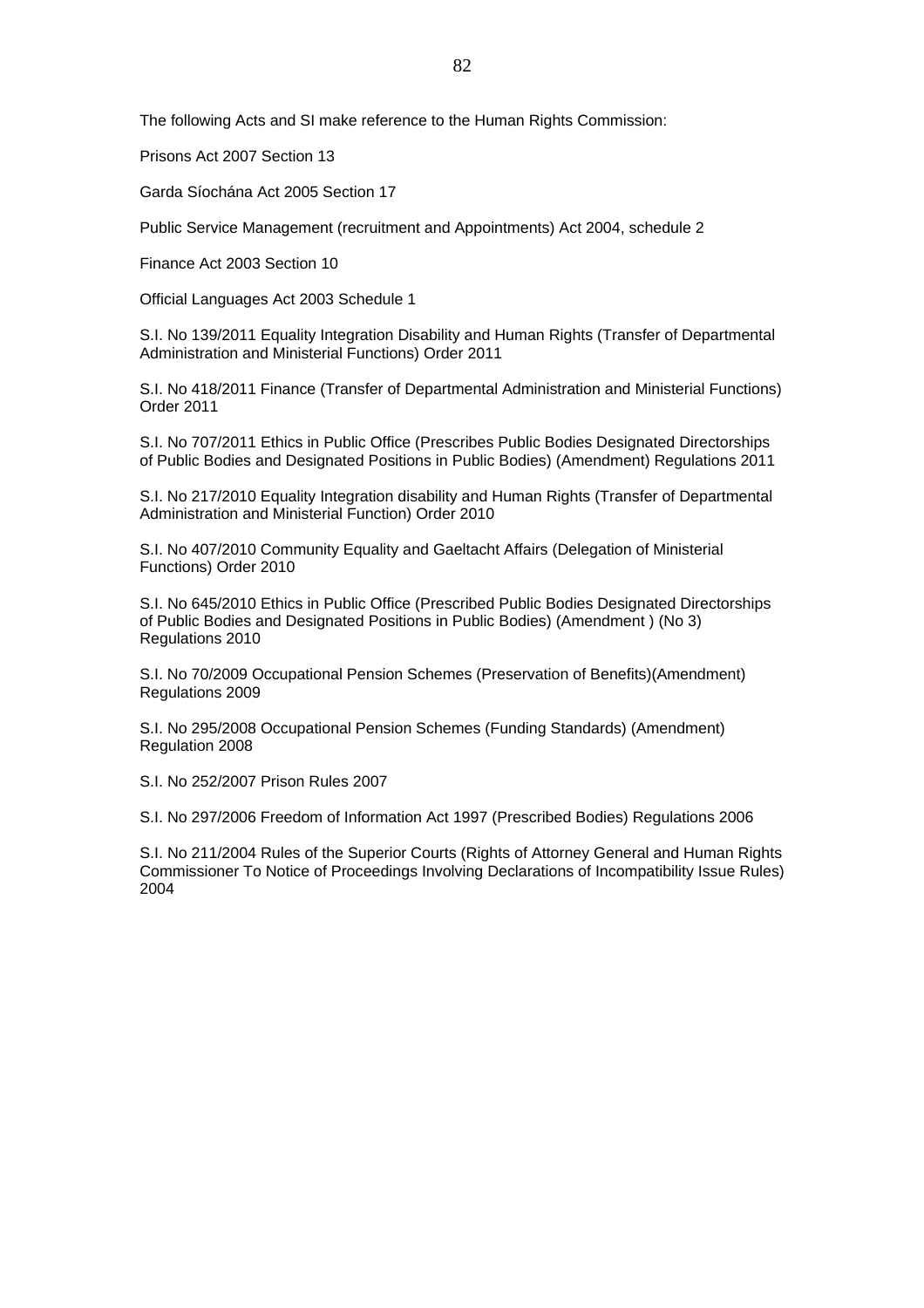The following Acts and SI make reference to the Human Rights Commission:

Prisons Act 2007 Section 13

Garda Síochána Act 2005 Section 17

Public Service Management (recruitment and Appointments) Act 2004, schedule 2

Finance Act 2003 Section 10

Official Languages Act 2003 Schedule 1

S.I. No 139/2011 Equality Integration Disability and Human Rights (Transfer of Departmental Administration and Ministerial Functions) Order 2011

S.I. No 418/2011 Finance (Transfer of Departmental Administration and Ministerial Functions) Order 2011

S.I. No 707/2011 Ethics in Public Office (Prescribes Public Bodies Designated Directorships of Public Bodies and Designated Positions in Public Bodies) (Amendment) Regulations 2011

S.I. No 217/2010 Equality Integration disability and Human Rights (Transfer of Departmental Administration and Ministerial Function) Order 2010

S.I. No 407/2010 Community Equality and Gaeltacht Affairs (Delegation of Ministerial Functions) Order 2010

S.I. No 645/2010 Ethics in Public Office (Prescribed Public Bodies Designated Directorships of Public Bodies and Designated Positions in Public Bodies) (Amendment ) (No 3) Regulations 2010

S.I. No 70/2009 Occupational Pension Schemes (Preservation of Benefits)(Amendment) Regulations 2009

S.I. No 295/2008 Occupational Pension Schemes (Funding Standards) (Amendment) Regulation 2008

S.I. No 252/2007 Prison Rules 2007

S.I. No 297/2006 Freedom of Information Act 1997 (Prescribed Bodies) Regulations 2006

S.I. No 211/2004 Rules of the Superior Courts (Rights of Attorney General and Human Rights Commissioner To Notice of Proceedings Involving Declarations of Incompatibility Issue Rules) 2004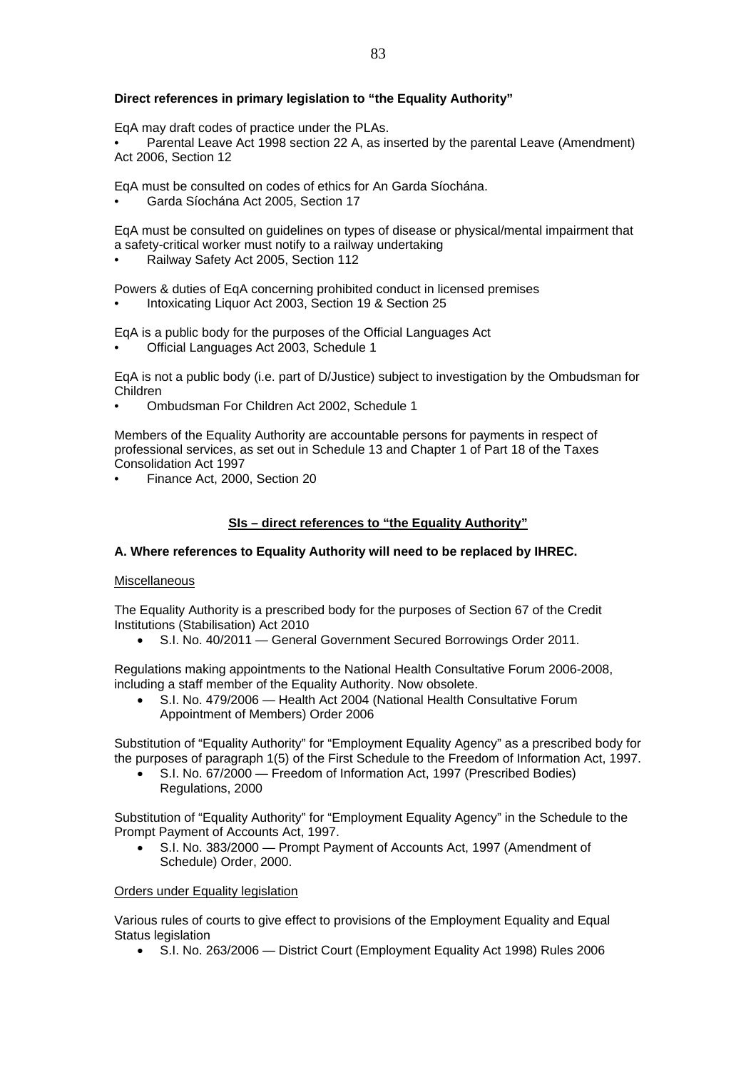**Direct references in primary legislation to "the Equality Authority"**

EqA may draft codes of practice under the PLAs.

- Parental Leave Act 1998 section 22 A, as inserted by the parental Leave (Amendment) Act 2006, Section 12

EqA must be consulted on codes of ethics for An Garda Síochána.

- Garda Síochána Act 2005, Section 17

EqA must be consulted on guidelines on types of disease or physical/mental impairment that a safety-critical worker must notify to a railway undertaking

- Railway Safety Act 2005, Section 112

Powers & duties of EqA concerning prohibited conduct in licensed premises

- Intoxicating Liquor Act 2003, Section 19 & Section 25

EqA is a public body for the purposes of the Official Languages Act

- Official Languages Act 2003, Schedule 1

EqA is not a public body (i.e. part of D/Justice) subject to investigation by the Ombudsman for Children

- Ombudsman For Children Act 2002, Schedule 1

Members of the Equality Authority are accountable persons for payments in respect of professional services, as set out in Schedule 13 and Chapter 1 of Part 18 of the Taxes Consolidation Act 1997

- Finance Act, 2000, Section 20

**<u>SIs – direct references to "the Equality Authority"</u>**

**A. Where references to Equality Authority will need to be replaced by IHREC.**

<u>Miscellaneous</u>

The Equality Authority is a prescribed body for the purposes of Section 67 of the Credit Institutions (Stabilisation) Act 2010

- S.I. No. 40/2011 — General Government Secured Borrowings Order 2011.

Regulations making appointments to the National Health Consultative Forum 2006-2008, including a staff member of the Equality Authority. Now obsolete.

- S.I. No. 479/2006 — Health Act 2004 (National Health Consultative Forum Appointment of Members) Order 2006

Substitution of "Equality Authority" for "Employment Equality Agency" as a prescribed body for the purposes of paragraph 1(5) of the First Schedule to the Freedom of Information Act, 1997.

- S.I. No. 67/2000 — Freedom of Information Act, 1997 (Prescribed Bodies) Regulations, 2000

Substitution of "Equality Authority" for "Employment Equality Agency" in the Schedule to the Prompt Payment of Accounts Act, 1997.

- S.I. No. 383/2000 — Prompt Payment of Accounts Act, 1997 (Amendment of Schedule) Order, 2000.

<u>Orders under Equality legislation</u>

Various rules of courts to give effect to provisions of the Employment Equality and Equal Status legislation

- S.I. No. 263/2006 — District Court (Employment Equality Act 1998) Rules 2006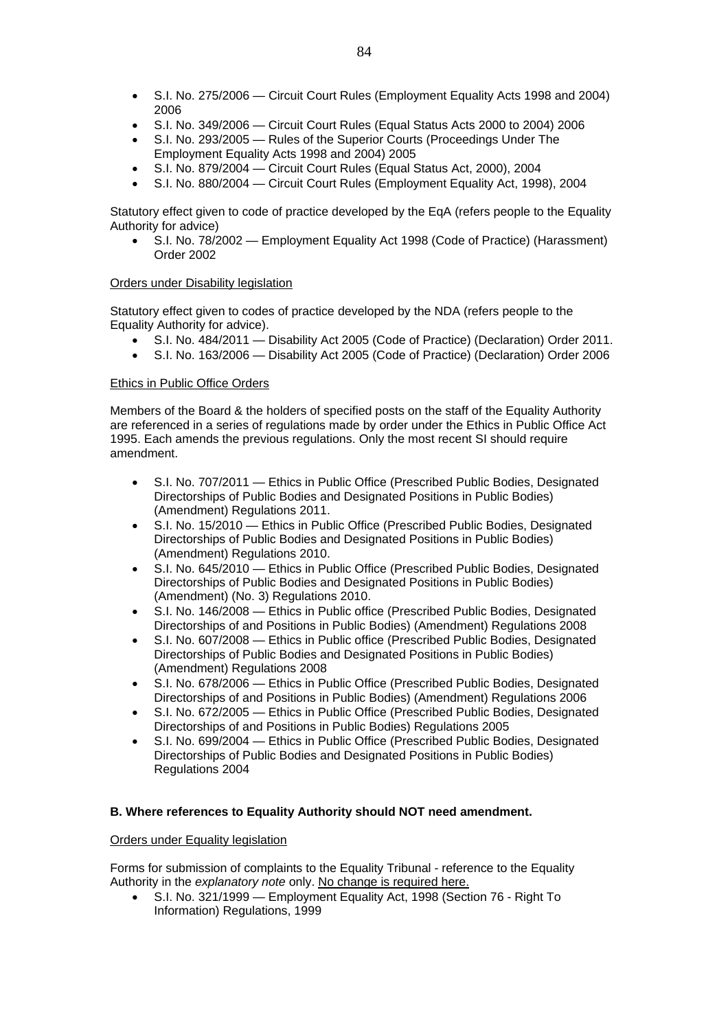- S.I. No. 275/2006 — Circuit Court Rules (Employment Equality Acts 1998 and 2004) 2006
- S.I. No. 349/2006 — Circuit Court Rules (Equal Status Acts 2000 to 2004) 2006
- S.I. No. 293/2005 — Rules of the Superior Courts (Proceedings Under The Employment Equality Acts 1998 and 2004) 2005
- S.I. No. 879/2004 — Circuit Court Rules (Equal Status Act, 2000), 2004
- S.I. No. 880/2004 — Circuit Court Rules (Employment Equality Act, 1998), 2004

Statutory effect given to code of practice developed by the EqA (refers people to the Equality Authority for advice)

- S.I. No. 78/2002 — Employment Equality Act 1998 (Code of Practice) (Harassment) Order 2002

<u>Orders under Disability legislation</u>

Statutory effect given to codes of practice developed by the NDA (refers people to the Equality Authority for advice).

- S.I. No. 484/2011 — Disability Act 2005 (Code of Practice) (Declaration) Order 2011.
- S.I. No. 163/2006 — Disability Act 2005 (Code of Practice) (Declaration) Order 2006

<u>Ethics in Public Office Orders</u>

Members of the Board & the holders of specified posts on the staff of the Equality Authority are referenced in a series of regulations made by order under the Ethics in Public Office Act 1995. Each amends the previous regulations. Only the most recent SI should require amendment.

- S.I. No. 707/2011 — Ethics in Public Office (Prescribed Public Bodies, Designated Directorships of Public Bodies and Designated Positions in Public Bodies) (Amendment) Regulations 2011.
- S.I. No. 15/2010 — Ethics in Public Office (Prescribed Public Bodies, Designated Directorships of Public Bodies and Designated Positions in Public Bodies) (Amendment) Regulations 2010.
- S.I. No. 645/2010 — Ethics in Public Office (Prescribed Public Bodies, Designated Directorships of Public Bodies and Designated Positions in Public Bodies) (Amendment) (No. 3) Regulations 2010.
- S.I. No. 146/2008 — Ethics in Public office (Prescribed Public Bodies, Designated Directorships of and Positions in Public Bodies) (Amendment) Regulations 2008
- S.I. No. 607/2008 — Ethics in Public office (Prescribed Public Bodies, Designated Directorships of Public Bodies and Designated Positions in Public Bodies) (Amendment) Regulations 2008
- S.I. No. 678/2006 — Ethics in Public Office (Prescribed Public Bodies, Designated Directorships of and Positions in Public Bodies) (Amendment) Regulations 2006
- S.I. No. 672/2005 — Ethics in Public Office (Prescribed Public Bodies, Designated Directorships of and Positions in Public Bodies) Regulations 2005
- S.I. No. 699/2004 — Ethics in Public Office (Prescribed Public Bodies, Designated Directorships of Public Bodies and Designated Positions in Public Bodies) Regulations 2004

**B. Where references to Equality Authority should NOT need amendment.**

<u>Orders under Equality legislation</u>

Forms for submission of complaints to the Equality Tribunal - reference to the Equality Authority in the *explanatory note* only. <u>No change is required here.</u>

- S.I. No. 321/1999 — Employment Equality Act, 1998 (Section 76 - Right To Information) Regulations, 1999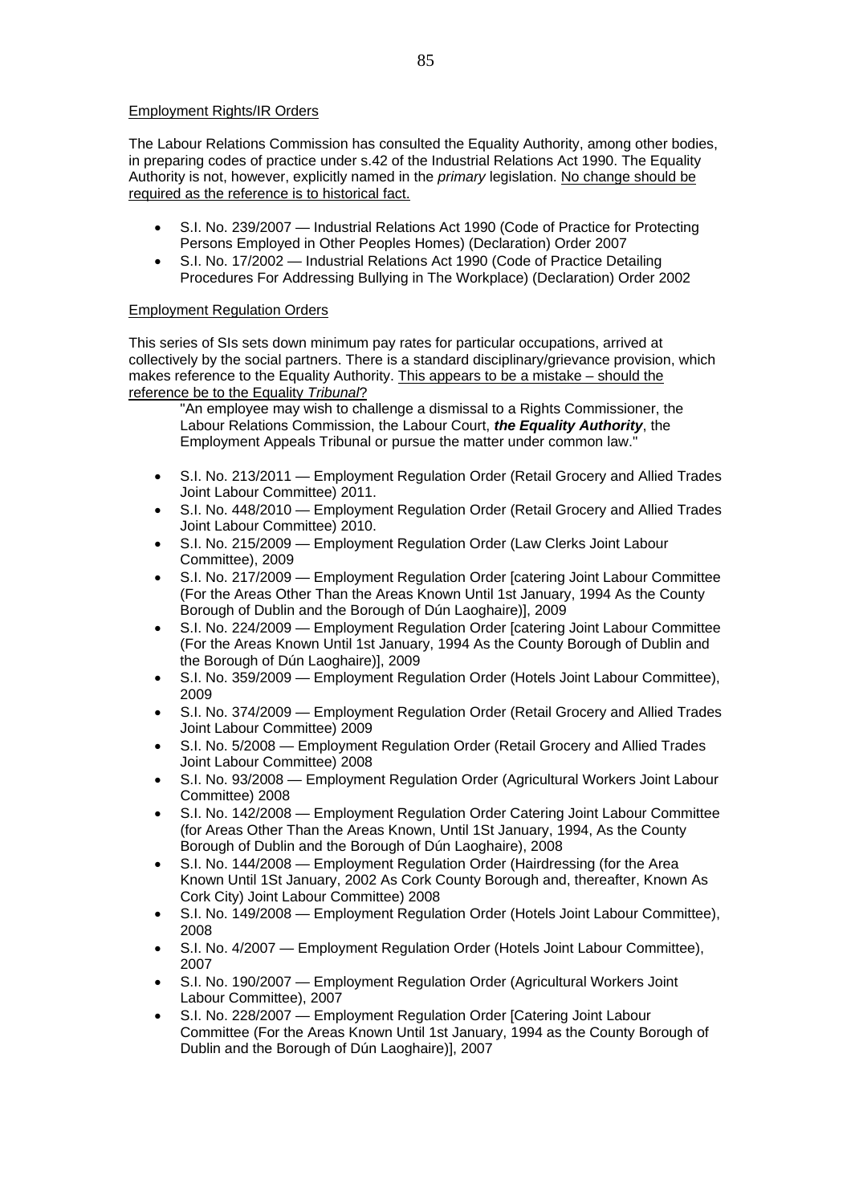Employment Rights/IR Orders

The Labour Relations Commission has consulted the Equality Authority, among other bodies, in preparing codes of practice under s.42 of the Industrial Relations Act 1990. The Equality Authority is not, however, explicitly named in the *primary* legislation. No change should be required as the reference is to historical fact.

- S.I. No. 239/2007 — Industrial Relations Act 1990 (Code of Practice for Protecting Persons Employed in Other Peoples Homes) (Declaration) Order 2007
- S.I. No. 17/2002 — Industrial Relations Act 1990 (Code of Practice Detailing Procedures For Addressing Bullying in The Workplace) (Declaration) Order 2002

Employment Regulation Orders

This series of SIs sets down minimum pay rates for particular occupations, arrived at collectively by the social partners. There is a standard disciplinary/grievance provision, which makes reference to the Equality Authority. This appears to be a mistake – should the reference be to the Equality *Tribunal*?

> "An employee may wish to challenge a dismissal to a Rights Commissioner, the Labour Relations Commission, the Labour Court, ***the Equality Authority***, the Employment Appeals Tribunal or pursue the matter under common law."

- S.I. No. 213/2011 — Employment Regulation Order (Retail Grocery and Allied Trades Joint Labour Committee) 2011.
- S.I. No. 448/2010 — Employment Regulation Order (Retail Grocery and Allied Trades Joint Labour Committee) 2010.
- S.I. No. 215/2009 — Employment Regulation Order (Law Clerks Joint Labour Committee), 2009
- S.I. No. 217/2009 — Employment Regulation Order [catering Joint Labour Committee (For the Areas Other Than the Areas Known Until 1st January, 1994 As the County Borough of Dublin and the Borough of Dún Laoghaire)], 2009
- S.I. No. 224/2009 — Employment Regulation Order [catering Joint Labour Committee (For the Areas Known Until 1st January, 1994 As the County Borough of Dublin and the Borough of Dún Laoghaire)], 2009
- S.I. No. 359/2009 — Employment Regulation Order (Hotels Joint Labour Committee), 2009
- S.I. No. 374/2009 — Employment Regulation Order (Retail Grocery and Allied Trades Joint Labour Committee) 2009
- S.I. No. 5/2008 — Employment Regulation Order (Retail Grocery and Allied Trades Joint Labour Committee) 2008
- S.I. No. 93/2008 — Employment Regulation Order (Agricultural Workers Joint Labour Committee) 2008
- S.I. No. 142/2008 — Employment Regulation Order Catering Joint Labour Committee (for Areas Other Than the Areas Known, Until 1St January, 1994, As the County Borough of Dublin and the Borough of Dún Laoghaire), 2008
- S.I. No. 144/2008 — Employment Regulation Order (Hairdressing (for the Area Known Until 1St January, 2002 As Cork County Borough and, thereafter, Known As Cork City) Joint Labour Committee) 2008
- S.I. No. 149/2008 — Employment Regulation Order (Hotels Joint Labour Committee), 2008
- S.I. No. 4/2007 — Employment Regulation Order (Hotels Joint Labour Committee), 2007
- S.I. No. 190/2007 — Employment Regulation Order (Agricultural Workers Joint Labour Committee), 2007
- S.I. No. 228/2007 — Employment Regulation Order [Catering Joint Labour Committee (For the Areas Known Until 1st January, 1994 as the County Borough of Dublin and the Borough of Dún Laoghaire)], 2007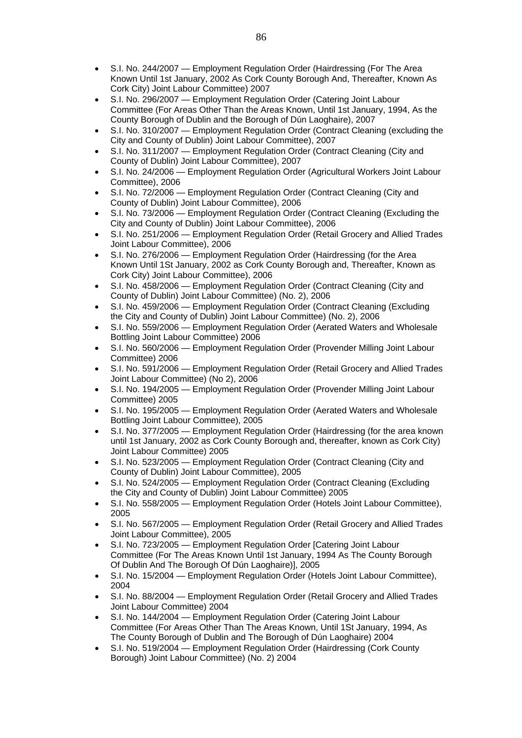- S.I. No. 244/2007 — Employment Regulation Order (Hairdressing (For The Area Known Until 1st January, 2002 As Cork County Borough And, Thereafter, Known As Cork City) Joint Labour Committee) 2007
- S.I. No. 296/2007 — Employment Regulation Order (Catering Joint Labour Committee (For Areas Other Than the Areas Known, Until 1st January, 1994, As the County Borough of Dublin and the Borough of Dún Laoghaire), 2007
- S.I. No. 310/2007 — Employment Regulation Order (Contract Cleaning (excluding the City and County of Dublin) Joint Labour Committee), 2007
- S.I. No. 311/2007 — Employment Regulation Order (Contract Cleaning (City and County of Dublin) Joint Labour Committee), 2007
- S.I. No. 24/2006 — Employment Regulation Order (Agricultural Workers Joint Labour Committee), 2006
- S.I. No. 72/2006 — Employment Regulation Order (Contract Cleaning (City and County of Dublin) Joint Labour Committee), 2006
- S.I. No. 73/2006 — Employment Regulation Order (Contract Cleaning (Excluding the City and County of Dublin) Joint Labour Committee), 2006
- S.I. No. 251/2006 — Employment Regulation Order (Retail Grocery and Allied Trades Joint Labour Committee), 2006
- S.I. No. 276/2006 — Employment Regulation Order (Hairdressing (for the Area Known Until 1St January, 2002 as Cork County Borough and, Thereafter, Known as Cork City) Joint Labour Committee), 2006
- S.I. No. 458/2006 — Employment Regulation Order (Contract Cleaning (City and County of Dublin) Joint Labour Committee) (No. 2), 2006
- S.I. No. 459/2006 — Employment Regulation Order (Contract Cleaning (Excluding the City and County of Dublin) Joint Labour Committee) (No. 2), 2006
- S.I. No. 559/2006 — Employment Regulation Order (Aerated Waters and Wholesale Bottling Joint Labour Committee) 2006
- S.I. No. 560/2006 — Employment Regulation Order (Provender Milling Joint Labour Committee) 2006
- S.I. No. 591/2006 — Employment Regulation Order (Retail Grocery and Allied Trades Joint Labour Committee) (No 2), 2006
- S.I. No. 194/2005 — Employment Regulation Order (Provender Milling Joint Labour Committee) 2005
- S.I. No. 195/2005 — Employment Regulation Order (Aerated Waters and Wholesale Bottling Joint Labour Committee), 2005
- S.I. No. 377/2005 — Employment Regulation Order (Hairdressing (for the area known until 1st January, 2002 as Cork County Borough and, thereafter, known as Cork City) Joint Labour Committee) 2005
- S.I. No. 523/2005 — Employment Regulation Order (Contract Cleaning (City and County of Dublin) Joint Labour Committee), 2005
- S.I. No. 524/2005 — Employment Regulation Order (Contract Cleaning (Excluding the City and County of Dublin) Joint Labour Committee) 2005
- S.I. No. 558/2005 — Employment Regulation Order (Hotels Joint Labour Committee), 2005
- S.I. No. 567/2005 — Employment Regulation Order (Retail Grocery and Allied Trades Joint Labour Committee), 2005
- S.I. No. 723/2005 — Employment Regulation Order [Catering Joint Labour Committee (For The Areas Known Until 1st January, 1994 As The County Borough Of Dublin And The Borough Of Dún Laoghaire)], 2005
- S.I. No. 15/2004 — Employment Regulation Order (Hotels Joint Labour Committee), 2004
- S.I. No. 88/2004 — Employment Regulation Order (Retail Grocery and Allied Trades Joint Labour Committee) 2004
- S.I. No. 144/2004 — Employment Regulation Order (Catering Joint Labour Committee (For Areas Other Than The Areas Known, Until 1St January, 1994, As The County Borough of Dublin and The Borough of Dún Laoghaire) 2004
- S.I. No. 519/2004 — Employment Regulation Order (Hairdressing (Cork County Borough) Joint Labour Committee) (No. 2) 2004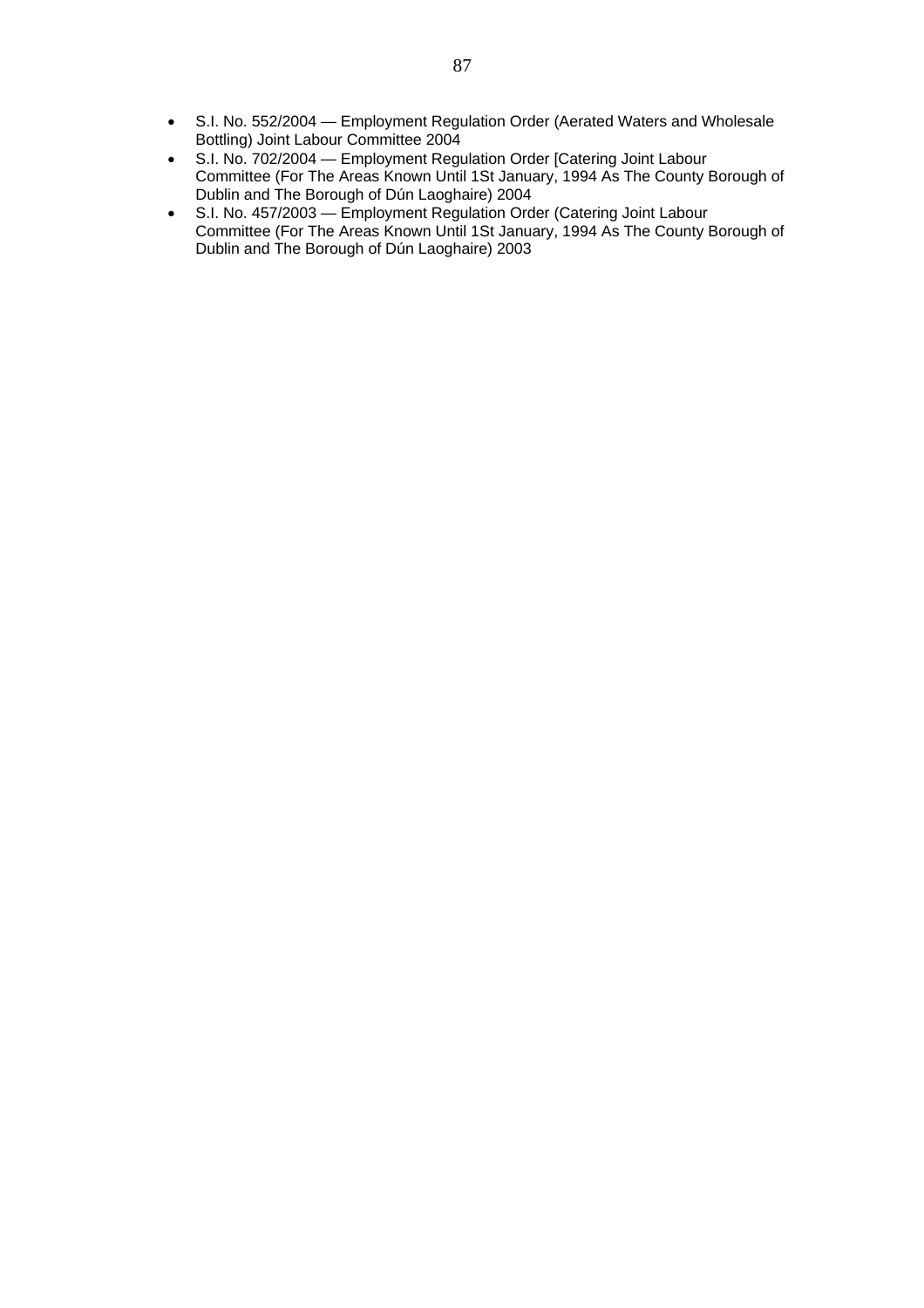- S.I. No. 552/2004 — Employment Regulation Order (Aerated Waters and Wholesale Bottling) Joint Labour Committee 2004
- S.I. No. 702/2004 — Employment Regulation Order [Catering Joint Labour Committee (For The Areas Known Until 1St January, 1994 As The County Borough of Dublin and The Borough of Dún Laoghaire) 2004
- S.I. No. 457/2003 — Employment Regulation Order (Catering Joint Labour Committee (For The Areas Known Until 1St January, 1994 As The County Borough of Dublin and The Borough of Dún Laoghaire) 2003